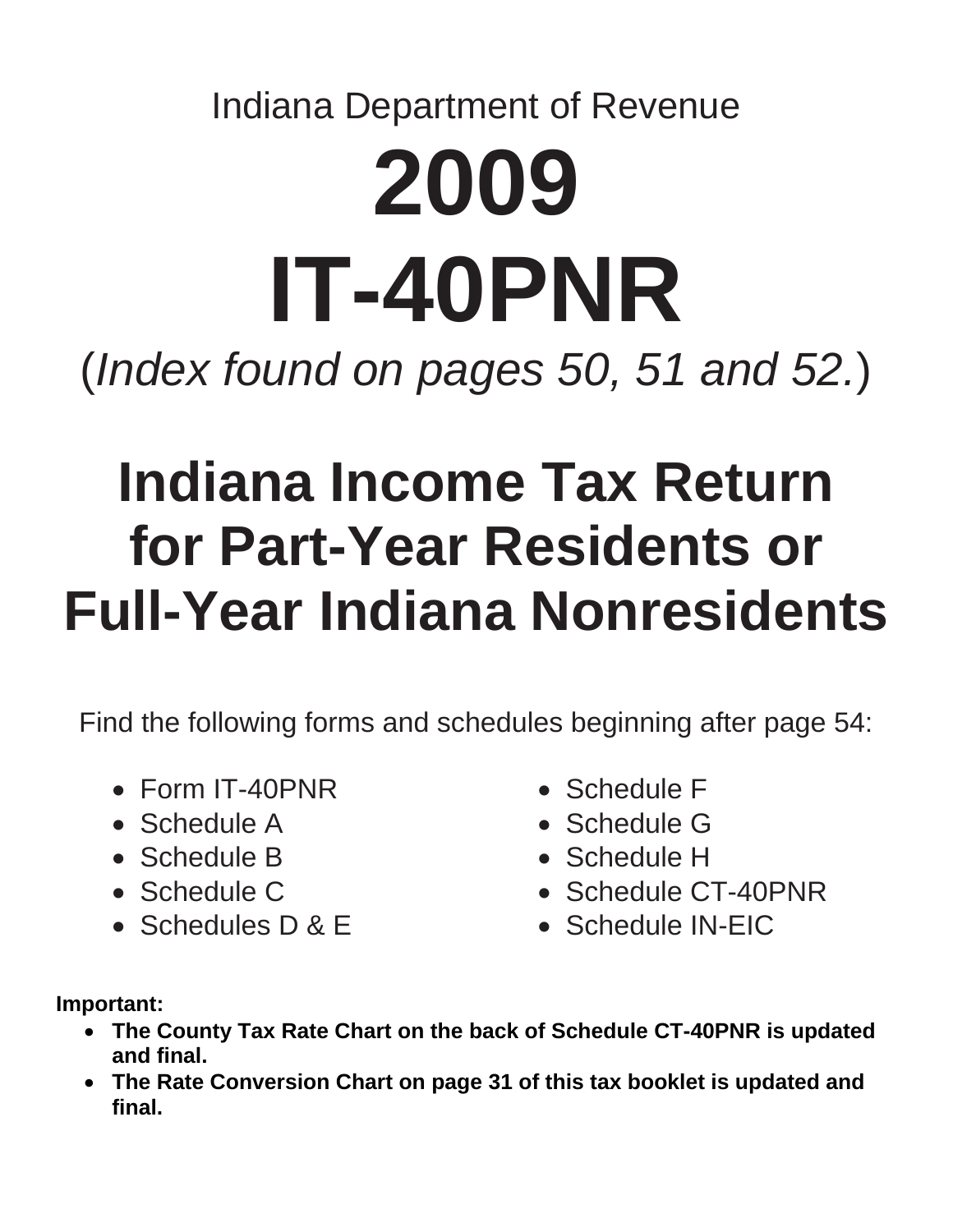Indiana Department of Revenue

# 2009

# IT-40PNR

(*Index found on pages 50, 51 and 52.*)

# Indiana Income Tax Return for Part-Year Residents or Full-Year Indiana Nonresidents

Find the following forms and schedules beginning after page 54:

- Form IT-40PNR
- Schedule A
- Schedule B
- Schedule C
- Schedules D & E
- Schedule F
- Schedule G
- Schedule H
- Schedule CT-40PNR
- Schedule IN-EIC

**Important:**

- **The County Tax Rate Chart on the back of Schedule CT-40PNR is updated and final.**
- **The Rate Conversion Chart on page 31 of this tax booklet is updated and final.**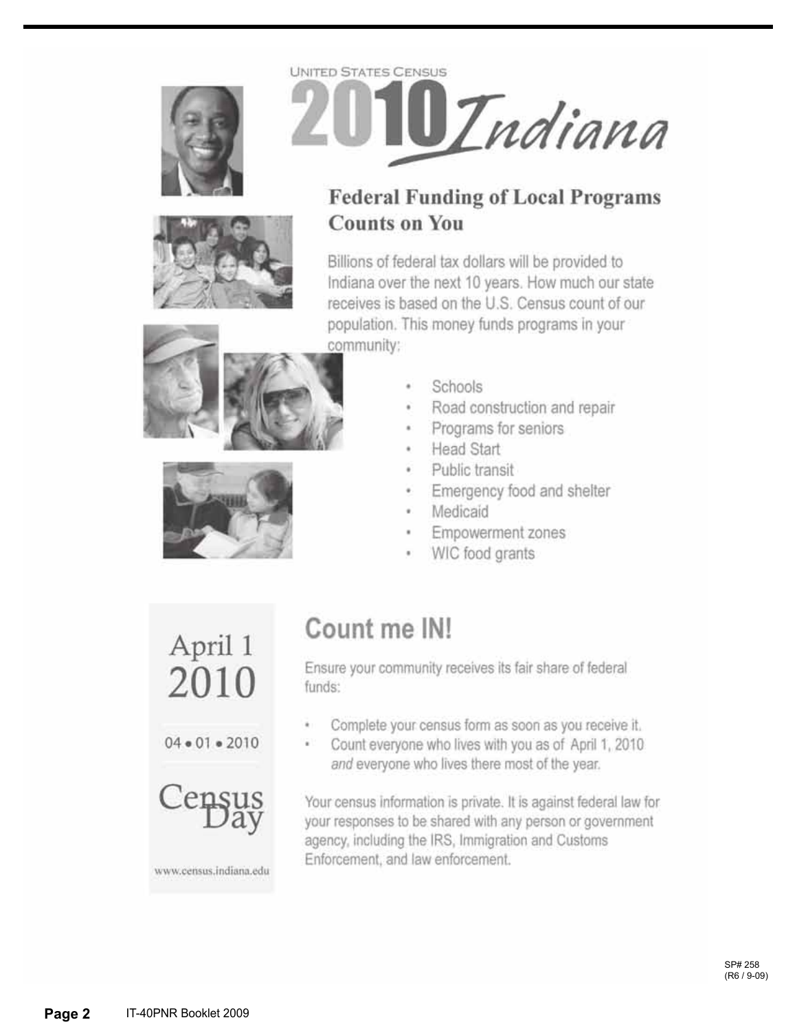UNITED STATES CENSUS

# 2010 Indiana

## Federal Funding of Local Programs Counts on You

Billions of federal tax dollars will be provided to Indiana over the next 10 years. How much our state receives is based on the U.S. Census count of our population. This money funds programs in your community:

- Schools
- Road construction and repair
- Programs for seniors
- Head Start
- Public transit
- Emergency food and shelter
- Medicaid
- Empowerment zones
- WIC food grants

April 1 2010

04 • 01 • 2010

Census Day

www.census.indiana.edu

## Count me IN!

Ensure your community receives its fair share of federal funds:

- Complete your census form as soon as you receive it.
- Count everyone who lives with you as of April 1, 2010 *and* everyone who lives there most of the year.

Your census information is private. It is against federal law for your responses to be shared with any person or government agency, including the IRS, Immigration and Customs Enforcement, and law enforcement.

SP# 258
(R6 / 9-09)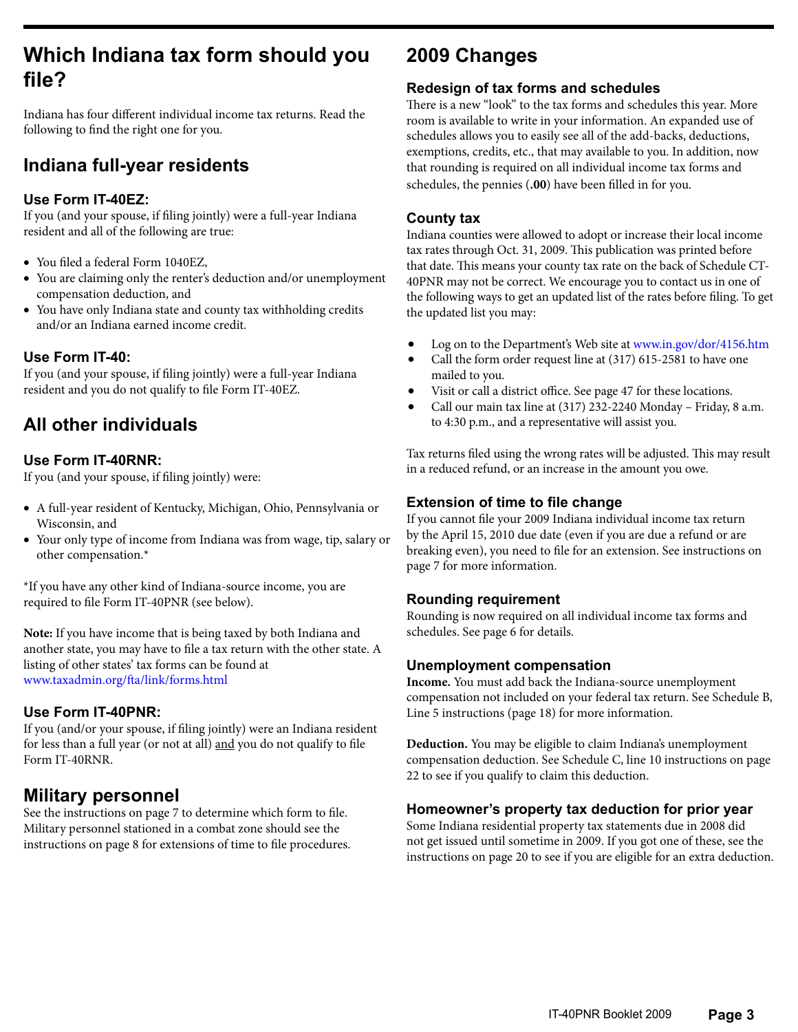# Which Indiana tax form should you file?

Indiana has four different individual income tax returns. Read the following to find the right one for you.

## Indiana full-year residents

### Use Form IT-40EZ:

If you (and your spouse, if filing jointly) were a full-year Indiana resident and all of the following are true:

- You filed a federal Form 1040EZ,
- You are claiming only the renter's deduction and/or unemployment compensation deduction, and
- You have only Indiana state and county tax withholding credits and/or an Indiana earned income credit.

### Use Form IT-40:

If you (and your spouse, if filing jointly) were a full-year Indiana resident and you do not qualify to file Form IT-40EZ.

## All other individuals

### Use Form IT-40RNR:

If you (and your spouse, if filing jointly) were:

- A full-year resident of Kentucky, Michigan, Ohio, Pennsylvania or Wisconsin, and
- Your only type of income from Indiana was from wage, tip, salary or other compensation.*

*If you have any other kind of Indiana-source income, you are required to file Form IT-40PNR (see below).

**Note:** If you have income that is being taxed by both Indiana and another state, you may have to file a tax return with the other state. A listing of other states' tax forms can be found at www.taxadmin.org/fta/link/forms.html

### Use Form IT-40PNR:

If you (and/or your spouse, if filing jointly) were an Indiana resident for less than a full year (or not at all) and you do not qualify to file Form IT-40RNR.

## Military personnel

See the instructions on page 7 to determine which form to file. Military personnel stationed in a combat zone should see the instructions on page 8 for extensions of time to file procedures.

# 2009 Changes

### Redesign of tax forms and schedules

There is a new "look" to the tax forms and schedules this year. More room is available to write in your information. An expanded use of schedules allows you to easily see all of the add-backs, deductions, exemptions, credits, etc., that may available to you. In addition, now that rounding is required on all individual income tax forms and schedules, the pennies (**.00**) have been filled in for you.

### County tax

Indiana counties were allowed to adopt or increase their local income tax rates through Oct. 31, 2009. This publication was printed before that date. This means your county tax rate on the back of Schedule CT-40PNR may not be correct. We encourage you to contact us in one of the following ways to get an updated list of the rates before filing. To get the updated list you may:

- Log on to the Department's Web site at www.in.gov/dor/4156.htm
- Call the form order request line at (317) 615-2581 to have one mailed to you.
- Visit or call a district office. See page 47 for these locations.
- Call our main tax line at (317) 232-2240 Monday – Friday, 8 a.m. to 4:30 p.m., and a representative will assist you.

Tax returns filed using the wrong rates will be adjusted. This may result in a reduced refund, or an increase in the amount you owe.

### Extension of time to file change

If you cannot file your 2009 Indiana individual income tax return by the April 15, 2010 due date (even if you are due a refund or are breaking even), you need to file for an extension. See instructions on page 7 for more information.

### Rounding requirement

Rounding is now required on all individual income tax forms and schedules. See page 6 for details.

### Unemployment compensation

**Income.** You must add back the Indiana-source unemployment compensation not included on your federal tax return. See Schedule B, Line 5 instructions (page 18) for more information.

**Deduction.** You may be eligible to claim Indiana's unemployment compensation deduction. See Schedule C, line 10 instructions on page 22 to see if you qualify to claim this deduction.

### Homeowner's property tax deduction for prior year

Some Indiana residential property tax statements due in 2008 did not get issued until sometime in 2009. If you got one of these, see the instructions on page 20 to see if you are eligible for an extra deduction.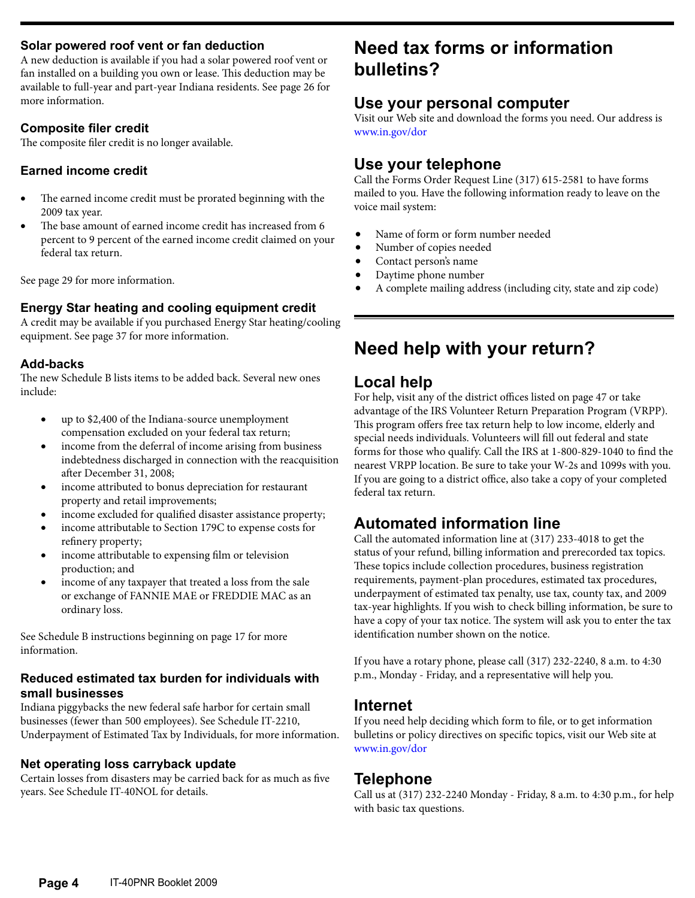### Solar powered roof vent or fan deduction

A new deduction is available if you had a solar powered roof vent or fan installed on a building you own or lease. This deduction may be available to full-year and part-year Indiana residents. See page 26 for more information.

### Composite filer credit

The composite filer credit is no longer available.

### Earned income credit

- The earned income credit must be prorated beginning with the 2009 tax year.
- The base amount of earned income credit has increased from 6 percent to 9 percent of the earned income credit claimed on your federal tax return.

See page 29 for more information.

### Energy Star heating and cooling equipment credit

A credit may be available if you purchased Energy Star heating/cooling equipment. See page 37 for more information.

### Add-backs

The new Schedule B lists items to be added back. Several new ones include:

- up to $2,400 of the Indiana-source unemployment compensation excluded on your federal tax return;
- income from the deferral of income arising from business indebtedness discharged in connection with the reacquisition after December 31, 2008;
- income attributed to bonus depreciation for restaurant property and retail improvements;
- income excluded for qualified disaster assistance property;
- income attributable to Section 179C to expense costs for refinery property;
- income attributable to expensing film or television production; and
- income of any taxpayer that treated a loss from the sale or exchange of FANNIE MAE or FREDDIE MAC as an ordinary loss.

See Schedule B instructions beginning on page 17 for more information.

### Reduced estimated tax burden for individuals with small businesses

Indiana piggybacks the new federal safe harbor for certain small businesses (fewer than 500 employees). See Schedule IT-2210, Underpayment of Estimated Tax by Individuals, for more information.

### Net operating loss carryback update

Certain losses from disasters may be carried back for as much as five years. See Schedule IT-40NOL for details.

# Need tax forms or information bulletins?

## Use your personal computer

Visit our Web site and download the forms you need. Our address is www.in.gov/dor

## Use your telephone

Call the Forms Order Request Line (317) 615-2581 to have forms mailed to you. Have the following information ready to leave on the voice mail system:

- Name of form or form number needed
- Number of copies needed
- Contact person's name
- Daytime phone number
- A complete mailing address (including city, state and zip code)

# Need help with your return?

## Local help

For help, visit any of the district offices listed on page 47 or take advantage of the IRS Volunteer Return Preparation Program (VRPP). This program offers free tax return help to low income, elderly and special needs individuals. Volunteers will fill out federal and state forms for those who qualify. Call the IRS at 1-800-829-1040 to find the nearest VRPP location. Be sure to take your W-2s and 1099s with you. If you are going to a district office, also take a copy of your completed federal tax return.

## Automated information line

Call the automated information line at (317) 233-4018 to get the status of your refund, billing information and prerecorded tax topics. These topics include collection procedures, business registration requirements, payment-plan procedures, estimated tax procedures, underpayment of estimated tax penalty, use tax, county tax, and 2009 tax-year highlights. If you wish to check billing information, be sure to have a copy of your tax notice. The system will ask you to enter the tax identification number shown on the notice.

If you have a rotary phone, please call (317) 232-2240, 8 a.m. to 4:30 p.m., Monday - Friday, and a representative will help you.

## Internet

If you need help deciding which form to file, or to get information bulletins or policy directives on specific topics, visit our Web site at www.in.gov/dor

## Telephone

Call us at (317) 232-2240 Monday - Friday, 8 a.m. to 4:30 p.m., for help with basic tax questions.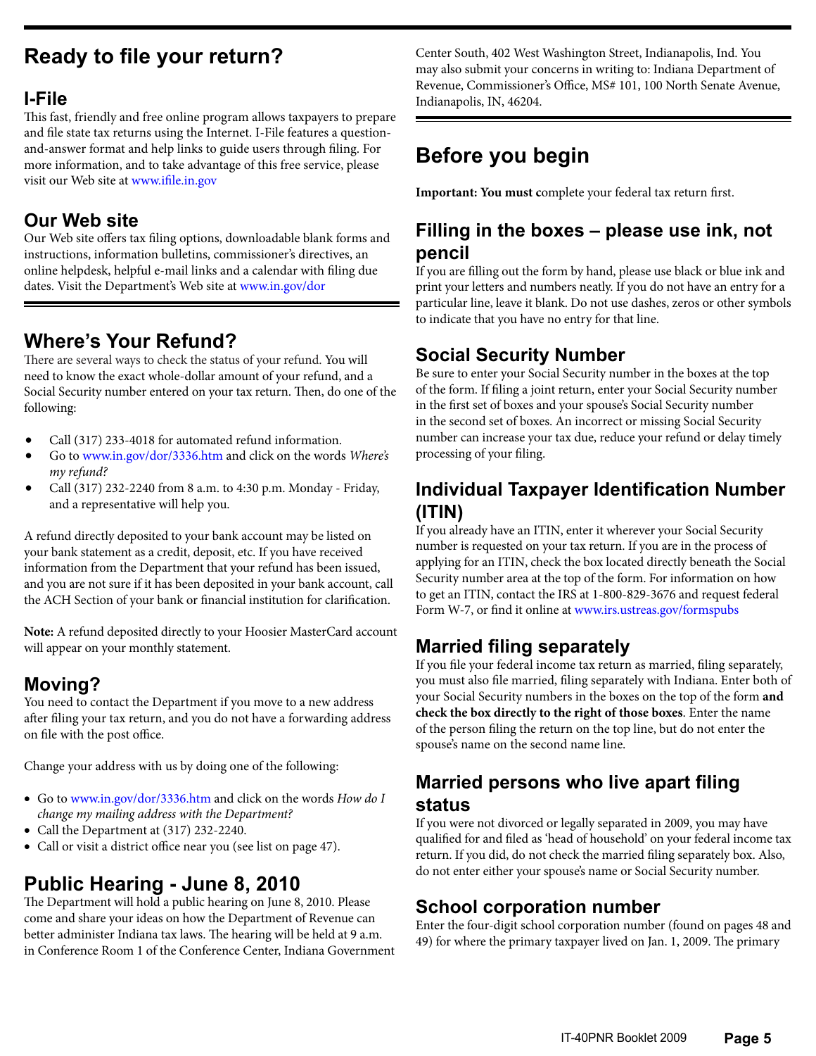## Ready to file your return?

### I-File

This fast, friendly and free online program allows taxpayers to prepare and file state tax returns using the Internet. I-File features a question-and-answer format and help links to guide users through filing. For more information, and to take advantage of this free service, please visit our Web site at www.ifile.in.gov

### Our Web site

Our Web site offers tax filing options, downloadable blank forms and instructions, information bulletins, commissioner's directives, an online helpdesk, helpful e-mail links and a calendar with filing due dates. Visit the Department's Web site at www.in.gov/dor

## Where's Your Refund?

There are several ways to check the status of your refund. You will need to know the exact whole-dollar amount of your refund, and a Social Security number entered on your tax return. Then, do one of the following:

- Call (317) 233-4018 for automated refund information.
- Go to www.in.gov/dor/3336.htm and click on the words *Where's my refund?*
- Call (317) 232-2240 from 8 a.m. to 4:30 p.m. Monday - Friday, and a representative will help you.

A refund directly deposited to your bank account may be listed on your bank statement as a credit, deposit, etc. If you have received information from the Department that your refund has been issued, and you are not sure if it has been deposited in your bank account, call the ACH Section of your bank or financial institution for clarification.

**Note:** A refund deposited directly to your Hoosier MasterCard account will appear on your monthly statement.

## Moving?

You need to contact the Department if you move to a new address after filing your tax return, and you do not have a forwarding address on file with the post office.

Change your address with us by doing one of the following:

- Go to www.in.gov/dor/3336.htm and click on the words *How do I change my mailing address with the Department?*
- Call the Department at (317) 232-2240.
- Call or visit a district office near you (see list on page 47).

## Public Hearing - June 8, 2010

The Department will hold a public hearing on June 8, 2010. Please come and share your ideas on how the Department of Revenue can better administer Indiana tax laws. The hearing will be held at 9 a.m. in Conference Room 1 of the Conference Center, Indiana Government Center South, 402 West Washington Street, Indianapolis, Ind. You may also submit your concerns in writing to: Indiana Department of Revenue, Commissioner's Office, MS# 101, 100 North Senate Avenue, Indianapolis, IN, 46204.

## Before you begin

**Important: You must c**omplete your federal tax return first.

### Filling in the boxes – please use ink, not pencil

If you are filling out the form by hand, please use black or blue ink and print your letters and numbers neatly. If you do not have an entry for a particular line, leave it blank. Do not use dashes, zeros or other symbols to indicate that you have no entry for that line.

### Social Security Number

Be sure to enter your Social Security number in the boxes at the top of the form. If filing a joint return, enter your Social Security number in the first set of boxes and your spouse's Social Security number in the second set of boxes. An incorrect or missing Social Security number can increase your tax due, reduce your refund or delay timely processing of your filing.

### Individual Taxpayer Identification Number (ITIN)

If you already have an ITIN, enter it wherever your Social Security number is requested on your tax return. If you are in the process of applying for an ITIN, check the box located directly beneath the Social Security number area at the top of the form. For information on how to get an ITIN, contact the IRS at 1-800-829-3676 and request federal Form W-7, or find it online at www.irs.ustreas.gov/formspubs

### Married filing separately

If you file your federal income tax return as married, filing separately, you must also file married, filing separately with Indiana. Enter both of your Social Security numbers in the boxes on the top of the form **and check the box directly to the right of those boxes**. Enter the name of the person filing the return on the top line, but do not enter the spouse's name on the second name line.

### Married persons who live apart filing status

If you were not divorced or legally separated in 2009, you may have qualified for and filed as 'head of household' on your federal income tax return. If you did, do not check the married filing separately box. Also, do not enter either your spouse's name or Social Security number.

### School corporation number

Enter the four-digit school corporation number (found on pages 48 and 49) for where the primary taxpayer lived on Jan. 1, 2009. The primary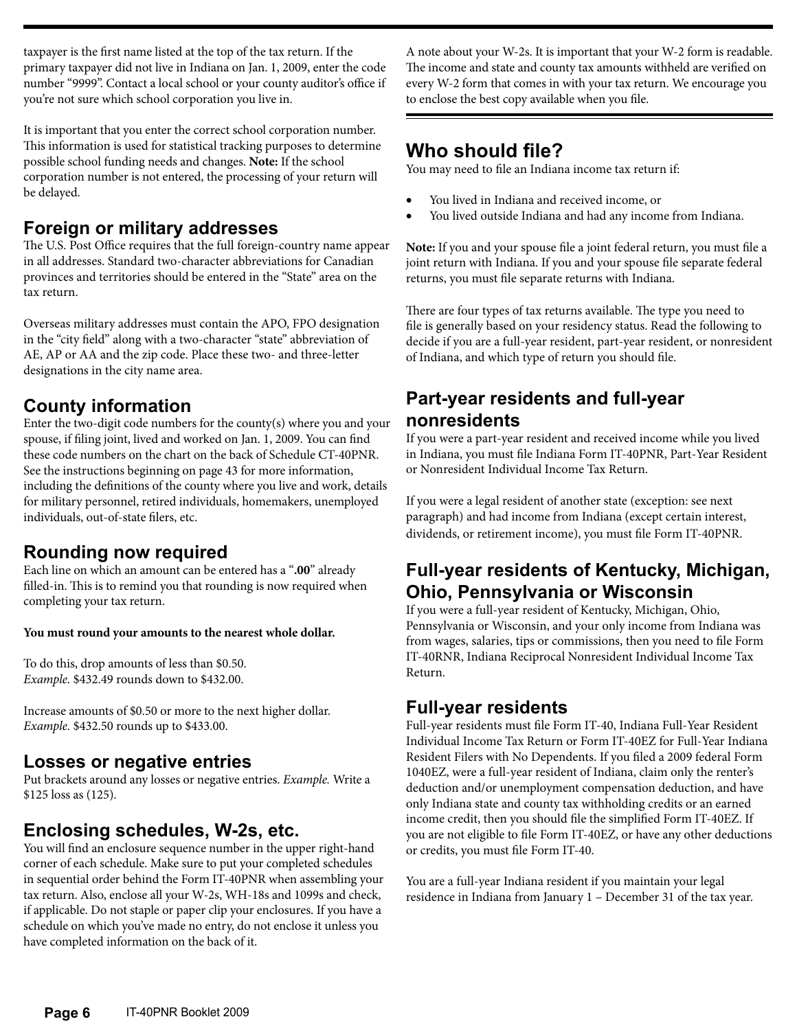taxpayer is the first name listed at the top of the tax return. If the primary taxpayer did not live in Indiana on Jan. 1, 2009, enter the code number "9999". Contact a local school or your county auditor's office if you're not sure which school corporation you live in.

It is important that you enter the correct school corporation number. This information is used for statistical tracking purposes to determine possible school funding needs and changes. **Note:** If the school corporation number is not entered, the processing of your return will be delayed.

## Foreign or military addresses

The U.S. Post Office requires that the full foreign-country name appear in all addresses. Standard two-character abbreviations for Canadian provinces and territories should be entered in the "State" area on the tax return.

Overseas military addresses must contain the APO, FPO designation in the "city field" along with a two-character "state" abbreviation of AE, AP or AA and the zip code. Place these two- and three-letter designations in the city name area.

## County information

Enter the two-digit code numbers for the county(s) where you and your spouse, if filing joint, lived and worked on Jan. 1, 2009. You can find these code numbers on the chart on the back of Schedule CT-40PNR. See the instructions beginning on page 43 for more information, including the definitions of the county where you live and work, details for military personnel, retired individuals, homemakers, unemployed individuals, out-of-state filers, etc.

## Rounding now required

Each line on which an amount can be entered has a "**.00**" already filled-in. This is to remind you that rounding is now required when completing your tax return.

**You must round your amounts to the nearest whole dollar.**

To do this, drop amounts of less than $0.50.
*Example.* $432.49 rounds down to $432.00.

Increase amounts of $0.50 or more to the next higher dollar.
*Example.* $432.50 rounds up to $433.00.

## Losses or negative entries

Put brackets around any losses or negative entries. *Example.* Write a $125 loss as (125).

## Enclosing schedules, W-2s, etc.

You will find an enclosure sequence number in the upper right-hand corner of each schedule. Make sure to put your completed schedules in sequential order behind the Form IT-40PNR when assembling your tax return. Also, enclose all your W-2s, WH-18s and 1099s and check, if applicable. Do not staple or paper clip your enclosures. If you have a schedule on which you've made no entry, do not enclose it unless you have completed information on the back of it.

A note about your W-2s. It is important that your W-2 form is readable. The income and state and county tax amounts withheld are verified on every W-2 form that comes in with your tax return. We encourage you to enclose the best copy available when you file.

# Who should file?

You may need to file an Indiana income tax return if:

- You lived in Indiana and received income, or
- You lived outside Indiana and had any income from Indiana.

**Note:** If you and your spouse file a joint federal return, you must file a joint return with Indiana. If you and your spouse file separate federal returns, you must file separate returns with Indiana.

There are four types of tax returns available. The type you need to file is generally based on your residency status. Read the following to decide if you are a full-year resident, part-year resident, or nonresident of Indiana, and which type of return you should file.

## Part-year residents and full-year nonresidents

If you were a part-year resident and received income while you lived in Indiana, you must file Indiana Form IT-40PNR, Part-Year Resident or Nonresident Individual Income Tax Return.

If you were a legal resident of another state (exception: see next paragraph) and had income from Indiana (except certain interest, dividends, or retirement income), you must file Form IT-40PNR.

## Full-year residents of Kentucky, Michigan, Ohio, Pennsylvania or Wisconsin

If you were a full-year resident of Kentucky, Michigan, Ohio, Pennsylvania or Wisconsin, and your only income from Indiana was from wages, salaries, tips or commissions, then you need to file Form IT-40RNR, Indiana Reciprocal Nonresident Individual Income Tax Return.

## Full-year residents

Full-year residents must file Form IT-40, Indiana Full-Year Resident Individual Income Tax Return or Form IT-40EZ for Full-Year Indiana Resident Filers with No Dependents. If you filed a 2009 federal Form 1040EZ, were a full-year resident of Indiana, claim only the renter's deduction and/or unemployment compensation deduction, and have only Indiana state and county tax withholding credits or an earned income credit, then you should file the simplified Form IT-40EZ. If you are not eligible to file Form IT-40EZ, or have any other deductions or credits, you must file Form IT-40.

You are a full-year Indiana resident if you maintain your legal residence in Indiana from January 1 – December 31 of the tax year.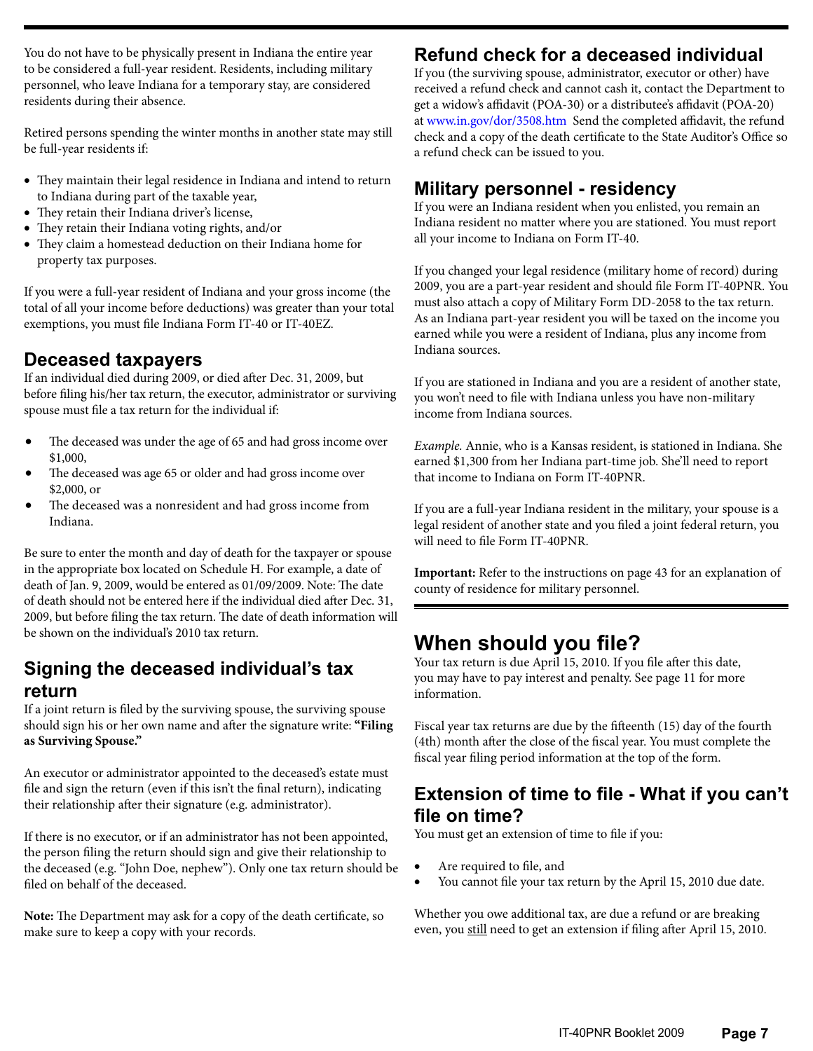You do not have to be physically present in Indiana the entire year to be considered a full-year resident. Residents, including military personnel, who leave Indiana for a temporary stay, are considered residents during their absence.

Retired persons spending the winter months in another state may still be full-year residents if:

- They maintain their legal residence in Indiana and intend to return to Indiana during part of the taxable year,
- They retain their Indiana driver's license,
- They retain their Indiana voting rights, and/or
- They claim a homestead deduction on their Indiana home for property tax purposes.

If you were a full-year resident of Indiana and your gross income (the total of all your income before deductions) was greater than your total exemptions, you must file Indiana Form IT-40 or IT-40EZ.

## Deceased taxpayers

If an individual died during 2009, or died after Dec. 31, 2009, but before filing his/her tax return, the executor, administrator or surviving spouse must file a tax return for the individual if:

- The deceased was under the age of 65 and had gross income over $1,000,
- The deceased was age 65 or older and had gross income over $2,000, or
- The deceased was a nonresident and had gross income from Indiana.

Be sure to enter the month and day of death for the taxpayer or spouse in the appropriate box located on Schedule H. For example, a date of death of Jan. 9, 2009, would be entered as 01/09/2009. Note: The date of death should not be entered here if the individual died after Dec. 31, 2009, but before filing the tax return. The date of death information will be shown on the individual's 2010 tax return.

## Signing the deceased individual's tax return

If a joint return is filed by the surviving spouse, the surviving spouse should sign his or her own name and after the signature write: **"Filing as Surviving Spouse."**

An executor or administrator appointed to the deceased's estate must file and sign the return (even if this isn't the final return), indicating their relationship after their signature (e.g. administrator).

If there is no executor, or if an administrator has not been appointed, the person filing the return should sign and give their relationship to the deceased (e.g. "John Doe, nephew"). Only one tax return should be filed on behalf of the deceased.

**Note:** The Department may ask for a copy of the death certificate, so make sure to keep a copy with your records.

## Refund check for a deceased individual

If you (the surviving spouse, administrator, executor or other) have received a refund check and cannot cash it, contact the Department to get a widow's affidavit (POA-30) or a distributee's affidavit (POA-20) at www.in.gov/dor/3508.htm Send the completed affidavit, the refund check and a copy of the death certificate to the State Auditor's Office so a refund check can be issued to you.

## Military personnel - residency

If you were an Indiana resident when you enlisted, you remain an Indiana resident no matter where you are stationed. You must report all your income to Indiana on Form IT-40.

If you changed your legal residence (military home of record) during 2009, you are a part-year resident and should file Form IT-40PNR. You must also attach a copy of Military Form DD-2058 to the tax return. As an Indiana part-year resident you will be taxed on the income you earned while you were a resident of Indiana, plus any income from Indiana sources.

If you are stationed in Indiana and you are a resident of another state, you won't need to file with Indiana unless you have non-military income from Indiana sources.

*Example.* Annie, who is a Kansas resident, is stationed in Indiana. She earned $1,300 from her Indiana part-time job. She'll need to report that income to Indiana on Form IT-40PNR.

If you are a full-year Indiana resident in the military, your spouse is a legal resident of another state and you filed a joint federal return, you will need to file Form IT-40PNR.

**Important:** Refer to the instructions on page 43 for an explanation of county of residence for military personnel.

# When should you file?

Your tax return is due April 15, 2010. If you file after this date, you may have to pay interest and penalty. See page 11 for more information.

Fiscal year tax returns are due by the fifteenth (15) day of the fourth (4th) month after the close of the fiscal year. You must complete the fiscal year filing period information at the top of the form.

## Extension of time to file - What if you can't file on time?

You must get an extension of time to file if you:

- Are required to file, and
- You cannot file your tax return by the April 15, 2010 due date.

Whether you owe additional tax, are due a refund or are breaking even, you <u>still</u> need to get an extension if filing after April 15, 2010.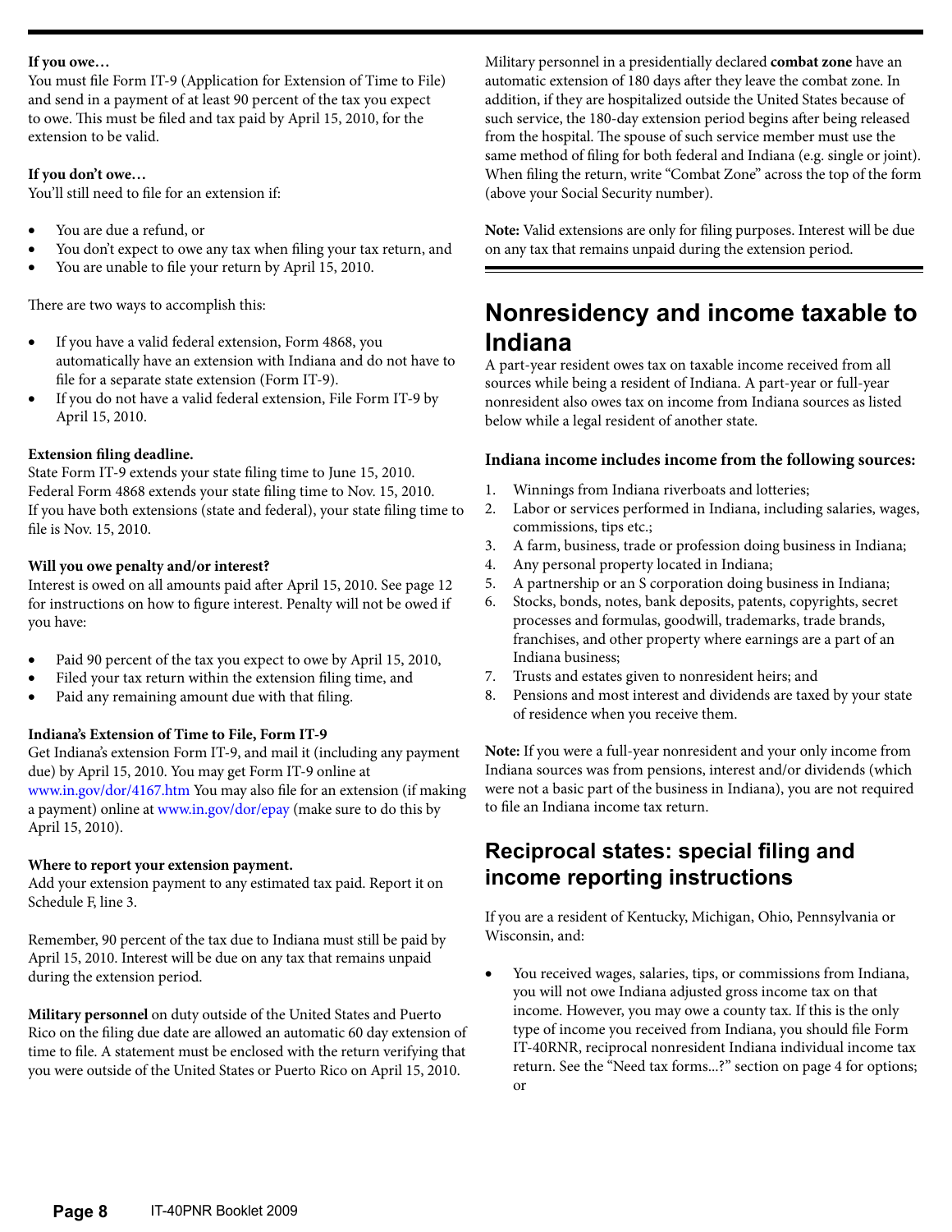**If you owe…**
You must file Form IT-9 (Application for Extension of Time to File) and send in a payment of at least 90 percent of the tax you expect to owe. This must be filed and tax paid by April 15, 2010, for the extension to be valid.

**If you don't owe…**
You'll still need to file for an extension if:

- You are due a refund, or
- You don't expect to owe any tax when filing your tax return, and
- You are unable to file your return by April 15, 2010.

There are two ways to accomplish this:

- If you have a valid federal extension, Form 4868, you automatically have an extension with Indiana and do not have to file for a separate state extension (Form IT-9).
- If you do not have a valid federal extension, File Form IT-9 by April 15, 2010.

**Extension filing deadline.**
State Form IT-9 extends your state filing time to June 15, 2010. Federal Form 4868 extends your state filing time to Nov. 15, 2010. If you have both extensions (state and federal), your state filing time to file is Nov. 15, 2010.

**Will you owe penalty and/or interest?**
Interest is owed on all amounts paid after April 15, 2010. See page 12 for instructions on how to figure interest. Penalty will not be owed if you have:

- Paid 90 percent of the tax you expect to owe by April 15, 2010,
- Filed your tax return within the extension filing time, and
- Paid any remaining amount due with that filing.

**Indiana's Extension of Time to File, Form IT-9**
Get Indiana's extension Form IT-9, and mail it (including any payment due) by April 15, 2010. You may get Form IT-9 online at www.in.gov/dor/4167.htm You may also file for an extension (if making a payment) online at www.in.gov/dor/epay (make sure to do this by April 15, 2010).

**Where to report your extension payment.**
Add your extension payment to any estimated tax paid. Report it on Schedule F, line 3.

Remember, 90 percent of the tax due to Indiana must still be paid by April 15, 2010. Interest will be due on any tax that remains unpaid during the extension period.

**Military personnel** on duty outside of the United States and Puerto Rico on the filing due date are allowed an automatic 60 day extension of time to file. A statement must be enclosed with the return verifying that you were outside of the United States or Puerto Rico on April 15, 2010.

Military personnel in a presidentially declared **combat zone** have an automatic extension of 180 days after they leave the combat zone. In addition, if they are hospitalized outside the United States because of such service, the 180-day extension period begins after being released from the hospital. The spouse of such service member must use the same method of filing for both federal and Indiana (e.g. single or joint). When filing the return, write "Combat Zone" across the top of the form (above your Social Security number).

**Note:** Valid extensions are only for filing purposes. Interest will be due on any tax that remains unpaid during the extension period.

## Nonresidency and income taxable to Indiana

A part-year resident owes tax on taxable income received from all sources while being a resident of Indiana. A part-year or full-year nonresident also owes tax on income from Indiana sources as listed below while a legal resident of another state.

**Indiana income includes income from the following sources:**

1. Winnings from Indiana riverboats and lotteries;
2. Labor or services performed in Indiana, including salaries, wages, commissions, tips etc.;
3. A farm, business, trade or profession doing business in Indiana;
4. Any personal property located in Indiana;
5. A partnership or an S corporation doing business in Indiana;
6. Stocks, bonds, notes, bank deposits, patents, copyrights, secret processes and formulas, goodwill, trademarks, trade brands, franchises, and other property where earnings are a part of an Indiana business;
7. Trusts and estates given to nonresident heirs; and
8. Pensions and most interest and dividends are taxed by your state of residence when you receive them.

**Note:** If you were a full-year nonresident and your only income from Indiana sources was from pensions, interest and/or dividends (which were not a basic part of the business in Indiana), you are not required to file an Indiana income tax return.

## Reciprocal states: special filing and income reporting instructions

If you are a resident of Kentucky, Michigan, Ohio, Pennsylvania or Wisconsin, and:

- You received wages, salaries, tips, or commissions from Indiana, you will not owe Indiana adjusted gross income tax on that income. However, you may owe a county tax. If this is the only type of income you received from Indiana, you should file Form IT-40RNR, reciprocal nonresident Indiana individual income tax return. See the "Need tax forms...?" section on page 4 for options; or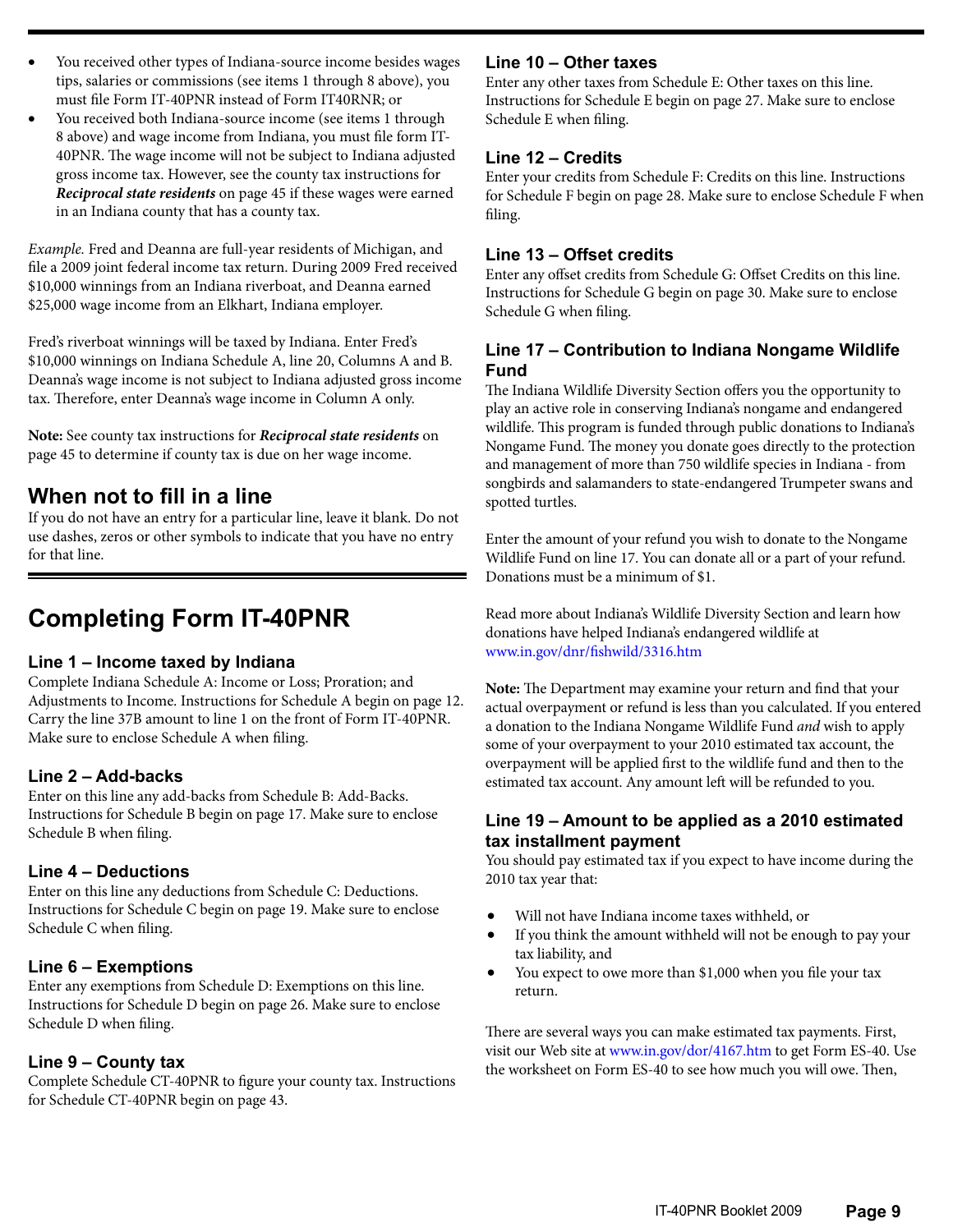- You received other types of Indiana-source income besides wages tips, salaries or commissions (see items 1 through 8 above), you must file Form IT-40PNR instead of Form IT40RNR; or
- You received both Indiana-source income (see items 1 through 8 above) and wage income from Indiana, you must file form IT-40PNR. The wage income will not be subject to Indiana adjusted gross income tax. However, see the county tax instructions for ***Reciprocal state residents*** on page 45 if these wages were earned in an Indiana county that has a county tax.

*Example.* Fred and Deanna are full-year residents of Michigan, and file a 2009 joint federal income tax return. During 2009 Fred received $10,000 winnings from an Indiana riverboat, and Deanna earned $25,000 wage income from an Elkhart, Indiana employer.

Fred's riverboat winnings will be taxed by Indiana. Enter Fred's $10,000 winnings on Indiana Schedule A, line 20, Columns A and B. Deanna's wage income is not subject to Indiana adjusted gross income tax. Therefore, enter Deanna's wage income in Column A only.

**Note:** See county tax instructions for ***Reciprocal state residents*** on page 45 to determine if county tax is due on her wage income.

## When not to fill in a line

If you do not have an entry for a particular line, leave it blank. Do not use dashes, zeros or other symbols to indicate that you have no entry for that line.

# Completing Form IT-40PNR

### Line 1 – Income taxed by Indiana

Complete Indiana Schedule A: Income or Loss; Proration; and Adjustments to Income. Instructions for Schedule A begin on page 12. Carry the line 37B amount to line 1 on the front of Form IT-40PNR. Make sure to enclose Schedule A when filing.

### Line 2 – Add-backs

Enter on this line any add-backs from Schedule B: Add-Backs. Instructions for Schedule B begin on page 17. Make sure to enclose Schedule B when filing.

### Line 4 – Deductions

Enter on this line any deductions from Schedule C: Deductions. Instructions for Schedule C begin on page 19. Make sure to enclose Schedule C when filing.

### Line 6 – Exemptions

Enter any exemptions from Schedule D: Exemptions on this line. Instructions for Schedule D begin on page 26. Make sure to enclose Schedule D when filing.

### Line 9 – County tax

Complete Schedule CT-40PNR to figure your county tax. Instructions for Schedule CT-40PNR begin on page 43.

### Line 10 – Other taxes

Enter any other taxes from Schedule E: Other taxes on this line. Instructions for Schedule E begin on page 27. Make sure to enclose Schedule E when filing.

### Line 12 – Credits

Enter your credits from Schedule F: Credits on this line. Instructions for Schedule F begin on page 28. Make sure to enclose Schedule F when filing.

### Line 13 – Offset credits

Enter any offset credits from Schedule G: Offset Credits on this line. Instructions for Schedule G begin on page 30. Make sure to enclose Schedule G when filing.

### Line 17 – Contribution to Indiana Nongame Wildlife Fund

The Indiana Wildlife Diversity Section offers you the opportunity to play an active role in conserving Indiana's nongame and endangered wildlife. This program is funded through public donations to Indiana's Nongame Fund. The money you donate goes directly to the protection and management of more than 750 wildlife species in Indiana - from songbirds and salamanders to state-endangered Trumpeter swans and spotted turtles.

Enter the amount of your refund you wish to donate to the Nongame Wildlife Fund on line 17. You can donate all or a part of your refund. Donations must be a minimum of $1.

Read more about Indiana's Wildlife Diversity Section and learn how donations have helped Indiana's endangered wildlife at www.in.gov/dnr/fishwild/3316.htm

**Note:** The Department may examine your return and find that your actual overpayment or refund is less than you calculated. If you entered a donation to the Indiana Nongame Wildlife Fund *and* wish to apply some of your overpayment to your 2010 estimated tax account, the overpayment will be applied first to the wildlife fund and then to the estimated tax account. Any amount left will be refunded to you.

### Line 19 – Amount to be applied as a 2010 estimated tax installment payment

You should pay estimated tax if you expect to have income during the 2010 tax year that:

- Will not have Indiana income taxes withheld, or
- If you think the amount withheld will not be enough to pay your tax liability, and
- You expect to owe more than $1,000 when you file your tax return.

There are several ways you can make estimated tax payments. First, visit our Web site at www.in.gov/dor/4167.htm to get Form ES-40. Use the worksheet on Form ES-40 to see how much you will owe. Then,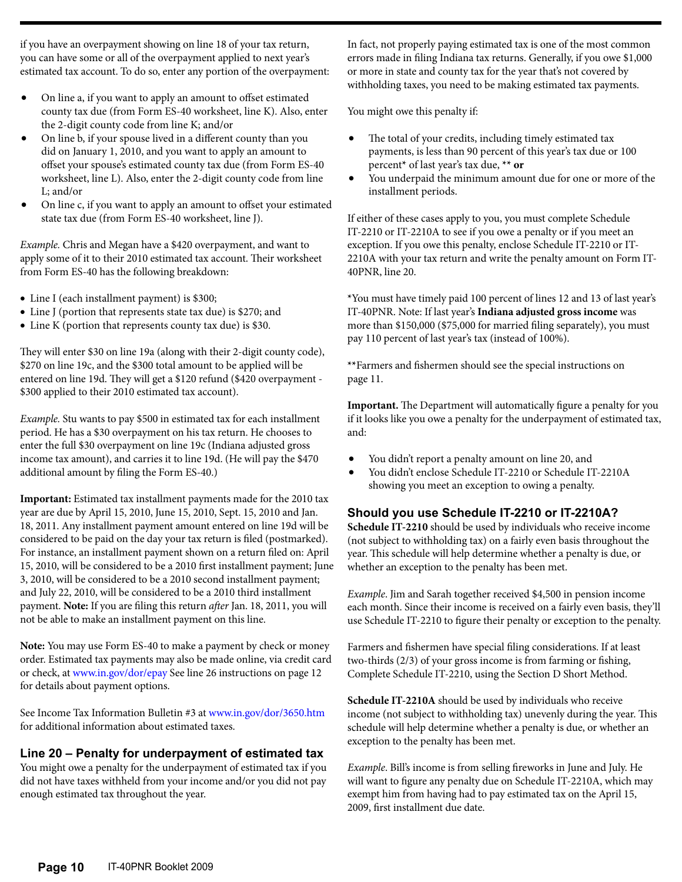if you have an overpayment showing on line 18 of your tax return, you can have some or all of the overpayment applied to next year's estimated tax account. To do so, enter any portion of the overpayment:

- On line a, if you want to apply an amount to offset estimated county tax due (from Form ES-40 worksheet, line K). Also, enter the 2-digit county code from line K; and/or
- On line b, if your spouse lived in a different county than you did on January 1, 2010, and you want to apply an amount to offset your spouse's estimated county tax due (from Form ES-40 worksheet, line L). Also, enter the 2-digit county code from line L; and/or
- On line c, if you want to apply an amount to offset your estimated state tax due (from Form ES-40 worksheet, line J).

*Example.* Chris and Megan have a $420 overpayment, and want to apply some of it to their 2010 estimated tax account. Their worksheet from Form ES-40 has the following breakdown:

- Line I (each installment payment) is $300;
- Line J (portion that represents state tax due) is $270; and
- Line K (portion that represents county tax due) is $30.

They will enter $30 on line 19a (along with their 2-digit county code), $270 on line 19c, and the $300 total amount to be applied will be entered on line 19d. They will get a $120 refund ($420 overpayment - $300 applied to their 2010 estimated tax account).

*Example.* Stu wants to pay $500 in estimated tax for each installment period. He has a $30 overpayment on his tax return. He chooses to enter the full $30 overpayment on line 19c (Indiana adjusted gross income tax amount), and carries it to line 19d. (He will pay the $470 additional amount by filing the Form ES-40.)

**Important:** Estimated tax installment payments made for the 2010 tax year are due by April 15, 2010, June 15, 2010, Sept. 15, 2010 and Jan. 18, 2011. Any installment payment amount entered on line 19d will be considered to be paid on the day your tax return is filed (postmarked). For instance, an installment payment shown on a return filed on: April 15, 2010, will be considered to be a 2010 first installment payment; June 3, 2010, will be considered to be a 2010 second installment payment; and July 22, 2010, will be considered to be a 2010 third installment payment. **Note:** If you are filing this return *after* Jan. 18, 2011, you will not be able to make an installment payment on this line.

**Note:** You may use Form ES-40 to make a payment by check or money order. Estimated tax payments may also be made online, via credit card or check, at www.in.gov/dor/epay See line 26 instructions on page 12 for details about payment options.

See Income Tax Information Bulletin #3 at www.in.gov/dor/3650.htm for additional information about estimated taxes.

## Line 20 – Penalty for underpayment of estimated tax

You might owe a penalty for the underpayment of estimated tax if you did not have taxes withheld from your income and/or you did not pay enough estimated tax throughout the year.

In fact, not properly paying estimated tax is one of the most common errors made in filing Indiana tax returns. Generally, if you owe $1,000 or more in state and county tax for the year that's not covered by withholding taxes, you need to be making estimated tax payments.

You might owe this penalty if:

- The total of your credits, including timely estimated tax payments, is less than 90 percent of this year's tax due or 100 percent* of last year's tax due, ** **or**
- You underpaid the minimum amount due for one or more of the installment periods.

If either of these cases apply to you, you must complete Schedule IT-2210 or IT-2210A to see if you owe a penalty or if you meet an exception. If you owe this penalty, enclose Schedule IT-2210 or IT-2210A with your tax return and write the penalty amount on Form IT-40PNR, line 20.

*You must have timely paid 100 percent of lines 12 and 13 of last year's IT-40PNR. Note: If last year's **Indiana adjusted gross income** was more than $150,000 ($75,000 for married filing separately), you must pay 110 percent of last year's tax (instead of 100%).

**Farmers and fishermen should see the special instructions on page 11.

**Important.** The Department will automatically figure a penalty for you if it looks like you owe a penalty for the underpayment of estimated tax, and:

- You didn't report a penalty amount on line 20, and
- You didn't enclose Schedule IT-2210 or Schedule IT-2210A showing you meet an exception to owing a penalty.

### Should you use Schedule IT-2210 or IT-2210A?

**Schedule IT-2210** should be used by individuals who receive income (not subject to withholding tax) on a fairly even basis throughout the year. This schedule will help determine whether a penalty is due, or whether an exception to the penalty has been met.

*Example.* Jim and Sarah together received $4,500 in pension income each month. Since their income is received on a fairly even basis, they'll use Schedule IT-2210 to figure their penalty or exception to the penalty.

Farmers and fishermen have special filing considerations. If at least two-thirds (2/3) of your gross income is from farming or fishing, Complete Schedule IT-2210, using the Section D Short Method.

**Schedule IT-2210A** should be used by individuals who receive income (not subject to withholding tax) unevenly during the year. This schedule will help determine whether a penalty is due, or whether an exception to the penalty has been met.

*Example.* Bill's income is from selling fireworks in June and July. He will want to figure any penalty due on Schedule IT-2210A, which may exempt him from having had to pay estimated tax on the April 15, 2009, first installment due date.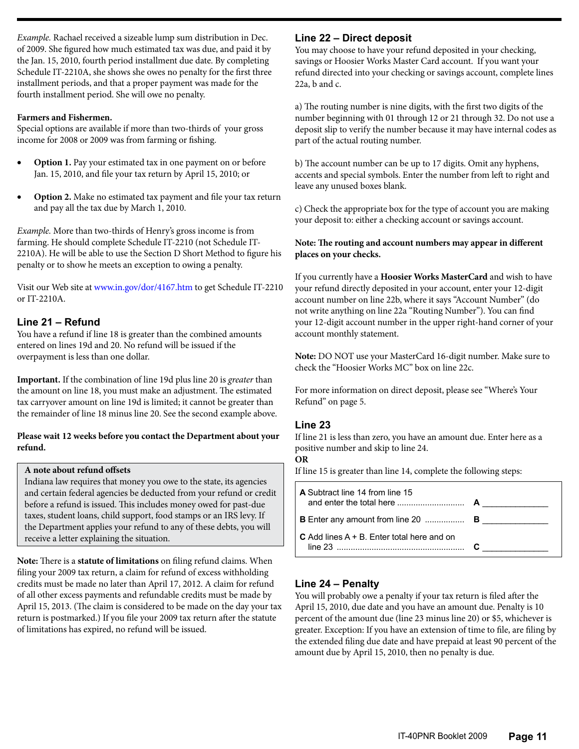*Example.* Rachael received a sizeable lump sum distribution in Dec. of 2009. She figured how much estimated tax was due, and paid it by the Jan. 15, 2010, fourth period installment due date. By completing Schedule IT-2210A, she shows she owes no penalty for the first three installment periods, and that a proper payment was made for the fourth installment period. She will owe no penalty.

**Farmers and Fishermen.**
Special options are available if more than two-thirds of your gross income for 2008 or 2009 was from farming or fishing.

- **Option 1.** Pay your estimated tax in one payment on or before Jan. 15, 2010, and file your tax return by April 15, 2010; or
- **Option 2.** Make no estimated tax payment and file your tax return and pay all the tax due by March 1, 2010.

*Example.* More than two-thirds of Henry's gross income is from farming. He should complete Schedule IT-2210 (not Schedule IT-2210A). He will be able to use the Section D Short Method to figure his penalty or to show he meets an exception to owing a penalty.

Visit our Web site at www.in.gov/dor/4167.htm to get Schedule IT-2210 or IT-2210A.

## Line 21 – Refund

You have a refund if line 18 is greater than the combined amounts entered on lines 19d and 20. No refund will be issued if the overpayment is less than one dollar.

**Important.** If the combination of line 19d plus line 20 is *greater* than the amount on line 18, you must make an adjustment. The estimated tax carryover amount on line 19d is limited; it cannot be greater than the remainder of line 18 minus line 20. See the second example above.

**Please wait 12 weeks before you contact the Department about your refund.**

> **A note about refund offsets**
> Indiana law requires that money you owe to the state, its agencies and certain federal agencies be deducted from your refund or credit before a refund is issued. This includes money owed for past-due taxes, student loans, child support, food stamps or an IRS levy. If the Department applies your refund to any of these debts, you will receive a letter explaining the situation.

**Note:** There is a **statute of limitations** on filing refund claims. When filing your 2009 tax return, a claim for refund of excess withholding credits must be made no later than April 17, 2012. A claim for refund of all other excess payments and refundable credits must be made by April 15, 2013. (The claim is considered to be made on the day your tax return is postmarked.) If you file your 2009 tax return after the statute of limitations has expired, no refund will be issued.

## Line 22 – Direct deposit

You may choose to have your refund deposited in your checking, savings or Hoosier Works Master Card account. If you want your refund directed into your checking or savings account, complete lines 22a, b and c.

a) The routing number is nine digits, with the first two digits of the number beginning with 01 through 12 or 21 through 32. Do not use a deposit slip to verify the number because it may have internal codes as part of the actual routing number.

b) The account number can be up to 17 digits. Omit any hyphens, accents and special symbols. Enter the number from left to right and leave any unused boxes blank.

c) Check the appropriate box for the type of account you are making your deposit to: either a checking account or savings account.

**Note: The routing and account numbers may appear in different places on your checks.**

If you currently have a **Hoosier Works MasterCard** and wish to have your refund directly deposited in your account, enter your 12-digit account number on line 22b, where it says "Account Number" (do not write anything on line 22a "Routing Number"). You can find your 12-digit account number in the upper right-hand corner of your account monthly statement.

**Note:** DO NOT use your MasterCard 16-digit number. Make sure to check the "Hoosier Works MC" box on line 22c.

For more information on direct deposit, please see "Where's Your Refund" on page 5.

## Line 23

If line 21 is less than zero, you have an amount due. Enter here as a positive number and skip to line 24.

**OR**

If line 15 is greater than line 14, complete the following steps:

| | | |
|---|---|---|
| **A** Subtract line 14 from line 15 and enter the total here ............................ | **A** | ______________ |
| **B** Enter any amount from line 20 ................ | **B** | ______________ |
| **C** Add lines A + B. Enter total here and on line 23 ...................................................... | **C** | ______________ |

## Line 24 – Penalty

You will probably owe a penalty if your tax return is filed after the April 15, 2010, due date and you have an amount due. Penalty is 10 percent of the amount due (line 23 minus line 20) or $5, whichever is greater. Exception: If you have an extension of time to file, are filing by the extended filing due date and have prepaid at least 90 percent of the amount due by April 15, 2010, then no penalty is due.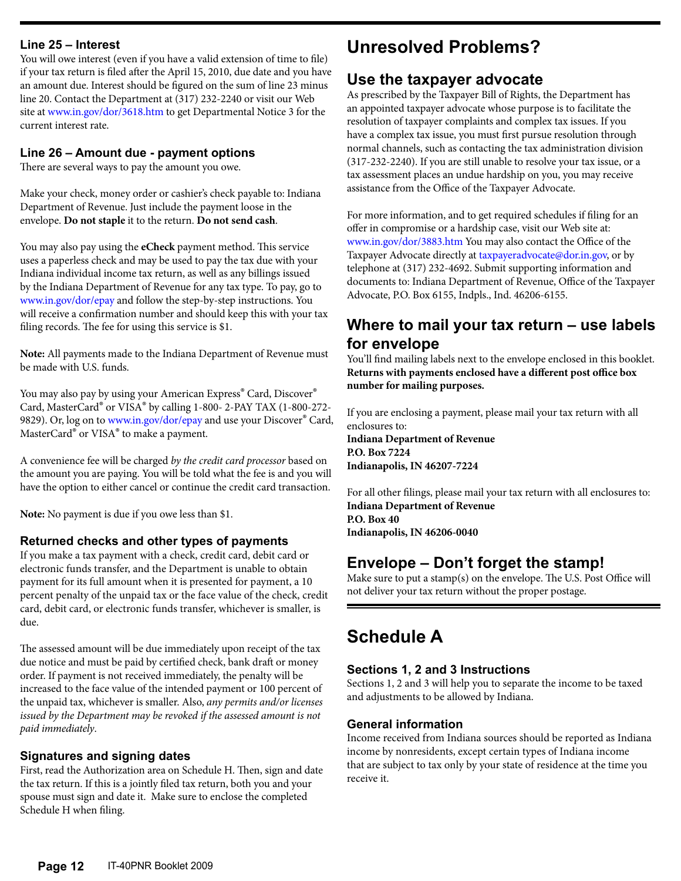### Line 25 – Interest

You will owe interest (even if you have a valid extension of time to file) if your tax return is filed after the April 15, 2010, due date and you have an amount due. Interest should be figured on the sum of line 23 minus line 20. Contact the Department at (317) 232-2240 or visit our Web site at www.in.gov/dor/3618.htm to get Departmental Notice 3 for the current interest rate.

### Line 26 – Amount due - payment options

There are several ways to pay the amount you owe.

Make your check, money order or cashier's check payable to: Indiana Department of Revenue. Just include the payment loose in the envelope. **Do not staple** it to the return. **Do not send cash**.

You may also pay using the **eCheck** payment method. This service uses a paperless check and may be used to pay the tax due with your Indiana individual income tax return, as well as any billings issued by the Indiana Department of Revenue for any tax type. To pay, go to www.in.gov/dor/epay and follow the step-by-step instructions. You will receive a confirmation number and should keep this with your tax filing records. The fee for using this service is $1.

**Note:** All payments made to the Indiana Department of Revenue must be made with U.S. funds.

You may also pay by using your American Express® Card, Discover® Card, MasterCard® or VISA® by calling 1-800- 2-PAY TAX (1-800-272-9829). Or, log on to www.in.gov/dor/epay and use your Discover® Card, MasterCard® or VISA® to make a payment.

A convenience fee will be charged *by the credit card processor* based on the amount you are paying. You will be told what the fee is and you will have the option to either cancel or continue the credit card transaction.

**Note:** No payment is due if you owe less than $1.

### Returned checks and other types of payments

If you make a tax payment with a check, credit card, debit card or electronic funds transfer, and the Department is unable to obtain payment for its full amount when it is presented for payment, a 10 percent penalty of the unpaid tax or the face value of the check, credit card, debit card, or electronic funds transfer, whichever is smaller, is due.

The assessed amount will be due immediately upon receipt of the tax due notice and must be paid by certified check, bank draft or money order. If payment is not received immediately, the penalty will be increased to the face value of the intended payment or 100 percent of the unpaid tax, whichever is smaller. Also, *any permits and/or licenses issued by the Department may be revoked if the assessed amount is not paid immediately*.

### Signatures and signing dates

First, read the Authorization area on Schedule H. Then, sign and date the tax return. If this is a jointly filed tax return, both you and your spouse must sign and date it. Make sure to enclose the completed Schedule H when filing.

# Unresolved Problems?

## Use the taxpayer advocate

As prescribed by the Taxpayer Bill of Rights, the Department has an appointed taxpayer advocate whose purpose is to facilitate the resolution of taxpayer complaints and complex tax issues. If you have a complex tax issue, you must first pursue resolution through normal channels, such as contacting the tax administration division (317-232-2240). If you are still unable to resolve your tax issue, or a tax assessment places an undue hardship on you, you may receive assistance from the Office of the Taxpayer Advocate.

For more information, and to get required schedules if filing for an offer in compromise or a hardship case, visit our Web site at: www.in.gov/dor/3883.htm You may also contact the Office of the Taxpayer Advocate directly at taxpayeradvocate@dor.in.gov, or by telephone at (317) 232-4692. Submit supporting information and documents to: Indiana Department of Revenue, Office of the Taxpayer Advocate, P.O. Box 6155, Indpls., Ind. 46206-6155.

## Where to mail your tax return – use labels for envelope

You'll find mailing labels next to the envelope enclosed in this booklet. **Returns with payments enclosed have a different post office box number for mailing purposes.**

If you are enclosing a payment, please mail your tax return with all enclosures to:
**Indiana Department of Revenue**
**P.O. Box 7224**
**Indianapolis, IN 46207-7224**

For all other filings, please mail your tax return with all enclosures to:
**Indiana Department of Revenue**
**P.O. Box 40**
**Indianapolis, IN 46206-0040**

## Envelope – Don't forget the stamp!

Make sure to put a stamp(s) on the envelope. The U.S. Post Office will not deliver your tax return without the proper postage.

# Schedule A

### Sections 1, 2 and 3 Instructions

Sections 1, 2 and 3 will help you to separate the income to be taxed and adjustments to be allowed by Indiana.

### General information

Income received from Indiana sources should be reported as Indiana income by nonresidents, except certain types of Indiana income that are subject to tax only by your state of residence at the time you receive it.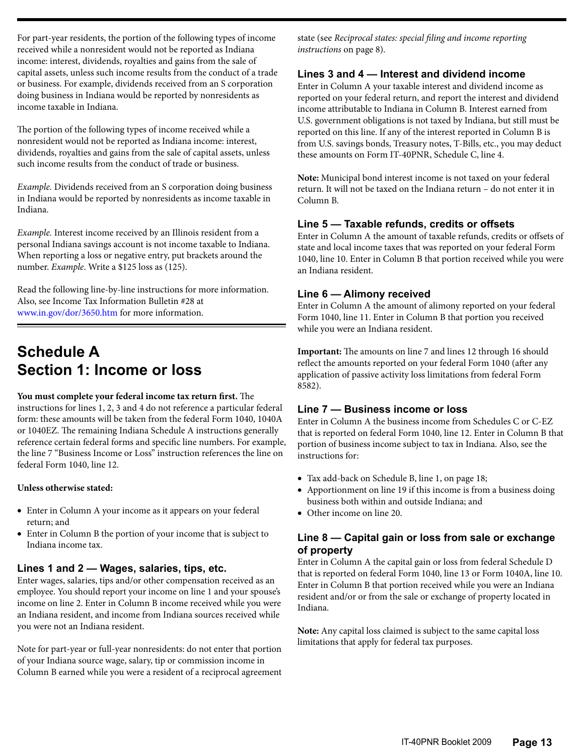For part-year residents, the portion of the following types of income received while a nonresident would not be reported as Indiana income: interest, dividends, royalties and gains from the sale of capital assets, unless such income results from the conduct of a trade or business. For example, dividends received from an S corporation doing business in Indiana would be reported by nonresidents as income taxable in Indiana.

The portion of the following types of income received while a nonresident would not be reported as Indiana income: interest, dividends, royalties and gains from the sale of capital assets, unless such income results from the conduct of trade or business.

*Example.* Dividends received from an S corporation doing business in Indiana would be reported by nonresidents as income taxable in Indiana.

*Example.* Interest income received by an Illinois resident from a personal Indiana savings account is not income taxable to Indiana. When reporting a loss or negative entry, put brackets around the number. *Example*. Write a $125 loss as (125).

Read the following line-by-line instructions for more information. Also, see Income Tax Information Bulletin #28 at www.in.gov/dor/3650.htm for more information.

# Schedule A
# Section 1: Income or loss

**You must complete your federal income tax return first.** The instructions for lines 1, 2, 3 and 4 do not reference a particular federal form: these amounts will be taken from the federal Form 1040, 1040A or 1040EZ. The remaining Indiana Schedule A instructions generally reference certain federal forms and specific line numbers. For example, the line 7 "Business Income or Loss" instruction references the line on federal Form 1040, line 12.

**Unless otherwise stated:**

- Enter in Column A your income as it appears on your federal return; and
- Enter in Column B the portion of your income that is subject to Indiana income tax.

### Lines 1 and 2 — Wages, salaries, tips, etc.

Enter wages, salaries, tips and/or other compensation received as an employee. You should report your income on line 1 and your spouse's income on line 2. Enter in Column B income received while you were an Indiana resident, and income from Indiana sources received while you were not an Indiana resident.

Note for part-year or full-year nonresidents: do not enter that portion of your Indiana source wage, salary, tip or commission income in Column B earned while you were a resident of a reciprocal agreement state (see *Reciprocal states: special filing and income reporting instructions* on page 8).

### Lines 3 and 4 — Interest and dividend income

Enter in Column A your taxable interest and dividend income as reported on your federal return, and report the interest and dividend income attributable to Indiana in Column B. Interest earned from U.S. government obligations is not taxed by Indiana, but still must be reported on this line. If any of the interest reported in Column B is from U.S. savings bonds, Treasury notes, T-Bills, etc., you may deduct these amounts on Form IT-40PNR, Schedule C, line 4.

**Note:** Municipal bond interest income is not taxed on your federal return. It will not be taxed on the Indiana return – do not enter it in Column B.

### Line 5 — Taxable refunds, credits or offsets

Enter in Column A the amount of taxable refunds, credits or offsets of state and local income taxes that was reported on your federal Form 1040, line 10. Enter in Column B that portion received while you were an Indiana resident.

### Line 6 — Alimony received

Enter in Column A the amount of alimony reported on your federal Form 1040, line 11. Enter in Column B that portion you received while you were an Indiana resident.

**Important:** The amounts on line 7 and lines 12 through 16 should reflect the amounts reported on your federal Form 1040 (after any application of passive activity loss limitations from federal Form 8582).

### Line 7 — Business income or loss

Enter in Column A the business income from Schedules C or C-EZ that is reported on federal Form 1040, line 12. Enter in Column B that portion of business income subject to tax in Indiana. Also, see the instructions for:

- Tax add-back on Schedule B, line 1, on page 18;
- Apportionment on line 19 if this income is from a business doing business both within and outside Indiana; and
- Other income on line 20.

### Line 8 — Capital gain or loss from sale or exchange of property

Enter in Column A the capital gain or loss from federal Schedule D that is reported on federal Form 1040, line 13 or Form 1040A, line 10. Enter in Column B that portion received while you were an Indiana resident and/or or from the sale or exchange of property located in Indiana.

**Note:** Any capital loss claimed is subject to the same capital loss limitations that apply for federal tax purposes.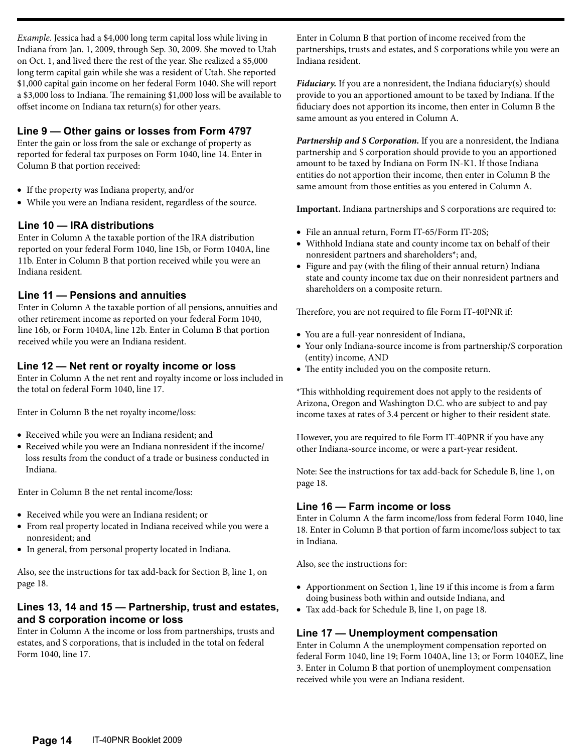*Example.* Jessica had a $4,000 long term capital loss while living in Indiana from Jan. 1, 2009, through Sep. 30, 2009. She moved to Utah on Oct. 1, and lived there the rest of the year. She realized a $5,000 long term capital gain while she was a resident of Utah. She reported $1,000 capital gain income on her federal Form 1040. She will report a $3,000 loss to Indiana. The remaining $1,000 loss will be available to offset income on Indiana tax return(s) for other years.

### Line 9 — Other gains or losses from Form 4797

Enter the gain or loss from the sale or exchange of property as reported for federal tax purposes on Form 1040, line 14. Enter in Column B that portion received:

- If the property was Indiana property, and/or
- While you were an Indiana resident, regardless of the source.

### Line 10 — IRA distributions

Enter in Column A the taxable portion of the IRA distribution reported on your federal Form 1040, line 15b, or Form 1040A, line 11b. Enter in Column B that portion received while you were an Indiana resident.

### Line 11 — Pensions and annuities

Enter in Column A the taxable portion of all pensions, annuities and other retirement income as reported on your federal Form 1040, line 16b, or Form 1040A, line 12b. Enter in Column B that portion received while you were an Indiana resident.

### Line 12 — Net rent or royalty income or loss

Enter in Column A the net rent and royalty income or loss included in the total on federal Form 1040, line 17.

Enter in Column B the net royalty income/loss:

- Received while you were an Indiana resident; and
- Received while you were an Indiana nonresident if the income/loss results from the conduct of a trade or business conducted in Indiana.

Enter in Column B the net rental income/loss:

- Received while you were an Indiana resident; or
- From real property located in Indiana received while you were a nonresident; and
- In general, from personal property located in Indiana.

Also, see the instructions for tax add-back for Section B, line 1, on page 18.

### Lines 13, 14 and 15 — Partnership, trust and estates, and S corporation income or loss

Enter in Column A the income or loss from partnerships, trusts and estates, and S corporations, that is included in the total on federal Form 1040, line 17.

Enter in Column B that portion of income received from the partnerships, trusts and estates, and S corporations while you were an Indiana resident.

***Fiduciary.*** If you are a nonresident, the Indiana fiduciary(s) should provide to you an apportioned amount to be taxed by Indiana. If the fiduciary does not apportion its income, then enter in Column B the same amount as you entered in Column A.

***Partnership and S Corporation.*** If you are a nonresident, the Indiana partnership and S corporation should provide to you an apportioned amount to be taxed by Indiana on Form IN-K1. If those Indiana entities do not apportion their income, then enter in Column B the same amount from those entities as you entered in Column A.

**Important.** Indiana partnerships and S corporations are required to:

- File an annual return, Form IT-65/Form IT-20S;
- Withhold Indiana state and county income tax on behalf of their nonresident partners and shareholders*; and,
- Figure and pay (with the filing of their annual return) Indiana state and county income tax due on their nonresident partners and shareholders on a composite return.

Therefore, you are not required to file Form IT-40PNR if:

- You are a full-year nonresident of Indiana,
- Your only Indiana-source income is from partnership/S corporation (entity) income, AND
- The entity included you on the composite return.

*This withholding requirement does not apply to the residents of Arizona, Oregon and Washington D.C. who are subject to and pay income taxes at rates of 3.4 percent or higher to their resident state.

However, you are required to file Form IT-40PNR if you have any other Indiana-source income, or were a part-year resident.

Note: See the instructions for tax add-back for Schedule B, line 1, on page 18.

### Line 16 — Farm income or loss

Enter in Column A the farm income/loss from federal Form 1040, line 18. Enter in Column B that portion of farm income/loss subject to tax in Indiana.

Also, see the instructions for:

- Apportionment on Section 1, line 19 if this income is from a farm doing business both within and outside Indiana, and
- Tax add-back for Schedule B, line 1, on page 18.

### Line 17 — Unemployment compensation

Enter in Column A the unemployment compensation reported on federal Form 1040, line 19; Form 1040A, line 13; or Form 1040EZ, line 3. Enter in Column B that portion of unemployment compensation received while you were an Indiana resident.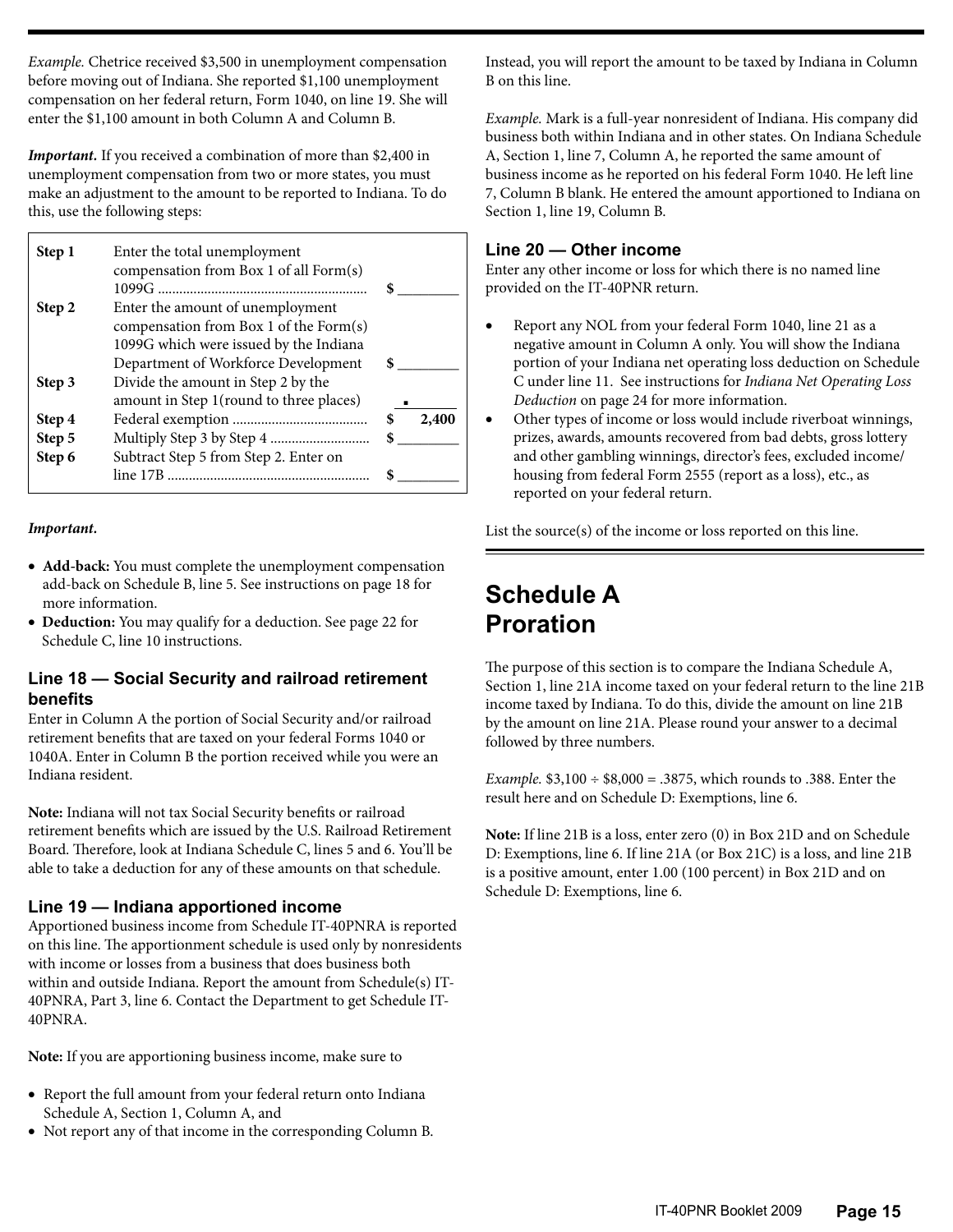*Example.* Chetrice received $3,500 in unemployment compensation before moving out of Indiana. She reported $1,100 unemployment compensation on her federal return, Form 1040, on line 19. She will enter the $1,100 amount in both Column A and Column B.

***Important.*** If you received a combination of more than $2,400 in unemployment compensation from two or more states, you must make an adjustment to the amount to be reported to Indiana. To do this, use the following steps:

| | | |
|---|---|---|
| **Step 1** | Enter the total unemployment compensation from Box 1 of all Form(s) 1099G .......................................................... | $ ________ |
| **Step 2** | Enter the amount of unemployment compensation from Box 1 of the Form(s) 1099G which were issued by the Indiana Department of Workforce Development | $ ________ |
| **Step 3** | Divide the amount in Step 2 by the amount in Step 1(round to three places) | ___.___ |
| **Step 4** | Federal exemption ...................................... | $ 2,400 |
| **Step 5** | Multiply Step 3 by Step 4 ............................ | $ ________ |
| **Step 6** | Subtract Step 5 from Step 2. Enter on line 17B ......................................................... | $ ________ |

***Important.***

- **Add-back:** You must complete the unemployment compensation add-back on Schedule B, line 5. See instructions on page 18 for more information.
- **Deduction:** You may qualify for a deduction. See page 22 for Schedule C, line 10 instructions.

### Line 18 — Social Security and railroad retirement benefits

Enter in Column A the portion of Social Security and/or railroad retirement benefits that are taxed on your federal Forms 1040 or 1040A. Enter in Column B the portion received while you were an Indiana resident.

**Note:** Indiana will not tax Social Security benefits or railroad retirement benefits which are issued by the U.S. Railroad Retirement Board. Therefore, look at Indiana Schedule C, lines 5 and 6. You'll be able to take a deduction for any of these amounts on that schedule.

### Line 19 — Indiana apportioned income

Apportioned business income from Schedule IT-40PNRA is reported on this line. The apportionment schedule is used only by nonresidents with income or losses from a business that does business both within and outside Indiana. Report the amount from Schedule(s) IT-40PNRA, Part 3, line 6. Contact the Department to get Schedule IT-40PNRA.

**Note:** If you are apportioning business income, make sure to

- Report the full amount from your federal return onto Indiana Schedule A, Section 1, Column A, and
- Not report any of that income in the corresponding Column B.

Instead, you will report the amount to be taxed by Indiana in Column B on this line.

*Example.* Mark is a full-year nonresident of Indiana. His company did business both within Indiana and in other states. On Indiana Schedule A, Section 1, line 7, Column A, he reported the same amount of business income as he reported on his federal Form 1040. He left line 7, Column B blank. He entered the amount apportioned to Indiana on Section 1, line 19, Column B.

### Line 20 — Other income

Enter any other income or loss for which there is no named line provided on the IT-40PNR return.

- Report any NOL from your federal Form 1040, line 21 as a negative amount in Column A only. You will show the Indiana portion of your Indiana net operating loss deduction on Schedule C under line 11. See instructions for *Indiana Net Operating Loss Deduction* on page 24 for more information.
- Other types of income or loss would include riverboat winnings, prizes, awards, amounts recovered from bad debts, gross lottery and other gambling winnings, director's fees, excluded income/housing from federal Form 2555 (report as a loss), etc., as reported on your federal return.

List the source(s) of the income or loss reported on this line.

## Schedule A Proration

The purpose of this section is to compare the Indiana Schedule A, Section 1, line 21A income taxed on your federal return to the line 21B income taxed by Indiana. To do this, divide the amount on line 21B by the amount on line 21A. Please round your answer to a decimal followed by three numbers.

*Example.* $3,100 ÷ $8,000 = .3875, which rounds to .388. Enter the result here and on Schedule D: Exemptions, line 6.

**Note:** If line 21B is a loss, enter zero (0) in Box 21D and on Schedule D: Exemptions, line 6. If line 21A (or Box 21C) is a loss, and line 21B is a positive amount, enter 1.00 (100 percent) in Box 21D and on Schedule D: Exemptions, line 6.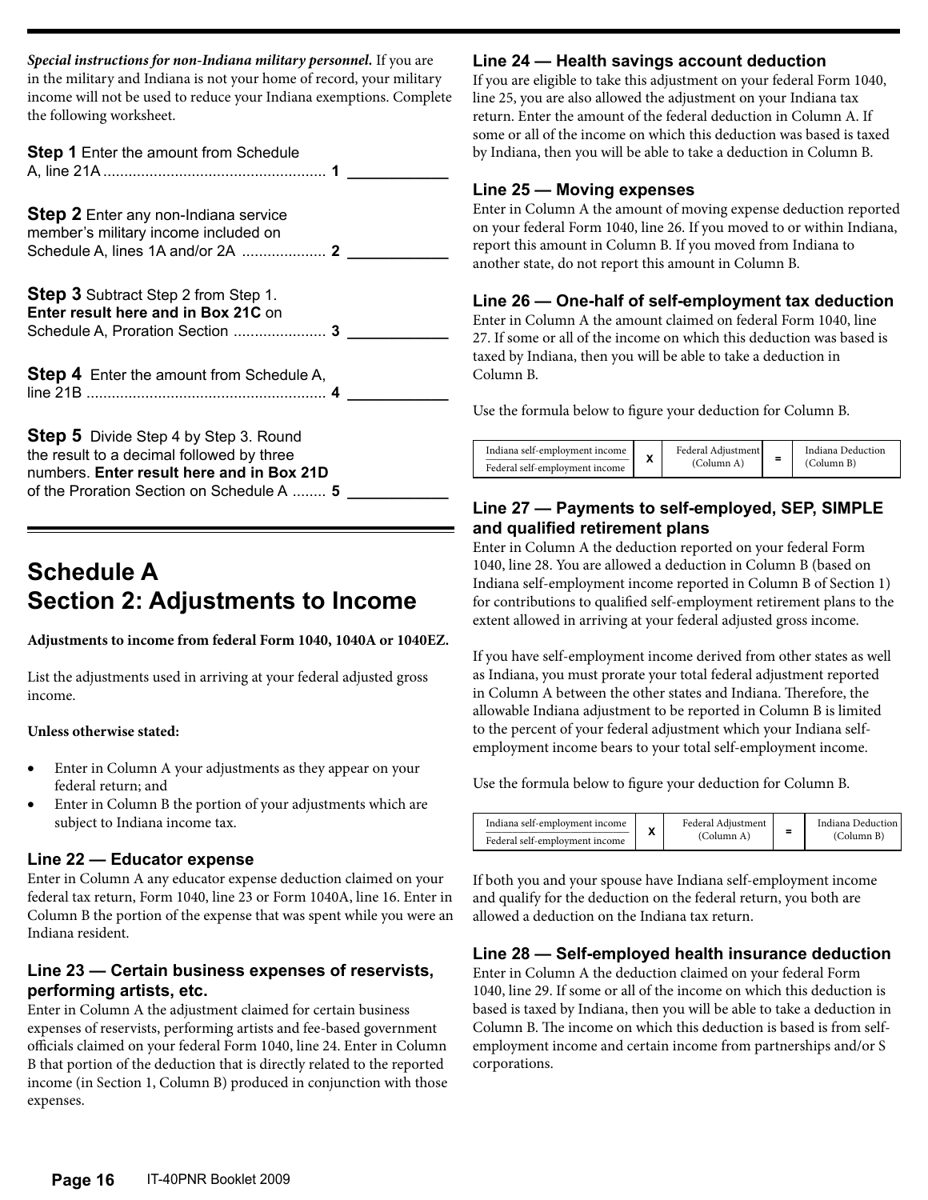***Special instructions for non-Indiana military personnel.*** If you are in the military and Indiana is not your home of record, your military income will not be used to reduce your Indiana exemptions. Complete the following worksheet.

**Step 1** Enter the amount from Schedule A, line 21A ..................................................... **1** ____________

**Step 2** Enter any non-Indiana service member's military income included on Schedule A, lines 1A and/or 2A .................... **2** ____________

**Step 3** Subtract Step 2 from Step 1. **Enter result here and in Box 21C** on Schedule A, Proration Section ...................... **3** ____________

**Step 4** Enter the amount from Schedule A, line 21B ......................................................... **4** ____________

**Step 5** Divide Step 4 by Step 3. Round the result to a decimal followed by three numbers. **Enter result here and in Box 21D** of the Proration Section on Schedule A ........ **5** ____________

# Schedule A
# Section 2: Adjustments to Income

**Adjustments to income from federal Form 1040, 1040A or 1040EZ.**

List the adjustments used in arriving at your federal adjusted gross income.

**Unless otherwise stated:**

- Enter in Column A your adjustments as they appear on your federal return; and
- Enter in Column B the portion of your adjustments which are subject to Indiana income tax.

### Line 22 — Educator expense

Enter in Column A any educator expense deduction claimed on your federal tax return, Form 1040, line 23 or Form 1040A, line 16. Enter in Column B the portion of the expense that was spent while you were an Indiana resident.

### Line 23 — Certain business expenses of reservists, performing artists, etc.

Enter in Column A the adjustment claimed for certain business expenses of reservists, performing artists and fee-based government officials claimed on your federal Form 1040, line 24. Enter in Column B that portion of the deduction that is directly related to the reported income (in Section 1, Column B) produced in conjunction with those expenses.

### Line 24 — Health savings account deduction

If you are eligible to take this adjustment on your federal Form 1040, line 25, you are also allowed the adjustment on your Indiana tax return. Enter the amount of the federal deduction in Column A. If some or all of the income on which this deduction was based is taxed by Indiana, then you will be able to take a deduction in Column B.

### Line 25 — Moving expenses

Enter in Column A the amount of moving expense deduction reported on your federal Form 1040, line 26. If you moved to or within Indiana, report this amount in Column B. If you moved from Indiana to another state, do not report this amount in Column B.

### Line 26 — One-half of self-employment tax deduction

Enter in Column A the amount claimed on federal Form 1040, line 27. If some or all of the income on which this deduction was based is taxed by Indiana, then you will be able to take a deduction in Column B.

Use the formula below to figure your deduction for Column B.

| Indiana self-employment income / Federal self-employment income | X | Federal Adjustment (Column A) | = | Indiana Deduction (Column B) |
|---|---|---|---|---|

### Line 27 — Payments to self-employed, SEP, SIMPLE and qualified retirement plans

Enter in Column A the deduction reported on your federal Form 1040, line 28. You are allowed a deduction in Column B (based on Indiana self-employment income reported in Column B of Section 1) for contributions to qualified self-employment retirement plans to the extent allowed in arriving at your federal adjusted gross income.

If you have self-employment income derived from other states as well as Indiana, you must prorate your total federal adjustment reported in Column A between the other states and Indiana. Therefore, the allowable Indiana adjustment to be reported in Column B is limited to the percent of your federal adjustment which your Indiana self-employment income bears to your total self-employment income.

Use the formula below to figure your deduction for Column B.

| Indiana self-employment income / Federal self-employment income | X | Federal Adjustment (Column A) | = | Indiana Deduction (Column B) |
|---|---|---|---|---|

If both you and your spouse have Indiana self-employment income and qualify for the deduction on the federal return, you both are allowed a deduction on the Indiana tax return.

### Line 28 — Self-employed health insurance deduction

Enter in Column A the deduction claimed on your federal Form 1040, line 29. If some or all of the income on which this deduction is based is taxed by Indiana, then you will be able to take a deduction in Column B. The income on which this deduction is based is from self-employment income and certain income from partnerships and/or S corporations.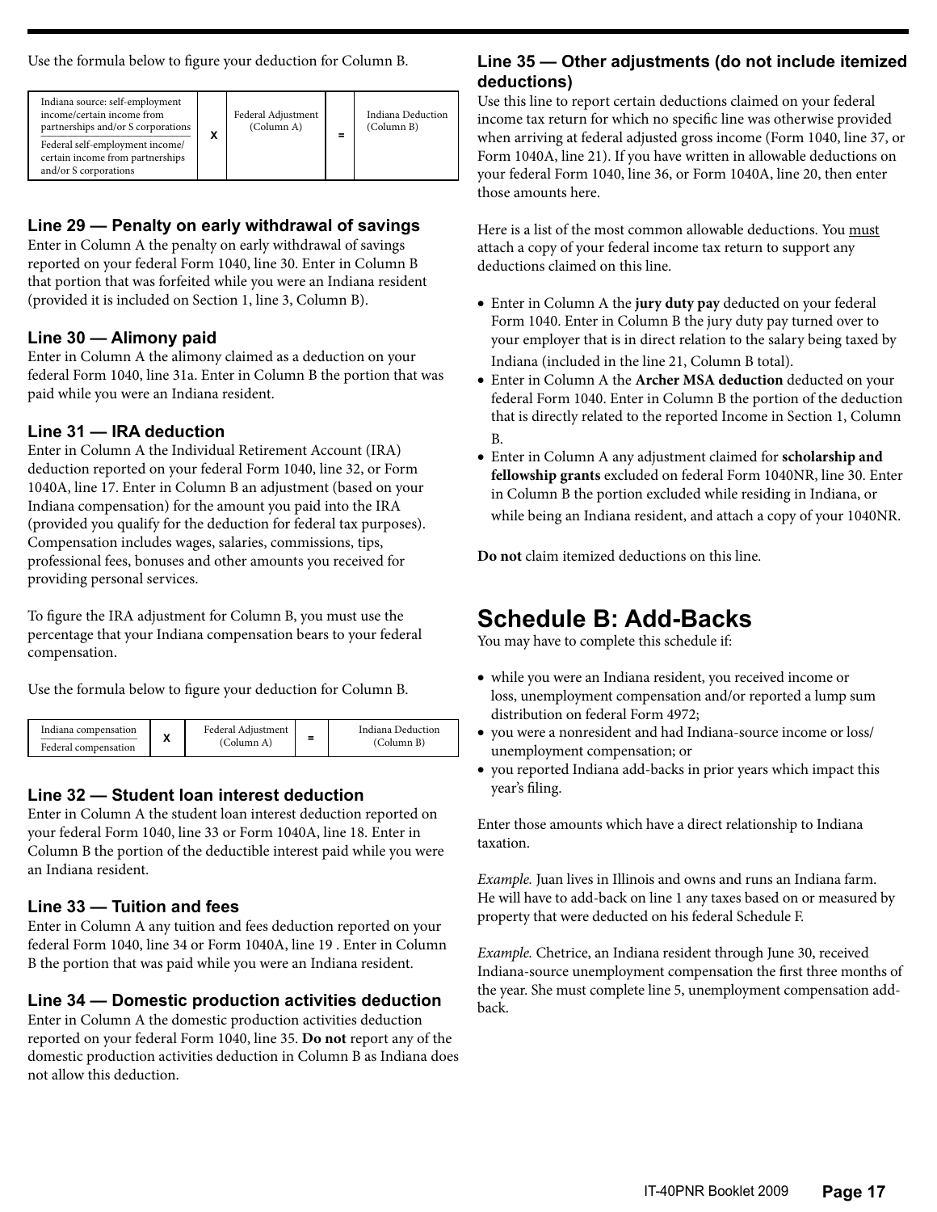Use the formula below to figure your deduction for Column B.

| Indiana source: self-employment income/certain income from partnerships and/or S corporations / Federal self-employment income/ certain income from partnerships and/or S corporations | X | Federal Adjustment (Column A) | = | Indiana Deduction (Column B) |
|---|---|---|---|---|

### Line 29 — Penalty on early withdrawal of savings

Enter in Column A the penalty on early withdrawal of savings reported on your federal Form 1040, line 30. Enter in Column B that portion that was forfeited while you were an Indiana resident (provided it is included on Section 1, line 3, Column B).

### Line 30 — Alimony paid

Enter in Column A the alimony claimed as a deduction on your federal Form 1040, line 31a. Enter in Column B the portion that was paid while you were an Indiana resident.

### Line 31 — IRA deduction

Enter in Column A the Individual Retirement Account (IRA) deduction reported on your federal Form 1040, line 32, or Form 1040A, line 17. Enter in Column B an adjustment (based on your Indiana compensation) for the amount you paid into the IRA (provided you qualify for the deduction for federal tax purposes). Compensation includes wages, salaries, commissions, tips, professional fees, bonuses and other amounts you received for providing personal services.

To figure the IRA adjustment for Column B, you must use the percentage that your Indiana compensation bears to your federal compensation.

Use the formula below to figure your deduction for Column B.

| Indiana compensation / Federal compensation | X | Federal Adjustment (Column A) | = | Indiana Deduction (Column B) |
|---|---|---|---|---|

### Line 32 — Student loan interest deduction

Enter in Column A the student loan interest deduction reported on your federal Form 1040, line 33 or Form 1040A, line 18. Enter in Column B the portion of the deductible interest paid while you were an Indiana resident.

### Line 33 — Tuition and fees

Enter in Column A any tuition and fees deduction reported on your federal Form 1040, line 34 or Form 1040A, line 19 . Enter in Column B the portion that was paid while you were an Indiana resident.

### Line 34 — Domestic production activities deduction

Enter in Column A the domestic production activities deduction reported on your federal Form 1040, line 35. **Do not** report any of the domestic production activities deduction in Column B as Indiana does not allow this deduction.

### Line 35 — Other adjustments (do not include itemized deductions)

Use this line to report certain deductions claimed on your federal income tax return for which no specific line was otherwise provided when arriving at federal adjusted gross income (Form 1040, line 37, or Form 1040A, line 21). If you have written in allowable deductions on your federal Form 1040, line 36, or Form 1040A, line 20, then enter those amounts here.

Here is a list of the most common allowable deductions. You must attach a copy of your federal income tax return to support any deductions claimed on this line.

- Enter in Column A the **jury duty pay** deducted on your federal Form 1040. Enter in Column B the jury duty pay turned over to your employer that is in direct relation to the salary being taxed by Indiana (included in the line 21, Column B total).
- Enter in Column A the **Archer MSA deduction** deducted on your federal Form 1040. Enter in Column B the portion of the deduction that is directly related to the reported Income in Section 1, Column B.
- Enter in Column A any adjustment claimed for **scholarship and fellowship grants** excluded on federal Form 1040NR, line 30. Enter in Column B the portion excluded while residing in Indiana, or while being an Indiana resident, and attach a copy of your 1040NR.

**Do not** claim itemized deductions on this line.

## Schedule B: Add-Backs

You may have to complete this schedule if:

- while you were an Indiana resident, you received income or loss, unemployment compensation and/or reported a lump sum distribution on federal Form 4972;
- you were a nonresident and had Indiana-source income or loss/ unemployment compensation; or
- you reported Indiana add-backs in prior years which impact this year's filing.

Enter those amounts which have a direct relationship to Indiana taxation.

*Example.* Juan lives in Illinois and owns and runs an Indiana farm. He will have to add-back on line 1 any taxes based on or measured by property that were deducted on his federal Schedule F.

*Example.* Chetrice, an Indiana resident through June 30, received Indiana-source unemployment compensation the first three months of the year. She must complete line 5, unemployment compensation add-back.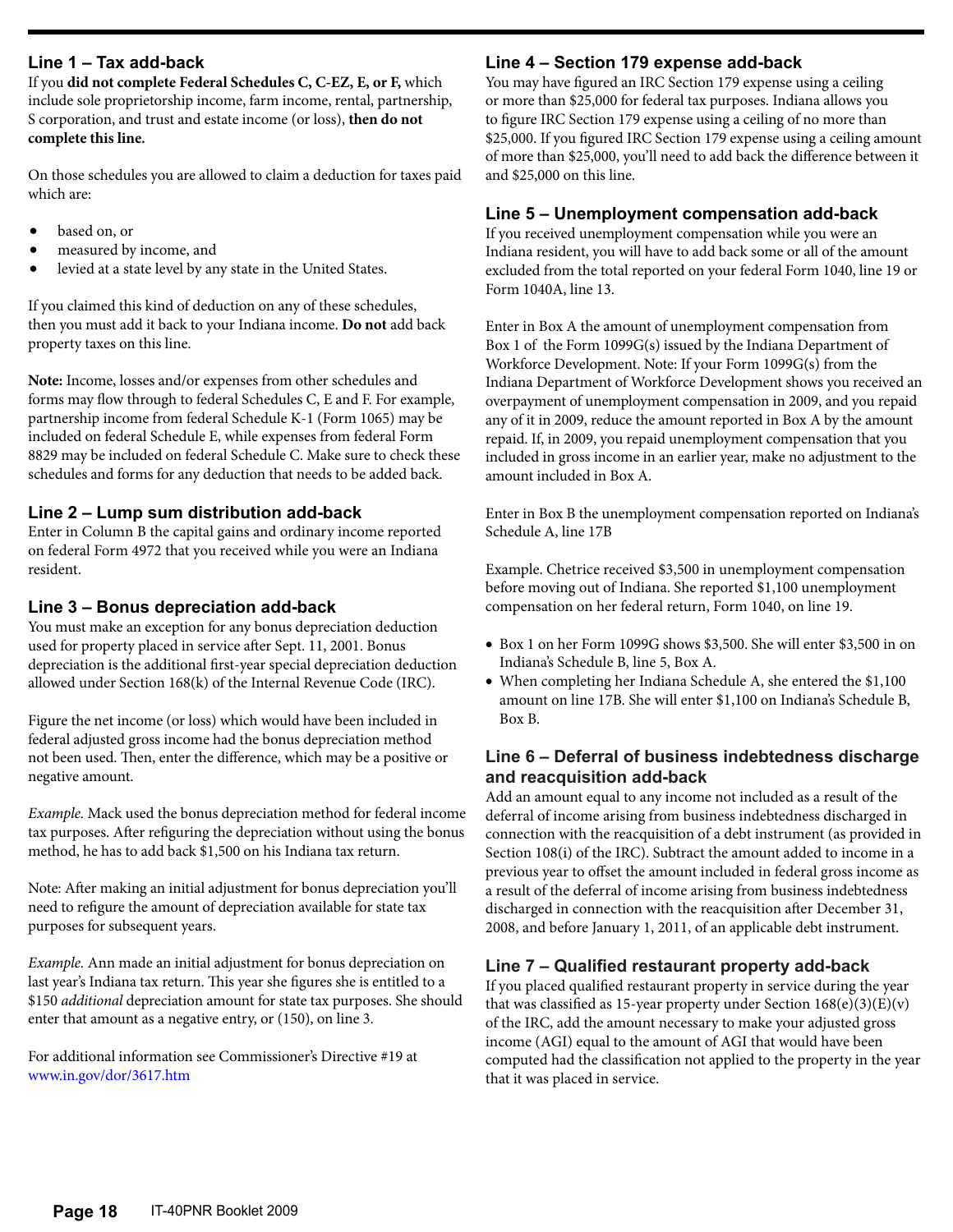## Line 1 – Tax add-back

If you **did not complete Federal Schedules C, C-EZ, E, or F,** which include sole proprietorship income, farm income, rental, partnership, S corporation, and trust and estate income (or loss), **then do not complete this line.**

On those schedules you are allowed to claim a deduction for taxes paid which are:

- based on, or
- measured by income, and
- levied at a state level by any state in the United States.

If you claimed this kind of deduction on any of these schedules, then you must add it back to your Indiana income. **Do not** add back property taxes on this line.

**Note:** Income, losses and/or expenses from other schedules and forms may flow through to federal Schedules C, E and F. For example, partnership income from federal Schedule K-1 (Form 1065) may be included on federal Schedule E, while expenses from federal Form 8829 may be included on federal Schedule C. Make sure to check these schedules and forms for any deduction that needs to be added back.

## Line 2 – Lump sum distribution add-back

Enter in Column B the capital gains and ordinary income reported on federal Form 4972 that you received while you were an Indiana resident.

## Line 3 – Bonus depreciation add-back

You must make an exception for any bonus depreciation deduction used for property placed in service after Sept. 11, 2001. Bonus depreciation is the additional first-year special depreciation deduction allowed under Section 168(k) of the Internal Revenue Code (IRC).

Figure the net income (or loss) which would have been included in federal adjusted gross income had the bonus depreciation method not been used. Then, enter the difference, which may be a positive or negative amount.

*Example.* Mack used the bonus depreciation method for federal income tax purposes. After refiguring the depreciation without using the bonus method, he has to add back $1,500 on his Indiana tax return.

Note: After making an initial adjustment for bonus depreciation you'll need to refigure the amount of depreciation available for state tax purposes for subsequent years.

*Example.* Ann made an initial adjustment for bonus depreciation on last year's Indiana tax return. This year she figures she is entitled to a $150 *additional* depreciation amount for state tax purposes. She should enter that amount as a negative entry, or (150), on line 3.

For additional information see Commissioner's Directive #19 at www.in.gov/dor/3617.htm

## Line 4 – Section 179 expense add-back

You may have figured an IRC Section 179 expense using a ceiling or more than $25,000 for federal tax purposes. Indiana allows you to figure IRC Section 179 expense using a ceiling of no more than $25,000. If you figured IRC Section 179 expense using a ceiling amount of more than $25,000, you'll need to add back the difference between it and $25,000 on this line.

## Line 5 – Unemployment compensation add-back

If you received unemployment compensation while you were an Indiana resident, you will have to add back some or all of the amount excluded from the total reported on your federal Form 1040, line 19 or Form 1040A, line 13.

Enter in Box A the amount of unemployment compensation from Box 1 of the Form 1099G(s) issued by the Indiana Department of Workforce Development. Note: If your Form 1099G(s) from the Indiana Department of Workforce Development shows you received an overpayment of unemployment compensation in 2009, and you repaid any of it in 2009, reduce the amount reported in Box A by the amount repaid. If, in 2009, you repaid unemployment compensation that you included in gross income in an earlier year, make no adjustment to the amount included in Box A.

Enter in Box B the unemployment compensation reported on Indiana's Schedule A, line 17B

Example. Chetrice received $3,500 in unemployment compensation before moving out of Indiana. She reported $1,100 unemployment compensation on her federal return, Form 1040, on line 19.

- Box 1 on her Form 1099G shows $3,500. She will enter $3,500 in on Indiana's Schedule B, line 5, Box A.
- When completing her Indiana Schedule A, she entered the $1,100 amount on line 17B. She will enter $1,100 on Indiana's Schedule B, Box B.

## Line 6 – Deferral of business indebtedness discharge and reacquisition add-back

Add an amount equal to any income not included as a result of the deferral of income arising from business indebtedness discharged in connection with the reacquisition of a debt instrument (as provided in Section 108(i) of the IRC). Subtract the amount added to income in a previous year to offset the amount included in federal gross income as a result of the deferral of income arising from business indebtedness discharged in connection with the reacquisition after December 31, 2008, and before January 1, 2011, of an applicable debt instrument.

## Line 7 – Qualified restaurant property add-back

If you placed qualified restaurant property in service during the year that was classified as 15-year property under Section 168(e)(3)(E)(v) of the IRC, add the amount necessary to make your adjusted gross income (AGI) equal to the amount of AGI that would have been computed had the classification not applied to the property in the year that it was placed in service.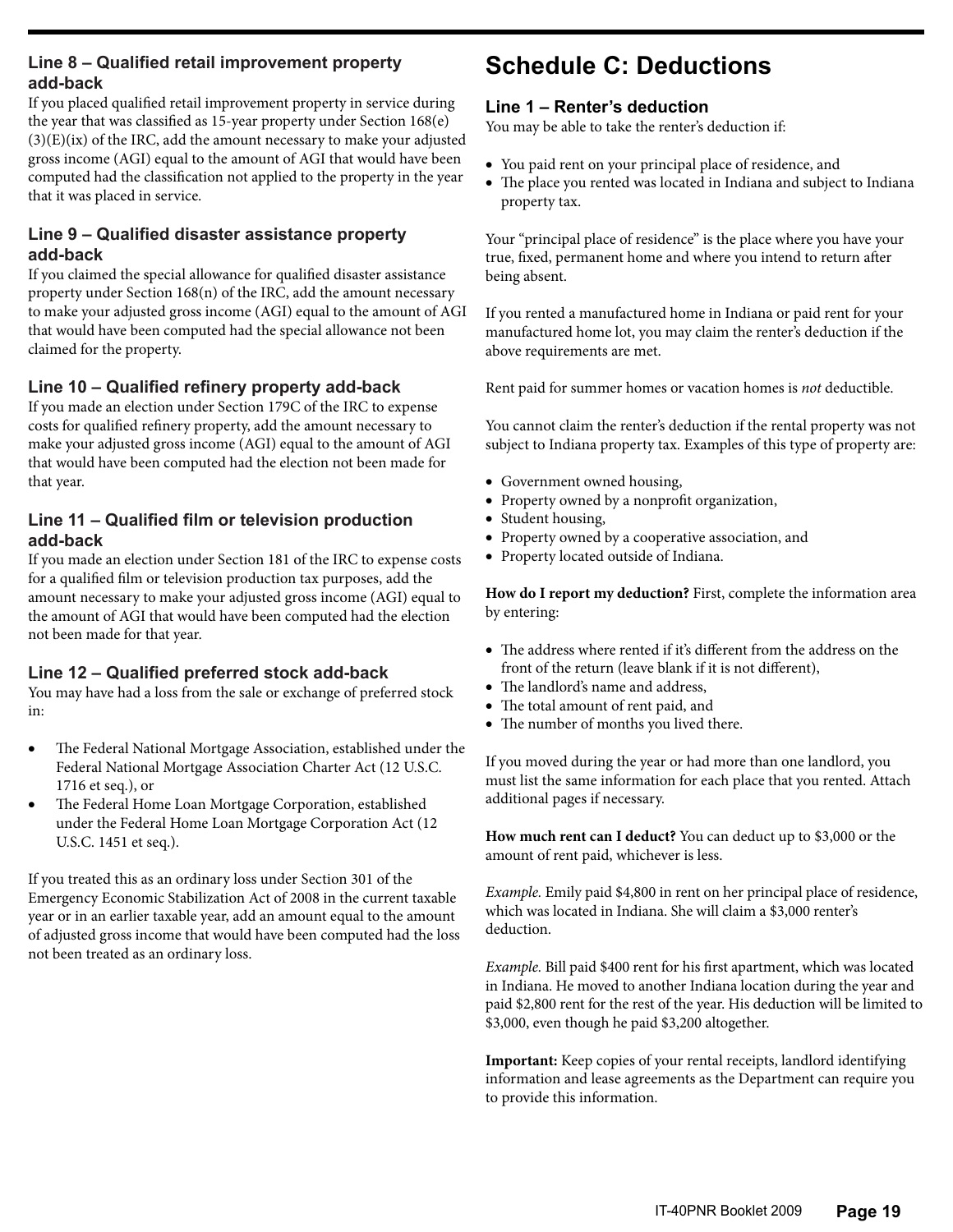### Line 8 – Qualified retail improvement property add-back

If you placed qualified retail improvement property in service during the year that was classified as 15-year property under Section 168(e)(3)(E)(ix) of the IRC, add the amount necessary to make your adjusted gross income (AGI) equal to the amount of AGI that would have been computed had the classification not applied to the property in the year that it was placed in service.

### Line 9 – Qualified disaster assistance property add-back

If you claimed the special allowance for qualified disaster assistance property under Section 168(n) of the IRC, add the amount necessary to make your adjusted gross income (AGI) equal to the amount of AGI that would have been computed had the special allowance not been claimed for the property.

### Line 10 – Qualified refinery property add-back

If you made an election under Section 179C of the IRC to expense costs for qualified refinery property, add the amount necessary to make your adjusted gross income (AGI) equal to the amount of AGI that would have been computed had the election not been made for that year.

### Line 11 – Qualified film or television production add-back

If you made an election under Section 181 of the IRC to expense costs for a qualified film or television production tax purposes, add the amount necessary to make your adjusted gross income (AGI) equal to the amount of AGI that would have been computed had the election not been made for that year.

### Line 12 – Qualified preferred stock add-back

You may have had a loss from the sale or exchange of preferred stock in:

- The Federal National Mortgage Association, established under the Federal National Mortgage Association Charter Act (12 U.S.C. 1716 et seq.), or
- The Federal Home Loan Mortgage Corporation, established under the Federal Home Loan Mortgage Corporation Act (12 U.S.C. 1451 et seq.).

If you treated this as an ordinary loss under Section 301 of the Emergency Economic Stabilization Act of 2008 in the current taxable year or in an earlier taxable year, add an amount equal to the amount of adjusted gross income that would have been computed had the loss not been treated as an ordinary loss.

## Schedule C: Deductions

### Line 1 – Renter's deduction

You may be able to take the renter's deduction if:

- You paid rent on your principal place of residence, and
- The place you rented was located in Indiana and subject to Indiana property tax.

Your "principal place of residence" is the place where you have your true, fixed, permanent home and where you intend to return after being absent.

If you rented a manufactured home in Indiana or paid rent for your manufactured home lot, you may claim the renter's deduction if the above requirements are met.

Rent paid for summer homes or vacation homes is *not* deductible.

You cannot claim the renter's deduction if the rental property was not subject to Indiana property tax. Examples of this type of property are:

- Government owned housing,
- Property owned by a nonprofit organization,
- Student housing,
- Property owned by a cooperative association, and
- Property located outside of Indiana.

**How do I report my deduction?** First, complete the information area by entering:

- The address where rented if it's different from the address on the front of the return (leave blank if it is not different),
- The landlord's name and address,
- The total amount of rent paid, and
- The number of months you lived there.

If you moved during the year or had more than one landlord, you must list the same information for each place that you rented. Attach additional pages if necessary.

**How much rent can I deduct?** You can deduct up to $3,000 or the amount of rent paid, whichever is less.

*Example.* Emily paid $4,800 in rent on her principal place of residence, which was located in Indiana. She will claim a $3,000 renter's deduction.

*Example.* Bill paid $400 rent for his first apartment, which was located in Indiana. He moved to another Indiana location during the year and paid $2,800 rent for the rest of the year. His deduction will be limited to $3,000, even though he paid $3,200 altogether.

**Important:** Keep copies of your rental receipts, landlord identifying information and lease agreements as the Department can require you to provide this information.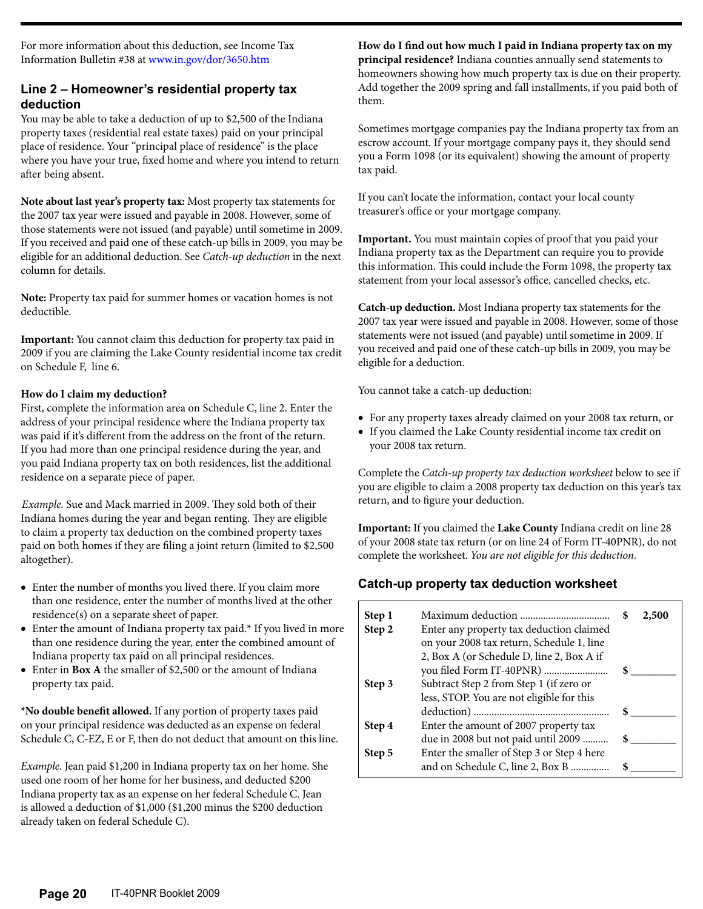For more information about this deduction, see Income Tax Information Bulletin #38 at www.in.gov/dor/3650.htm

## Line 2 – Homeowner's residential property tax deduction

You may be able to take a deduction of up to $2,500 of the Indiana property taxes (residential real estate taxes) paid on your principal place of residence. Your "principal place of residence" is the place where you have your true, fixed home and where you intend to return after being absent.

**Note about last year's property tax:** Most property tax statements for the 2007 tax year were issued and payable in 2008. However, some of those statements were not issued (and payable) until sometime in 2009. If you received and paid one of these catch-up bills in 2009, you may be eligible for an additional deduction. See *Catch-up deduction* in the next column for details.

**Note:** Property tax paid for summer homes or vacation homes is not deductible.

**Important:** You cannot claim this deduction for property tax paid in 2009 if you are claiming the Lake County residential income tax credit on Schedule F, line 6.

**How do I claim my deduction?**

First, complete the information area on Schedule C, line 2. Enter the address of your principal residence where the Indiana property tax was paid if it's different from the address on the front of the return. If you had more than one principal residence during the year, and you paid Indiana property tax on both residences, list the additional residence on a separate piece of paper.

*Example.* Sue and Mack married in 2009. They sold both of their Indiana homes during the year and began renting. They are eligible to claim a property tax deduction on the combined property taxes paid on both homes if they are filing a joint return (limited to $2,500 altogether).

- Enter the number of months you lived there. If you claim more than one residence, enter the number of months lived at the other residence(s) on a separate sheet of paper.
- Enter the amount of Indiana property tax paid.* If you lived in more than one residence during the year, enter the combined amount of Indiana property tax paid on all principal residences.
- Enter in **Box A** the smaller of $2,500 or the amount of Indiana property tax paid.

***No double benefit allowed.** If any portion of property taxes paid on your principal residence was deducted as an expense on federal Schedule C, C-EZ, E or F, then do not deduct that amount on this line.

*Example.* Jean paid $1,200 in Indiana property tax on her home. She used one room of her home for her business, and deducted $200 Indiana property tax as an expense on her federal Schedule C. Jean is allowed a deduction of $1,000 ($1,200 minus the $200 deduction already taken on federal Schedule C).

**How do I find out how much I paid in Indiana property tax on my principal residence?** Indiana counties annually send statements to homeowners showing how much property tax is due on their property. Add together the 2009 spring and fall installments, if you paid both of them.

Sometimes mortgage companies pay the Indiana property tax from an escrow account. If your mortgage company pays it, they should send you a Form 1098 (or its equivalent) showing the amount of property tax paid.

If you can't locate the information, contact your local county treasurer's office or your mortgage company.

**Important.** You must maintain copies of proof that you paid your Indiana property tax as the Department can require you to provide this information. This could include the Form 1098, the property tax statement from your local assessor's office, cancelled checks, etc.

**Catch-up deduction.** Most Indiana property tax statements for the 2007 tax year were issued and payable in 2008. However, some of those statements were not issued (and payable) until sometime in 2009. If you received and paid one of these catch-up bills in 2009, you may be eligible for a deduction.

You cannot take a catch-up deduction:

- For any property taxes already claimed on your 2008 tax return, or
- If you claimed the Lake County residential income tax credit on your 2008 tax return.

Complete the *Catch-up property tax deduction worksheet* below to see if you are eligible to claim a 2008 property tax deduction on this year's tax return, and to figure your deduction.

**Important:** If you claimed the **Lake County** Indiana credit on line 28 of your 2008 state tax return (or on line 24 of Form IT-40PNR), do not complete the worksheet. *You are not eligible for this deduction.*

### Catch-up property tax deduction worksheet

| Step | Description | Amount |
|---|---|---|
| **Step 1** | Maximum deduction .................................. | **$ 2,500** |
| **Step 2** | Enter any property tax deduction claimed on your 2008 tax return, Schedule 1, line 2, Box A (or Schedule D, line 2, Box A if you filed Form IT-40PNR) ........................ | **$** ________ |
| **Step 3** | Subtract Step 2 from Step 1 (if zero or less, STOP. You are not eligible for this deduction) .................................................... | **$** ________ |
| **Step 4** | Enter the amount of 2007 property tax due in 2008 but not paid until 2009 ......... | **$** ________ |
| **Step 5** | Enter the smaller of Step 3 or Step 4 here and on Schedule C, line 2, Box B .............. | **$** ________ |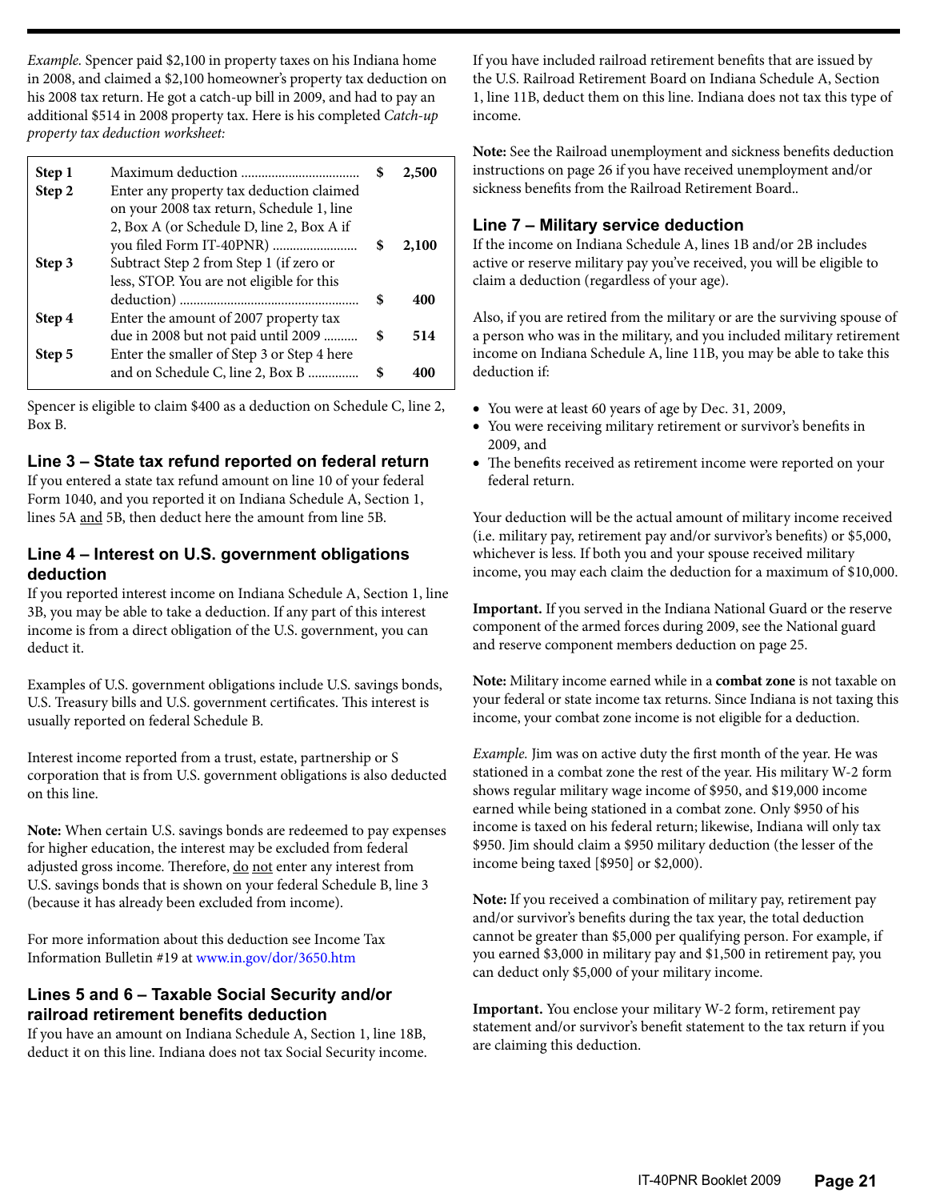*Example.* Spencer paid $2,100 in property taxes on his Indiana home in 2008, and claimed a $2,100 homeowner's property tax deduction on his 2008 tax return. He got a catch-up bill in 2009, and had to pay an additional $514 in 2008 property tax. Here is his completed *Catch-up property tax deduction worksheet:*

| | | | |
|---|---|---|---|
| **Step 1** | Maximum deduction .................................. | $ | 2,500 |
| **Step 2** | Enter any property tax deduction claimed on your 2008 tax return, Schedule 1, line 2, Box A (or Schedule D, line 2, Box A if you filed Form IT-40PNR) ........................ | $ | 2,100 |
| **Step 3** | Subtract Step 2 from Step 1 (if zero or less, STOP. You are not eligible for this deduction) .................................................... | $ | 400 |
| **Step 4** | Enter the amount of 2007 property tax due in 2008 but not paid until 2009 .......... | $ | 514 |
| **Step 5** | Enter the smaller of Step 3 or Step 4 here and on Schedule C, line 2, Box B .............. | $ | 400 |

Spencer is eligible to claim $400 as a deduction on Schedule C, line 2, Box B.

### Line 3 – State tax refund reported on federal return

If you entered a state tax refund amount on line 10 of your federal Form 1040, and you reported it on Indiana Schedule A, Section 1, lines 5A and 5B, then deduct here the amount from line 5B.

### Line 4 – Interest on U.S. government obligations deduction

If you reported interest income on Indiana Schedule A, Section 1, line 3B, you may be able to take a deduction. If any part of this interest income is from a direct obligation of the U.S. government, you can deduct it.

Examples of U.S. government obligations include U.S. savings bonds, U.S. Treasury bills and U.S. government certificates. This interest is usually reported on federal Schedule B.

Interest income reported from a trust, estate, partnership or S corporation that is from U.S. government obligations is also deducted on this line.

**Note:** When certain U.S. savings bonds are redeemed to pay expenses for higher education, the interest may be excluded from federal adjusted gross income. Therefore, do not enter any interest from U.S. savings bonds that is shown on your federal Schedule B, line 3 (because it has already been excluded from income).

For more information about this deduction see Income Tax Information Bulletin #19 at www.in.gov/dor/3650.htm

### Lines 5 and 6 – Taxable Social Security and/or railroad retirement benefits deduction

If you have an amount on Indiana Schedule A, Section 1, line 18B, deduct it on this line. Indiana does not tax Social Security income.

If you have included railroad retirement benefits that are issued by the U.S. Railroad Retirement Board on Indiana Schedule A, Section 1, line 11B, deduct them on this line. Indiana does not tax this type of income.

**Note:** See the Railroad unemployment and sickness benefits deduction instructions on page 26 if you have received unemployment and/or sickness benefits from the Railroad Retirement Board..

### Line 7 – Military service deduction

If the income on Indiana Schedule A, lines 1B and/or 2B includes active or reserve military pay you've received, you will be eligible to claim a deduction (regardless of your age).

Also, if you are retired from the military or are the surviving spouse of a person who was in the military, and you included military retirement income on Indiana Schedule A, line 11B, you may be able to take this deduction if:

- You were at least 60 years of age by Dec. 31, 2009,
- You were receiving military retirement or survivor's benefits in 2009, and
- The benefits received as retirement income were reported on your federal return.

Your deduction will be the actual amount of military income received (i.e. military pay, retirement pay and/or survivor's benefits) or $5,000, whichever is less. If both you and your spouse received military income, you may each claim the deduction for a maximum of $10,000.

**Important.** If you served in the Indiana National Guard or the reserve component of the armed forces during 2009, see the National guard and reserve component members deduction on page 25.

**Note:** Military income earned while in a **combat zone** is not taxable on your federal or state income tax returns. Since Indiana is not taxing this income, your combat zone income is not eligible for a deduction.

*Example.* Jim was on active duty the first month of the year. He was stationed in a combat zone the rest of the year. His military W-2 form shows regular military wage income of $950, and $19,000 income earned while being stationed in a combat zone. Only $950 of his income is taxed on his federal return; likewise, Indiana will only tax $950. Jim should claim a $950 military deduction (the lesser of the income being taxed [$950] or $2,000).

**Note:** If you received a combination of military pay, retirement pay and/or survivor's benefits during the tax year, the total deduction cannot be greater than $5,000 per qualifying person. For example, if you earned $3,000 in military pay and $1,500 in retirement pay, you can deduct only $5,000 of your military income.

**Important.** You enclose your military W-2 form, retirement pay statement and/or survivor's benefit statement to the tax return if you are claiming this deduction.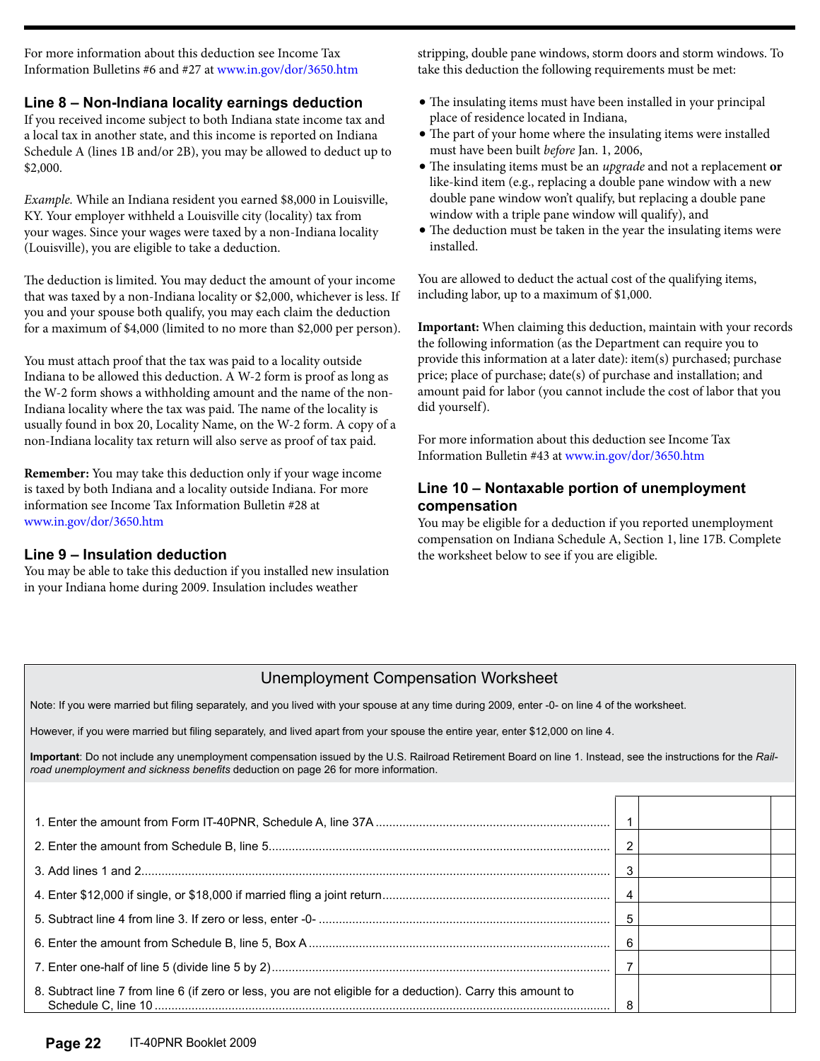For more information about this deduction see Income Tax Information Bulletins #6 and #27 at www.in.gov/dor/3650.htm

### Line 8 – Non-Indiana locality earnings deduction

If you received income subject to both Indiana state income tax and a local tax in another state, and this income is reported on Indiana Schedule A (lines 1B and/or 2B), you may be allowed to deduct up to $2,000.

*Example.* While an Indiana resident you earned $8,000 in Louisville, KY. Your employer withheld a Louisville city (locality) tax from your wages. Since your wages were taxed by a non-Indiana locality (Louisville), you are eligible to take a deduction.

The deduction is limited. You may deduct the amount of your income that was taxed by a non-Indiana locality or $2,000, whichever is less. If you and your spouse both qualify, you may each claim the deduction for a maximum of $4,000 (limited to no more than $2,000 per person).

You must attach proof that the tax was paid to a locality outside Indiana to be allowed this deduction. A W-2 form is proof as long as the W-2 form shows a withholding amount and the name of the non-Indiana locality where the tax was paid. The name of the locality is usually found in box 20, Locality Name, on the W-2 form. A copy of a non-Indiana locality tax return will also serve as proof of tax paid.

**Remember:** You may take this deduction only if your wage income is taxed by both Indiana and a locality outside Indiana. For more information see Income Tax Information Bulletin #28 at www.in.gov/dor/3650.htm

### Line 9 – Insulation deduction

You may be able to take this deduction if you installed new insulation in your Indiana home during 2009. Insulation includes weather stripping, double pane windows, storm doors and storm windows. To take this deduction the following requirements must be met:

- The insulating items must have been installed in your principal place of residence located in Indiana,
- The part of your home where the insulating items were installed must have been built *before* Jan. 1, 2006,
- The insulating items must be an *upgrade* and not a replacement **or** like-kind item (e.g., replacing a double pane window with a new double pane window won't qualify, but replacing a double pane window with a triple pane window will qualify), and
- The deduction must be taken in the year the insulating items were installed.

You are allowed to deduct the actual cost of the qualifying items, including labor, up to a maximum of $1,000.

**Important:** When claiming this deduction, maintain with your records the following information (as the Department can require you to provide this information at a later date): item(s) purchased; purchase price; place of purchase; date(s) of purchase and installation; and amount paid for labor (you cannot include the cost of labor that you did yourself).

For more information about this deduction see Income Tax Information Bulletin #43 at www.in.gov/dor/3650.htm

### Line 10 – Nontaxable portion of unemployment compensation

You may be eligible for a deduction if you reported unemployment compensation on Indiana Schedule A, Section 1, line 17B. Complete the worksheet below to see if you are eligible.

## Unemployment Compensation Worksheet

Note: If you were married but filing separately, and you lived with your spouse at any time during 2009, enter -0- on line 4 of the worksheet.

However, if you were married but filing separately, and lived apart from your spouse the entire year, enter $12,000 on line 4.

**Important**: Do not include any unemployment compensation issued by the U.S. Railroad Retirement Board on line 1. Instead, see the instructions for the *Railroad unemployment and sickness benefits* deduction on page 26 for more information.

| | | | |
|---|---|---|---|
| 1. Enter the amount from Form IT-40PNR, Schedule A, line 37A | 1 | | |
| 2. Enter the amount from Schedule B, line 5 | 2 | | |
| 3. Add lines 1 and 2 | 3 | | |
| 4. Enter $12,000 if single, or $18,000 if married fling a joint return | 4 | | |
| 5. Subtract line 4 from line 3. If zero or less, enter -0- | 5 | | |
| 6. Enter the amount from Schedule B, line 5, Box A | 6 | | |
| 7. Enter one-half of line 5 (divide line 5 by 2) | 7 | | |
| 8. Subtract line 7 from line 6 (if zero or less, you are not eligible for a deduction). Carry this amount to Schedule C, line 10 | 8 | | |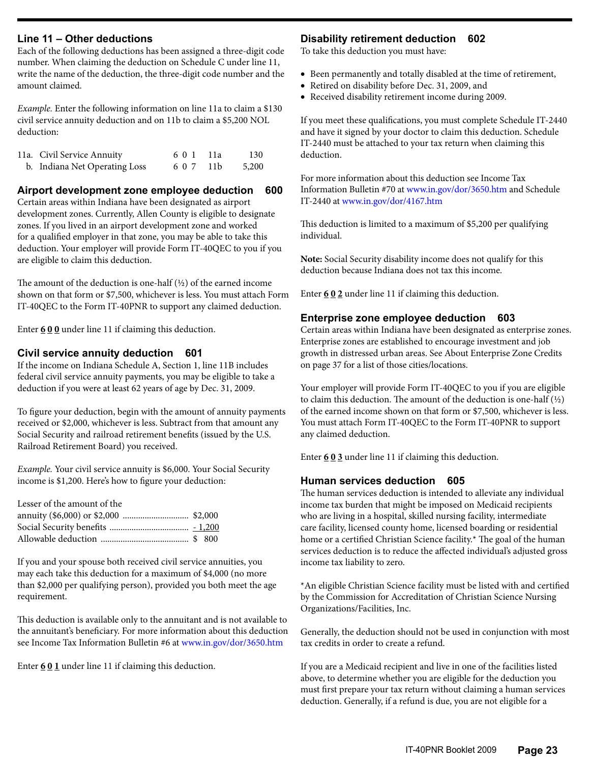## Line 11 – Other deductions

Each of the following deductions has been assigned a three-digit code number. When claiming the deduction on Schedule C under line 11, write the name of the deduction, the three-digit code number and the amount claimed.

*Example.* Enter the following information on line 11a to claim a $130 civil service annuity deduction and on 11b to claim a $5,200 NOL deduction:

| | | | | |
|---|---|---|---|---|
| 11a. | Civil Service Annuity | 6 0 1 | 11a | 130 |
| b. | Indiana Net Operating Loss | 6 0 7 | 11b | 5,200 |

### Airport development zone employee deduction 600

Certain areas within Indiana have been designated as airport development zones. Currently, Allen County is eligible to designate zones. If you lived in an airport development zone and worked for a qualified employer in that zone, you may be able to take this deduction. Your employer will provide Form IT-40QEC to you if you are eligible to claim this deduction.

The amount of the deduction is one-half (½) of the earned income shown on that form or $7,500, whichever is less. You must attach Form IT-40QEC to the Form IT-40PNR to support any claimed deduction.

Enter **6 0 0** under line 11 if claiming this deduction.

### Civil service annuity deduction 601

If the income on Indiana Schedule A, Section 1, line 11B includes federal civil service annuity payments, you may be eligible to take a deduction if you were at least 62 years of age by Dec. 31, 2009.

To figure your deduction, begin with the amount of annuity payments received or $2,000, whichever is less. Subtract from that amount any Social Security and railroad retirement benefits (issued by the U.S. Railroad Retirement Board) you received.

*Example.* Your civil service annuity is $6,000. Your Social Security income is $1,200. Here's how to figure your deduction:

| | |
|---|---|
| Lesser of the amount of the annuity ($6,000) or $2,000 | $2,000 |
| Social Security benefits | - 1,200 |
| Allowable deduction | $ 800 |

If you and your spouse both received civil service annuities, you may each take this deduction for a maximum of $4,000 (no more than $2,000 per qualifying person), provided you both meet the age requirement.

This deduction is available only to the annuitant and is not available to the annuitant's beneficiary. For more information about this deduction see Income Tax Information Bulletin #6 at www.in.gov/dor/3650.htm

Enter **6 0 1** under line 11 if claiming this deduction.

### Disability retirement deduction 602

To take this deduction you must have:

- Been permanently and totally disabled at the time of retirement,
- Retired on disability before Dec. 31, 2009, and
- Received disability retirement income during 2009.

If you meet these qualifications, you must complete Schedule IT-2440 and have it signed by your doctor to claim this deduction. Schedule IT-2440 must be attached to your tax return when claiming this deduction.

For more information about this deduction see Income Tax Information Bulletin #70 at www.in.gov/dor/3650.htm and Schedule IT-2440 at www.in.gov/dor/4167.htm

This deduction is limited to a maximum of $5,200 per qualifying individual.

**Note:** Social Security disability income does not qualify for this deduction because Indiana does not tax this income.

Enter **6 0 2** under line 11 if claiming this deduction.

### Enterprise zone employee deduction 603

Certain areas within Indiana have been designated as enterprise zones. Enterprise zones are established to encourage investment and job growth in distressed urban areas. See About Enterprise Zone Credits on page 37 for a list of those cities/locations.

Your employer will provide Form IT-40QEC to you if you are eligible to claim this deduction. The amount of the deduction is one-half (½) of the earned income shown on that form or $7,500, whichever is less. You must attach Form IT-40QEC to the Form IT-40PNR to support any claimed deduction.

Enter **6 0 3** under line 11 if claiming this deduction.

### Human services deduction 605

The human services deduction is intended to alleviate any individual income tax burden that might be imposed on Medicaid recipients who are living in a hospital, skilled nursing facility, intermediate care facility, licensed county home, licensed boarding or residential home or a certified Christian Science facility.* The goal of the human services deduction is to reduce the affected individual's adjusted gross income tax liability to zero.

*An eligible Christian Science facility must be listed with and certified by the Commission for Accreditation of Christian Science Nursing Organizations/Facilities, Inc.

Generally, the deduction should not be used in conjunction with most tax credits in order to create a refund.

If you are a Medicaid recipient and live in one of the facilities listed above, to determine whether you are eligible for the deduction you must first prepare your tax return without claiming a human services deduction. Generally, if a refund is due, you are not eligible for a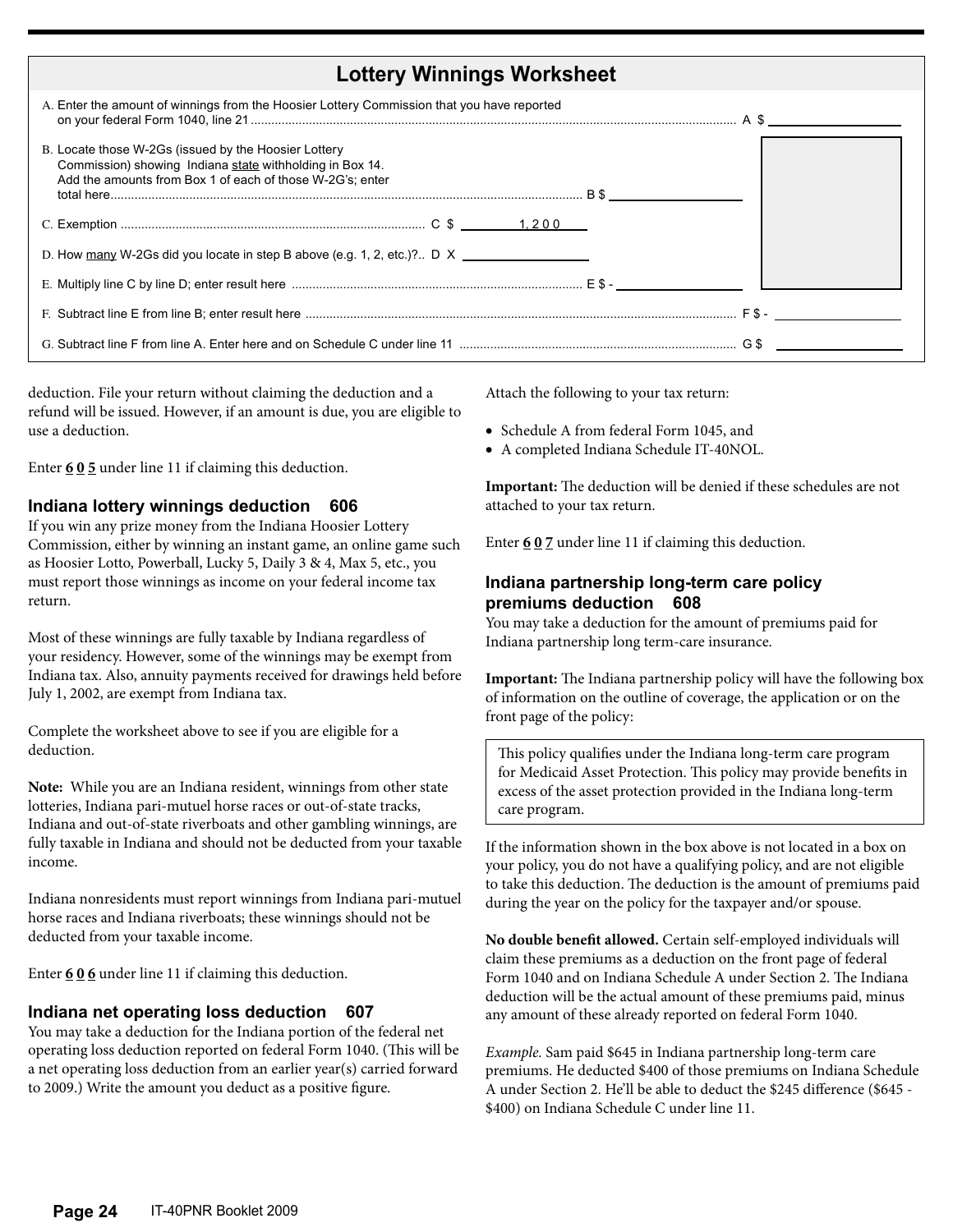## Lottery Winnings Worksheet

A. Enter the amount of winnings from the Hoosier Lottery Commission that you have reported on your federal Form 1040, line 21 .............................................................. A $ ________

B. Locate those W-2Gs (issued by the Hoosier Lottery Commission) showing Indiana state withholding in Box 14. Add the amounts from Box 1 of each of those W-2G's; enter total here.............................................................. B $ ________

C. Exemption .............................................................. C $ 1,200

D. How many W-2Gs did you locate in step B above (e.g. 1, 2, etc.)?.. D X ________

E. Multiply line C by line D; enter result here .............................................................. E $ - ________

F. Subtract line E from line B; enter result here .............................................................. F $ - ________

G. Subtract line F from line A. Enter here and on Schedule C under line 11 .............................................................. G $ ________

deduction. File your return without claiming the deduction and a refund will be issued. However, if an amount is due, you are eligible to use a deduction.

Enter **6 0 5** under line 11 if claiming this deduction.

### Indiana lottery winnings deduction 606

If you win any prize money from the Indiana Hoosier Lottery Commission, either by winning an instant game, an online game such as Hoosier Lotto, Powerball, Lucky 5, Daily 3 & 4, Max 5, etc., you must report those winnings as income on your federal income tax return.

Most of these winnings are fully taxable by Indiana regardless of your residency. However, some of the winnings may be exempt from Indiana tax. Also, annuity payments received for drawings held before July 1, 2002, are exempt from Indiana tax.

Complete the worksheet above to see if you are eligible for a deduction.

**Note:** While you are an Indiana resident, winnings from other state lotteries, Indiana pari-mutuel horse races or out-of-state tracks, Indiana and out-of-state riverboats and other gambling winnings, are fully taxable in Indiana and should not be deducted from your taxable income.

Indiana nonresidents must report winnings from Indiana pari-mutuel horse races and Indiana riverboats; these winnings should not be deducted from your taxable income.

Enter **6 0 6** under line 11 if claiming this deduction.

### Indiana net operating loss deduction 607

You may take a deduction for the Indiana portion of the federal net operating loss deduction reported on federal Form 1040. (This will be a net operating loss deduction from an earlier year(s) carried forward to 2009.) Write the amount you deduct as a positive figure.

Attach the following to your tax return:

- Schedule A from federal Form 1045, and
- A completed Indiana Schedule IT-40NOL.

**Important:** The deduction will be denied if these schedules are not attached to your tax return.

Enter **6 0 7** under line 11 if claiming this deduction.

### Indiana partnership long-term care policy premiums deduction 608

You may take a deduction for the amount of premiums paid for Indiana partnership long term-care insurance.

**Important:** The Indiana partnership policy will have the following box of information on the outline of coverage, the application or on the front page of the policy:

> This policy qualifies under the Indiana long-term care program for Medicaid Asset Protection. This policy may provide benefits in excess of the asset protection provided in the Indiana long-term care program.

If the information shown in the box above is not located in a box on your policy, you do not have a qualifying policy, and are not eligible to take this deduction. The deduction is the amount of premiums paid during the year on the policy for the taxpayer and/or spouse.

**No double benefit allowed.** Certain self-employed individuals will claim these premiums as a deduction on the front page of federal Form 1040 and on Indiana Schedule A under Section 2. The Indiana deduction will be the actual amount of these premiums paid, minus any amount of these already reported on federal Form 1040.

*Example.* Sam paid $645 in Indiana partnership long-term care premiums. He deducted $400 of those premiums on Indiana Schedule A under Section 2. He'll be able to deduct the $245 difference ($645 - $400) on Indiana Schedule C under line 11.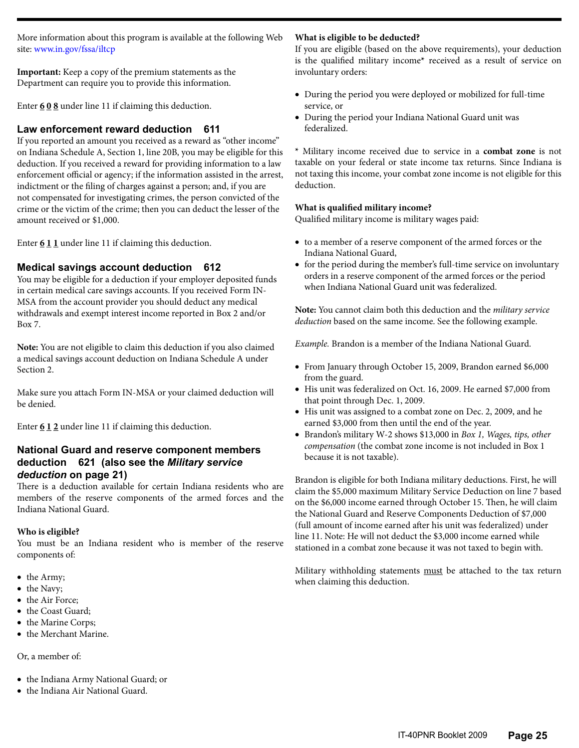More information about this program is available at the following Web site: www.in.gov/fssa/iltcp

**Important:** Keep a copy of the premium statements as the Department can require you to provide this information.

Enter **6 0 8** under line 11 if claiming this deduction.

### Law enforcement reward deduction 611

If you reported an amount you received as a reward as "other income" on Indiana Schedule A, Section 1, line 20B, you may be eligible for this deduction. If you received a reward for providing information to a law enforcement official or agency; if the information assisted in the arrest, indictment or the filing of charges against a person; and, if you are not compensated for investigating crimes, the person convicted of the crime or the victim of the crime; then you can deduct the lesser of the amount received or $1,000.

Enter **6 1 1** under line 11 if claiming this deduction.

### Medical savings account deduction 612

You may be eligible for a deduction if your employer deposited funds in certain medical care savings accounts. If you received Form IN-MSA from the account provider you should deduct any medical withdrawals and exempt interest income reported in Box 2 and/or Box 7.

**Note:** You are not eligible to claim this deduction if you also claimed a medical savings account deduction on Indiana Schedule A under Section 2.

Make sure you attach Form IN-MSA or your claimed deduction will be denied.

Enter **6 1 2** under line 11 if claiming this deduction.

### National Guard and reserve component members deduction 621 (also see the *Military service deduction* on page 21)

There is a deduction available for certain Indiana residents who are members of the reserve components of the armed forces and the Indiana National Guard.

**Who is eligible?**
You must be an Indiana resident who is member of the reserve components of:

- the Army;
- the Navy;
- the Air Force;
- the Coast Guard;
- the Marine Corps;
- the Merchant Marine.

Or, a member of:

- the Indiana Army National Guard; or
- the Indiana Air National Guard.

**What is eligible to be deducted?**
If you are eligible (based on the above requirements), your deduction is the qualified military income* received as a result of service on involuntary orders:

- During the period you were deployed or mobilized for full-time service, or
- During the period your Indiana National Guard unit was federalized.

\* Military income received due to service in a **combat zone** is not taxable on your federal or state income tax returns. Since Indiana is not taxing this income, your combat zone income is not eligible for this deduction.

**What is qualified military income?**
Qualified military income is military wages paid:

- to a member of a reserve component of the armed forces or the Indiana National Guard,
- for the period during the member's full-time service on involuntary orders in a reserve component of the armed forces or the period when Indiana National Guard unit was federalized.

**Note:** You cannot claim both this deduction and the *military service deduction* based on the same income. See the following example.

*Example.* Brandon is a member of the Indiana National Guard.

- From January through October 15, 2009, Brandon earned $6,000 from the guard.
- His unit was federalized on Oct. 16, 2009. He earned $7,000 from that point through Dec. 1, 2009.
- His unit was assigned to a combat zone on Dec. 2, 2009, and he earned $3,000 from then until the end of the year.
- Brandon's military W-2 shows $13,000 in *Box 1, Wages, tips, other compensation* (the combat zone income is not included in Box 1 because it is not taxable).

Brandon is eligible for both Indiana military deductions. First, he will claim the $5,000 maximum Military Service Deduction on line 7 based on the $6,000 income earned through October 15. Then, he will claim the National Guard and Reserve Components Deduction of $7,000 (full amount of income earned after his unit was federalized) under line 11. Note: He will not deduct the $3,000 income earned while stationed in a combat zone because it was not taxed to begin with.

Military withholding statements must be attached to the tax return when claiming this deduction.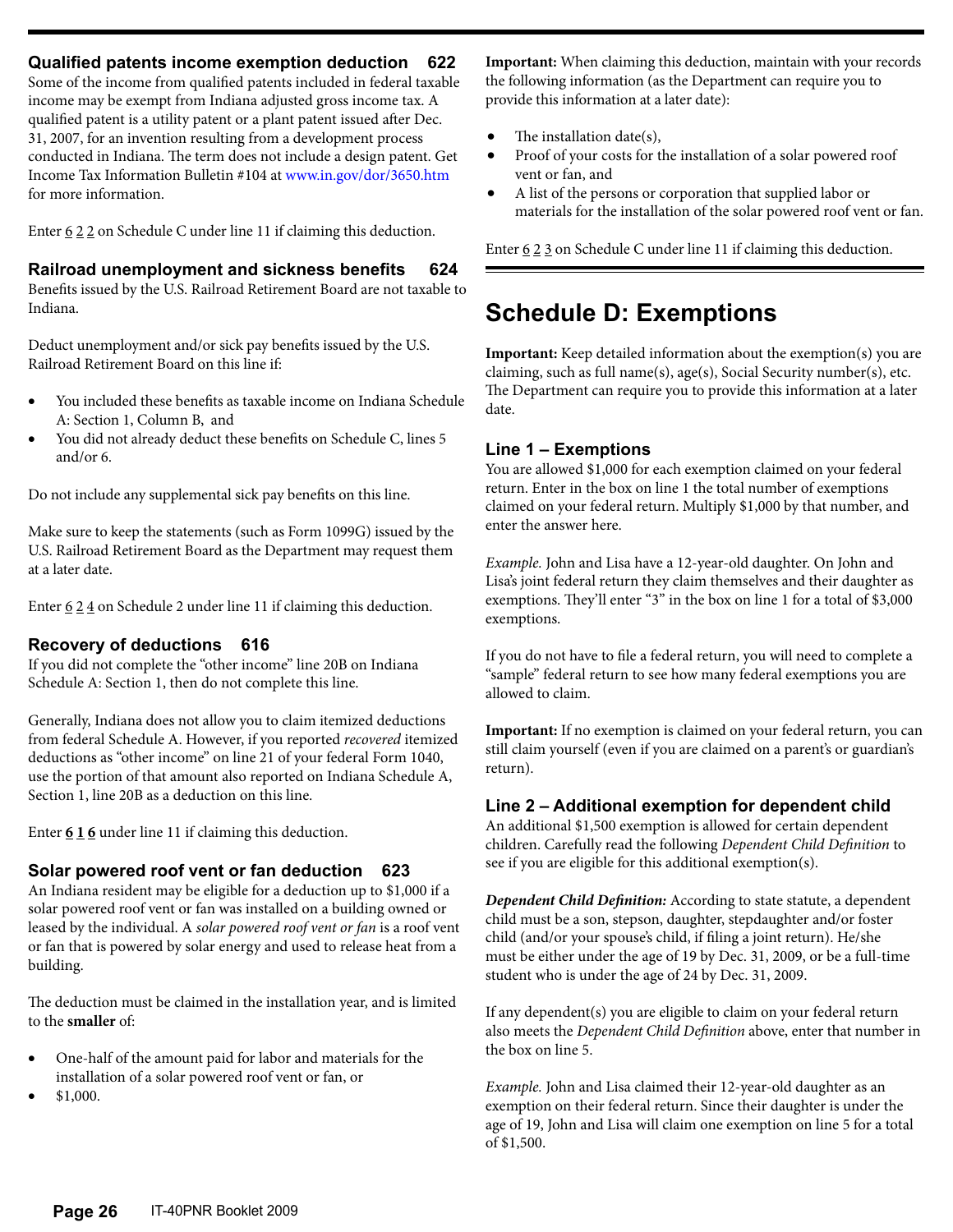### Qualified patents income exemption deduction 622

Some of the income from qualified patents included in federal taxable income may be exempt from Indiana adjusted gross income tax. A qualified patent is a utility patent or a plant patent issued after Dec. 31, 2007, for an invention resulting from a development process conducted in Indiana. The term does not include a design patent. Get Income Tax Information Bulletin #104 at www.in.gov/dor/3650.htm for more information.

Enter 6 2 2 on Schedule C under line 11 if claiming this deduction.

### Railroad unemployment and sickness benefits 624

Benefits issued by the U.S. Railroad Retirement Board are not taxable to Indiana.

Deduct unemployment and/or sick pay benefits issued by the U.S. Railroad Retirement Board on this line if:

- You included these benefits as taxable income on Indiana Schedule A: Section 1, Column B, and
- You did not already deduct these benefits on Schedule C, lines 5 and/or 6.

Do not include any supplemental sick pay benefits on this line.

Make sure to keep the statements (such as Form 1099G) issued by the U.S. Railroad Retirement Board as the Department may request them at a later date.

Enter 6 2 4 on Schedule 2 under line 11 if claiming this deduction.

### Recovery of deductions 616

If you did not complete the "other income" line 20B on Indiana Schedule A: Section 1, then do not complete this line.

Generally, Indiana does not allow you to claim itemized deductions from federal Schedule A. However, if you reported *recovered* itemized deductions as "other income" on line 21 of your federal Form 1040, use the portion of that amount also reported on Indiana Schedule A, Section 1, line 20B as a deduction on this line.

Enter **6 1 6** under line 11 if claiming this deduction.

### Solar powered roof vent or fan deduction 623

An Indiana resident may be eligible for a deduction up to $1,000 if a solar powered roof vent or fan was installed on a building owned or leased by the individual. A *solar powered roof vent or fan* is a roof vent or fan that is powered by solar energy and used to release heat from a building.

The deduction must be claimed in the installation year, and is limited to the **smaller** of:

- One-half of the amount paid for labor and materials for the installation of a solar powered roof vent or fan, or
- $1,000.

**Important:** When claiming this deduction, maintain with your records the following information (as the Department can require you to provide this information at a later date):

- The installation date(s),
- Proof of your costs for the installation of a solar powered roof vent or fan, and
- A list of the persons or corporation that supplied labor or materials for the installation of the solar powered roof vent or fan.

Enter 6 2 3 on Schedule C under line 11 if claiming this deduction.

# Schedule D: Exemptions

**Important:** Keep detailed information about the exemption(s) you are claiming, such as full name(s), age(s), Social Security number(s), etc. The Department can require you to provide this information at a later date.

### Line 1 – Exemptions

You are allowed $1,000 for each exemption claimed on your federal return. Enter in the box on line 1 the total number of exemptions claimed on your federal return. Multiply $1,000 by that number, and enter the answer here.

*Example.* John and Lisa have a 12-year-old daughter. On John and Lisa's joint federal return they claim themselves and their daughter as exemptions. They'll enter "3" in the box on line 1 for a total of $3,000 exemptions.

If you do not have to file a federal return, you will need to complete a "sample" federal return to see how many federal exemptions you are allowed to claim.

**Important:** If no exemption is claimed on your federal return, you can still claim yourself (even if you are claimed on a parent's or guardian's return).

### Line 2 – Additional exemption for dependent child

An additional $1,500 exemption is allowed for certain dependent children. Carefully read the following *Dependent Child Definition* to see if you are eligible for this additional exemption(s).

***Dependent Child Definition:*** According to state statute, a dependent child must be a son, stepson, daughter, stepdaughter and/or foster child (and/or your spouse's child, if filing a joint return). He/she must be either under the age of 19 by Dec. 31, 2009, or be a full-time student who is under the age of 24 by Dec. 31, 2009.

If any dependent(s) you are eligible to claim on your federal return also meets the *Dependent Child Definition* above, enter that number in the box on line 5.

*Example.* John and Lisa claimed their 12-year-old daughter as an exemption on their federal return. Since their daughter is under the age of 19, John and Lisa will claim one exemption on line 5 for a total of $1,500.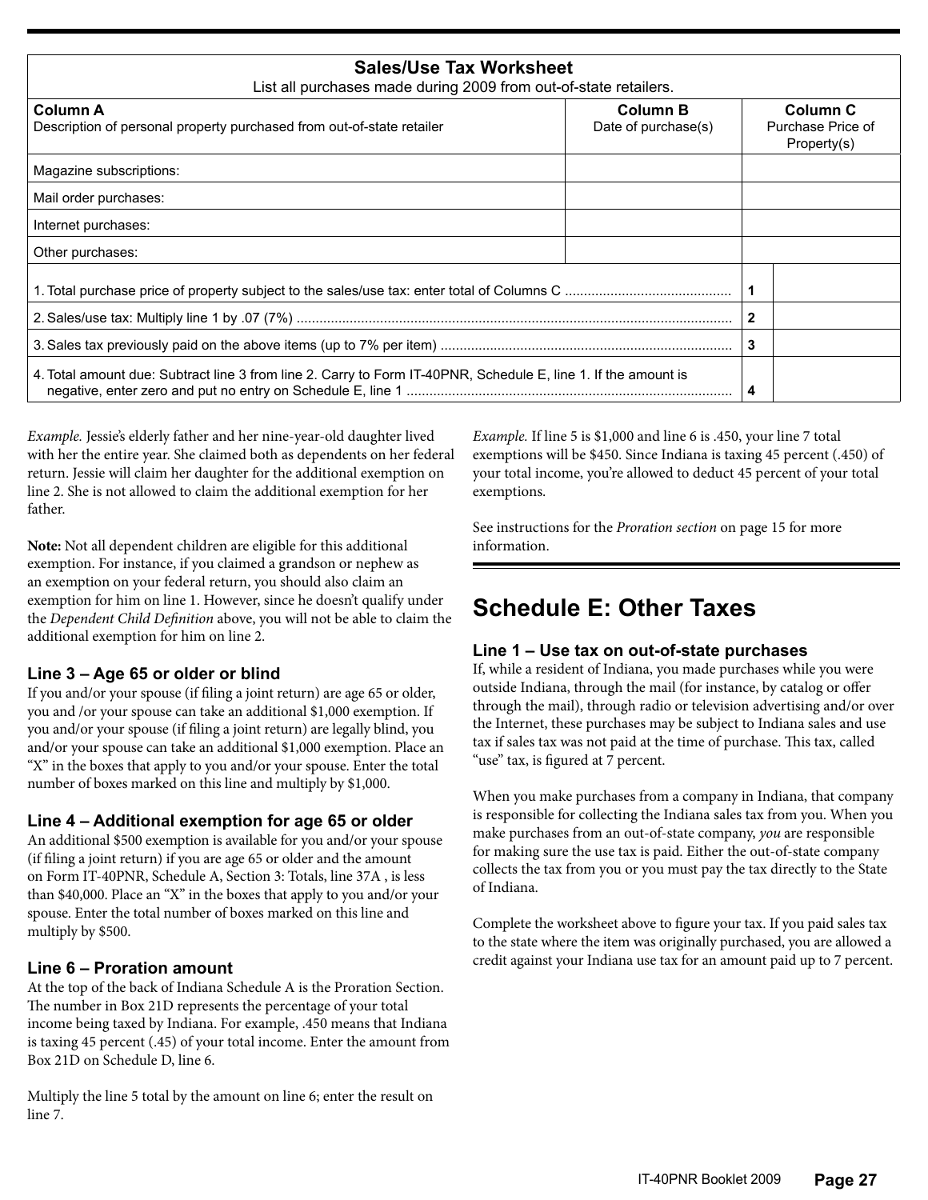## Sales/Use Tax Worksheet

List all purchases made during 2009 from out-of-state retailers.

| Column A<br>Description of personal property purchased from out-of-state retailer | Column B<br>Date of purchase(s) | Column C<br>Purchase Price of Property(s) | |
|---|---|---|---|
| Magazine subscriptions: | | | |
| Mail order purchases: | | | |
| Internet purchases: | | | |
| Other purchases: | | | |
| 1. Total purchase price of property subject to the sales/use tax: enter total of Columns C | | 1 | |
| 2. Sales/use tax: Multiply line 1 by .07 (7%) | | 2 | |
| 3. Sales tax previously paid on the above items (up to 7% per item) | | 3 | |
| 4. Total amount due: Subtract line 3 from line 2. Carry to Form IT-40PNR, Schedule E, line 1. If the amount is negative, enter zero and put no entry on Schedule E, line 1 | | 4 | |

*Example.* Jessie's elderly father and her nine-year-old daughter lived with her the entire year. She claimed both as dependents on her federal return. Jessie will claim her daughter for the additional exemption on line 2. She is not allowed to claim the additional exemption for her father.

**Note:** Not all dependent children are eligible for this additional exemption. For instance, if you claimed a grandson or nephew as an exemption on your federal return, you should also claim an exemption for him on line 1. However, since he doesn't qualify under the *Dependent Child Definition* above, you will not be able to claim the additional exemption for him on line 2.

### Line 3 – Age 65 or older or blind

If you and/or your spouse (if filing a joint return) are age 65 or older, you and /or your spouse can take an additional $1,000 exemption. If you and/or your spouse (if filing a joint return) are legally blind, you and/or your spouse can take an additional $1,000 exemption. Place an "X" in the boxes that apply to you and/or your spouse. Enter the total number of boxes marked on this line and multiply by $1,000.

### Line 4 – Additional exemption for age 65 or older

An additional $500 exemption is available for you and/or your spouse (if filing a joint return) if you are age 65 or older and the amount on Form IT-40PNR, Schedule A, Section 3: Totals, line 37A , is less than $40,000. Place an "X" in the boxes that apply to you and/or your spouse. Enter the total number of boxes marked on this line and multiply by $500.

### Line 6 – Proration amount

At the top of the back of Indiana Schedule A is the Proration Section. The number in Box 21D represents the percentage of your total income being taxed by Indiana. For example, .450 means that Indiana is taxing 45 percent (.45) of your total income. Enter the amount from Box 21D on Schedule D, line 6.

Multiply the line 5 total by the amount on line 6; enter the result on line 7.

*Example.* If line 5 is $1,000 and line 6 is .450, your line 7 total exemptions will be $450. Since Indiana is taxing 45 percent (.450) of your total income, you're allowed to deduct 45 percent of your total exemptions.

See instructions for the *Proration section* on page 15 for more information.

## Schedule E: Other Taxes

### Line 1 – Use tax on out-of-state purchases

If, while a resident of Indiana, you made purchases while you were outside Indiana, through the mail (for instance, by catalog or offer through the mail), through radio or television advertising and/or over the Internet, these purchases may be subject to Indiana sales and use tax if sales tax was not paid at the time of purchase. This tax, called "use" tax, is figured at 7 percent.

When you make purchases from a company in Indiana, that company is responsible for collecting the Indiana sales tax from you. When you make purchases from an out-of-state company, *you* are responsible for making sure the use tax is paid. Either the out-of-state company collects the tax from you or you must pay the tax directly to the State of Indiana.

Complete the worksheet above to figure your tax. If you paid sales tax to the state where the item was originally purchased, you are allowed a credit against your Indiana use tax for an amount paid up to 7 percent.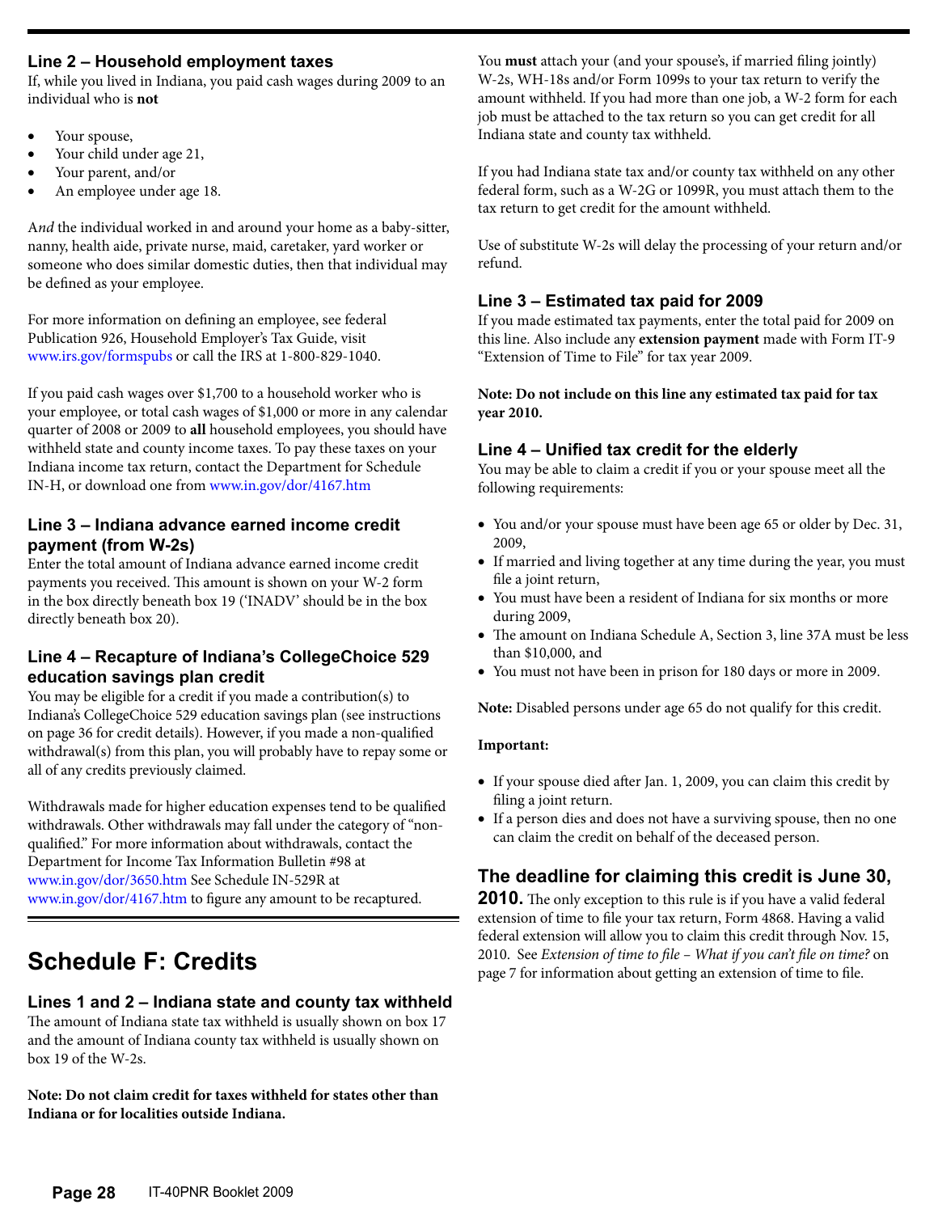### Line 2 – Household employment taxes

If, while you lived in Indiana, you paid cash wages during 2009 to an individual who is **not**

- Your spouse,
- Your child under age 21,
- Your parent, and/or
- An employee under age 18.

A*nd* the individual worked in and around your home as a baby-sitter, nanny, health aide, private nurse, maid, caretaker, yard worker or someone who does similar domestic duties, then that individual may be defined as your employee.

For more information on defining an employee, see federal Publication 926, Household Employer's Tax Guide, visit www.irs.gov/formspubs or call the IRS at 1-800-829-1040.

If you paid cash wages over $1,700 to a household worker who is your employee, or total cash wages of $1,000 or more in any calendar quarter of 2008 or 2009 to **all** household employees, you should have withheld state and county income taxes. To pay these taxes on your Indiana income tax return, contact the Department for Schedule IN-H, or download one from www.in.gov/dor/4167.htm

### Line 3 – Indiana advance earned income credit payment (from W-2s)

Enter the total amount of Indiana advance earned income credit payments you received. This amount is shown on your W-2 form in the box directly beneath box 19 ('INADV' should be in the box directly beneath box 20).

### Line 4 – Recapture of Indiana's CollegeChoice 529 education savings plan credit

You may be eligible for a credit if you made a contribution(s) to Indiana's CollegeChoice 529 education savings plan (see instructions on page 36 for credit details). However, if you made a non-qualified withdrawal(s) from this plan, you will probably have to repay some or all of any credits previously claimed.

Withdrawals made for higher education expenses tend to be qualified withdrawals. Other withdrawals may fall under the category of "non-qualified." For more information about withdrawals, contact the Department for Income Tax Information Bulletin #98 at www.in.gov/dor/3650.htm See Schedule IN-529R at www.in.gov/dor/4167.htm to figure any amount to be recaptured.

## Schedule F: Credits

### Lines 1 and 2 – Indiana state and county tax withheld

The amount of Indiana state tax withheld is usually shown on box 17 and the amount of Indiana county tax withheld is usually shown on box 19 of the W-2s.

**Note: Do not claim credit for taxes withheld for states other than Indiana or for localities outside Indiana.**

You **must** attach your (and your spouse's, if married filing jointly) W-2s, WH-18s and/or Form 1099s to your tax return to verify the amount withheld. If you had more than one job, a W-2 form for each job must be attached to the tax return so you can get credit for all Indiana state and county tax withheld.

If you had Indiana state tax and/or county tax withheld on any other federal form, such as a W-2G or 1099R, you must attach them to the tax return to get credit for the amount withheld.

Use of substitute W-2s will delay the processing of your return and/or refund.

### Line 3 – Estimated tax paid for 2009

If you made estimated tax payments, enter the total paid for 2009 on this line. Also include any **extension payment** made with Form IT-9 "Extension of Time to File" for tax year 2009.

**Note: Do not include on this line any estimated tax paid for tax year 2010.**

### Line 4 – Unified tax credit for the elderly

You may be able to claim a credit if you or your spouse meet all the following requirements:

- You and/or your spouse must have been age 65 or older by Dec. 31, 2009,
- If married and living together at any time during the year, you must file a joint return,
- You must have been a resident of Indiana for six months or more during 2009,
- The amount on Indiana Schedule A, Section 3, line 37A must be less than $10,000, and
- You must not have been in prison for 180 days or more in 2009.

**Note:** Disabled persons under age 65 do not qualify for this credit.

**Important:**

- If your spouse died after Jan. 1, 2009, you can claim this credit by filing a joint return.
- If a person dies and does not have a surviving spouse, then no one can claim the credit on behalf of the deceased person.

**The deadline for claiming this credit is June 30, 2010.** The only exception to this rule is if you have a valid federal extension of time to file your tax return, Form 4868. Having a valid federal extension will allow you to claim this credit through Nov. 15, 2010. See *Extension of time to file – What if you can't file on time?* on page 7 for information about getting an extension of time to file.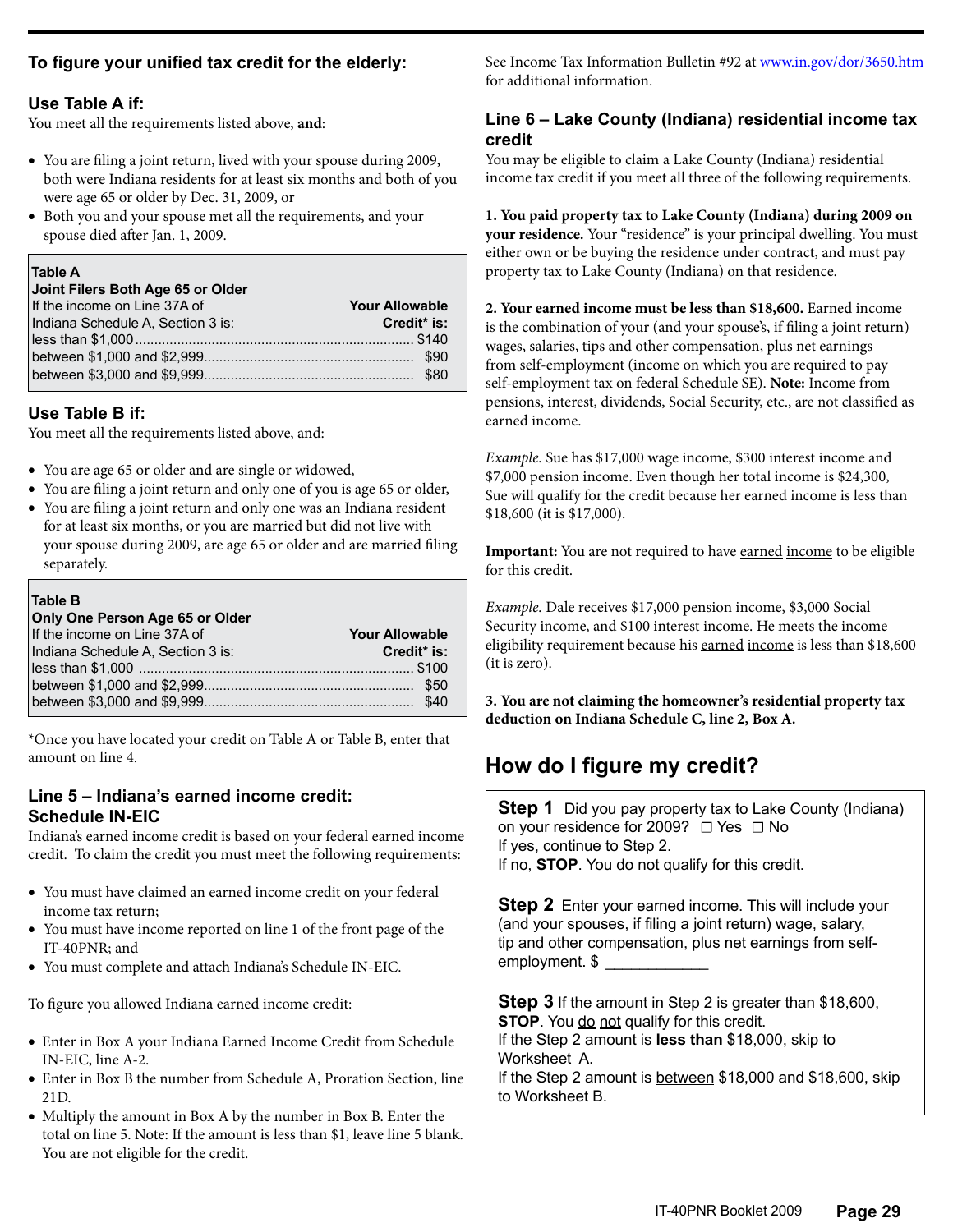### To figure your unified tax credit for the elderly:

### Use Table A if:

You meet all the requirements listed above, **and**:

- You are filing a joint return, lived with your spouse during 2009, both were Indiana residents for at least six months and both of you were age 65 or older by Dec. 31, 2009, or
- Both you and your spouse met all the requirements, and your spouse died after Jan. 1, 2009.

**Table A**
**Joint Filers Both Age 65 or Older**

| If the income on Line 37A of Indiana Schedule A, Section 3 is: | **Your Allowable Credit* is:** |
|---|---|
| less than $1,000 | $140 |
| between $1,000 and $2,999 | $90 |
| between $3,000 and $9,999 | $80 |

### Use Table B if:

You meet all the requirements listed above, and:

- You are age 65 or older and are single or widowed,
- You are filing a joint return and only one of you is age 65 or older,
- You are filing a joint return and only one was an Indiana resident for at least six months, or you are married but did not live with your spouse during 2009, are age 65 or older and are married filing separately.

**Table B**
**Only One Person Age 65 or Older**

| If the income on Line 37A of Indiana Schedule A, Section 3 is: | **Your Allowable Credit* is:** |
|---|---|
| less than $1,000 | $100 |
| between $1,000 and $2,999 | $50 |
| between $3,000 and $9,999 | $40 |

*Once you have located your credit on Table A or Table B, enter that amount on line 4.

### Line 5 – Indiana's earned income credit: Schedule IN-EIC

Indiana's earned income credit is based on your federal earned income credit. To claim the credit you must meet the following requirements:

- You must have claimed an earned income credit on your federal income tax return;
- You must have income reported on line 1 of the front page of the IT-40PNR; and
- You must complete and attach Indiana's Schedule IN-EIC.

To figure you allowed Indiana earned income credit:

- Enter in Box A your Indiana Earned Income Credit from Schedule IN-EIC, line A-2.
- Enter in Box B the number from Schedule A, Proration Section, line 21D.
- Multiply the amount in Box A by the number in Box B. Enter the total on line 5. Note: If the amount is less than $1, leave line 5 blank. You are not eligible for the credit.

See Income Tax Information Bulletin #92 at www.in.gov/dor/3650.htm for additional information.

### Line 6 – Lake County (Indiana) residential income tax credit

You may be eligible to claim a Lake County (Indiana) residential income tax credit if you meet all three of the following requirements.

**1. You paid property tax to Lake County (Indiana) during 2009 on your residence.** Your "residence" is your principal dwelling. You must either own or be buying the residence under contract, and must pay property tax to Lake County (Indiana) on that residence.

**2. Your earned income must be less than $18,600.** Earned income is the combination of your (and your spouse's, if filing a joint return) wages, salaries, tips and other compensation, plus net earnings from self-employment (income on which you are required to pay self-employment tax on federal Schedule SE). **Note:** Income from pensions, interest, dividends, Social Security, etc., are not classified as earned income.

*Example.* Sue has $17,000 wage income, $300 interest income and $7,000 pension income. Even though her total income is $24,300, Sue will qualify for the credit because her earned income is less than $18,600 (it is $17,000).

**Important:** You are not required to have earned income to be eligible for this credit.

*Example.* Dale receives $17,000 pension income, $3,000 Social Security income, and $100 interest income. He meets the income eligibility requirement because his earned income is less than $18,600 (it is zero).

**3. You are not claiming the homeowner's residential property tax deduction on Indiana Schedule C, line 2, Box A.**

## How do I figure my credit?

**Step 1** Did you pay property tax to Lake County (Indiana) on your residence for 2009? ☐ Yes ☐ No
If yes, continue to Step 2.
If no, **STOP**. You do not qualify for this credit.

**Step 2** Enter your earned income. This will include your (and your spouses, if filing a joint return) wage, salary, tip and other compensation, plus net earnings from self-employment. $ ____________

**Step 3** If the amount in Step 2 is greater than $18,600, **STOP**. You do not qualify for this credit.
If the Step 2 amount is **less than** $18,000, skip to Worksheet A.
If the Step 2 amount is between $18,000 and $18,600, skip to Worksheet B.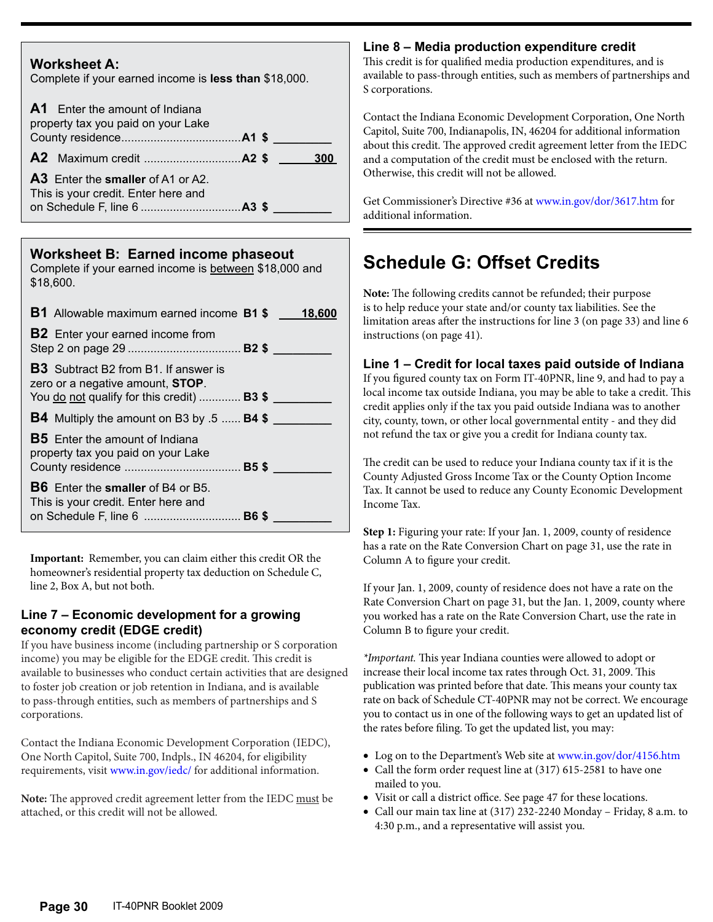### Worksheet A:

Complete if your earned income is **less than** $18,000.

**A1** Enter the amount of Indiana property tax you paid on your Lake County residence....................................**A1** $ ________

**A2** Maximum credit .............................**A2** $ ____300____

**A3** Enter the **smaller** of A1 or A2. This is your credit. Enter here and on Schedule F, line 6 ..............................**A3** $ ________

### Worksheet B: Earned income phaseout

Complete if your earned income is between $18,000 and $18,600.

**B1** Allowable maximum earned income **B1** $ ____18,600____

**B2** Enter your earned income from Step 2 on page 29 .................................. **B2** $ ________

**B3** Subtract B2 from B1. If answer is zero or a negative amount, **STOP**. You do not qualify for this credit) ............ **B3** $ ________

**B4** Multiply the amount on B3 by .5 ...... **B4** $ ________

**B5** Enter the amount of Indiana property tax you paid on your Lake County residence ................................... **B5** $ ________

**B6** Enter the **smaller** of B4 or B5. This is your credit. Enter here and on Schedule F, line 6 ............................. **B6** $ ________

**Important:** Remember, you can claim either this credit OR the homeowner's residential property tax deduction on Schedule C, line 2, Box A, but not both.

### Line 7 – Economic development for a growing economy credit (EDGE credit)

If you have business income (including partnership or S corporation income) you may be eligible for the EDGE credit. This credit is available to businesses who conduct certain activities that are designed to foster job creation or job retention in Indiana, and is available to pass-through entities, such as members of partnerships and S corporations.

Contact the Indiana Economic Development Corporation (IEDC), One North Capitol, Suite 700, Indpls., IN 46204, for eligibility requirements, visit www.in.gov/iedc/ for additional information.

**Note:** The approved credit agreement letter from the IEDC must be attached, or this credit will not be allowed.

### Line 8 – Media production expenditure credit

This credit is for qualified media production expenditures, and is available to pass-through entities, such as members of partnerships and S corporations.

Contact the Indiana Economic Development Corporation, One North Capitol, Suite 700, Indianapolis, IN, 46204 for additional information about this credit. The approved credit agreement letter from the IEDC and a computation of the credit must be enclosed with the return. Otherwise, this credit will not be allowed.

Get Commissioner's Directive #36 at www.in.gov/dor/3617.htm for additional information.

## Schedule G: Offset Credits

**Note:** The following credits cannot be refunded; their purpose is to help reduce your state and/or county tax liabilities. See the limitation areas after the instructions for line 3 (on page 33) and line 6 instructions (on page 41).

### Line 1 – Credit for local taxes paid outside of Indiana

If you figured county tax on Form IT-40PNR, line 9, and had to pay a local income tax outside Indiana, you may be able to take a credit. This credit applies only if the tax you paid outside Indiana was to another city, county, town, or other local governmental entity - and they did not refund the tax or give you a credit for Indiana county tax.

The credit can be used to reduce your Indiana county tax if it is the County Adjusted Gross Income Tax or the County Option Income Tax. It cannot be used to reduce any County Economic Development Income Tax.

**Step 1:** Figuring your rate: If your Jan. 1, 2009, county of residence has a rate on the Rate Conversion Chart on page 31, use the rate in Column A to figure your credit.

If your Jan. 1, 2009, county of residence does not have a rate on the Rate Conversion Chart on page 31, but the Jan. 1, 2009, county where you worked has a rate on the Rate Conversion Chart, use the rate in Column B to figure your credit.

**Important.* This year Indiana counties were allowed to adopt or increase their local income tax rates through Oct. 31, 2009. This publication was printed before that date. This means your county tax rate on back of Schedule CT-40PNR may not be correct. We encourage you to contact us in one of the following ways to get an updated list of the rates before filing. To get the updated list, you may:

- Log on to the Department's Web site at www.in.gov/dor/4156.htm
- Call the form order request line at (317) 615-2581 to have one mailed to you.
- Visit or call a district office. See page 47 for these locations.
- Call our main tax line at (317) 232-2240 Monday – Friday, 8 a.m. to 4:30 p.m., and a representative will assist you.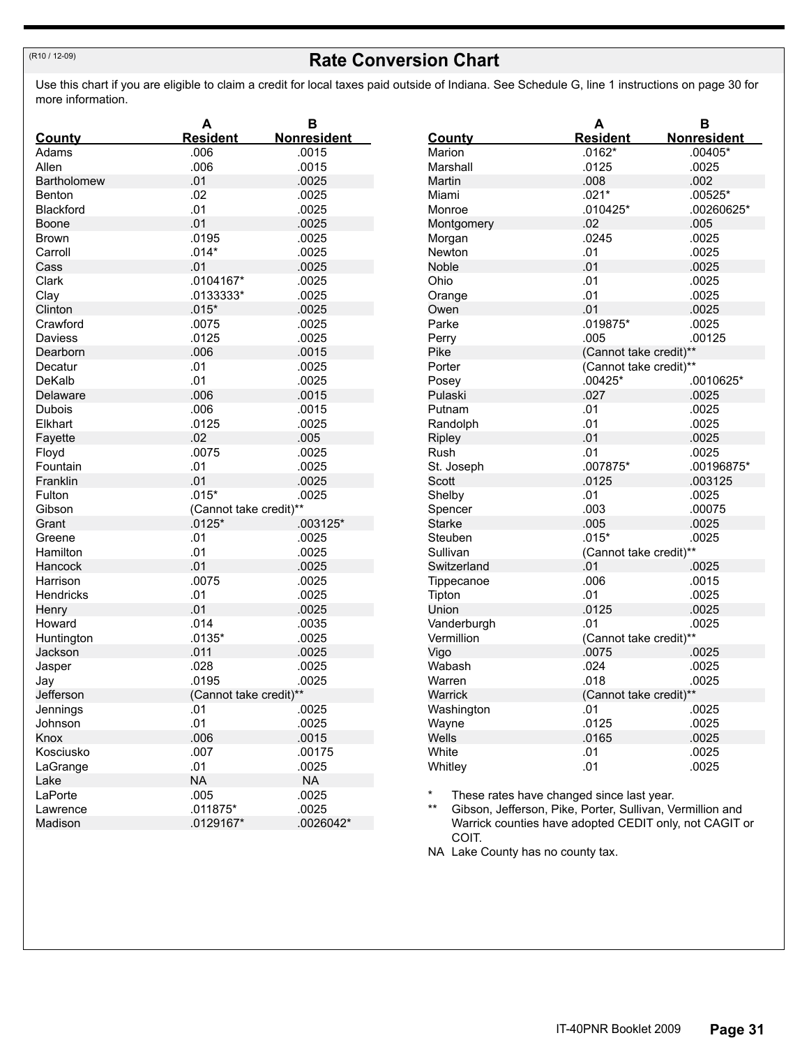(R10 / 12-09)

# Rate Conversion Chart

Use this chart if you are eligible to claim a credit for local taxes paid outside of Indiana. See Schedule G, line 1 instructions on page 30 for more information.

| County | A Resident | B Nonresident |
|---|---|---|
| Adams | .006 | .0015 |
| Allen | .006 | .0015 |
| Bartholomew | .01 | .0025 |
| Benton | .02 | .0025 |
| Blackford | .01 | .0025 |
| Boone | .01 | .0025 |
| Brown | .0195 | .0025 |
| Carroll | .014* | .0025 |
| Cass | .01 | .0025 |
| Clark | .0104167* | .0025 |
| Clay | .0133333* | .0025 |
| Clinton | .015* | .0025 |
| Crawford | .0075 | .0025 |
| Daviess | .0125 | .0025 |
| Dearborn | .006 | .0015 |
| Decatur | .01 | .0025 |
| DeKalb | .01 | .0025 |
| Delaware | .006 | .0015 |
| Dubois | .006 | .0015 |
| Elkhart | .0125 | .0025 |
| Fayette | .02 | .005 |
| Floyd | .0075 | .0025 |
| Fountain | .01 | .0025 |
| Franklin | .01 | .0025 |
| Fulton | .015* | .0025 |
| Gibson | (Cannot take credit)** | |
| Grant | .0125* | .003125* |
| Greene | .01 | .0025 |
| Hamilton | .01 | .0025 |
| Hancock | .01 | .0025 |
| Harrison | .0075 | .0025 |
| Hendricks | .01 | .0025 |
| Henry | .01 | .0025 |
| Howard | .014 | .0035 |
| Huntington | .0135* | .0025 |
| Jackson | .011 | .0025 |
| Jasper | .028 | .0025 |
| Jay | .0195 | .0025 |
| Jefferson | (Cannot take credit)** | |
| Jennings | .01 | .0025 |
| Johnson | .01 | .0025 |
| Knox | .006 | .0015 |
| Kosciusko | .007 | .00175 |
| LaGrange | .01 | .0025 |
| Lake | NA | NA |
| LaPorte | .005 | .0025 |
| Lawrence | .011875* | .0025 |
| Madison | .0129167* | .0026042* |
| Marion | .0162* | .00405* |
| Marshall | .0125 | .0025 |
| Martin | .008 | .002 |
| Miami | .021* | .00525* |
| Monroe | .010425* | .00260625* |
| Montgomery | .02 | .005 |
| Morgan | .0245 | .0025 |
| Newton | .01 | .0025 |
| Noble | .01 | .0025 |
| Ohio | .01 | .0025 |
| Orange | .01 | .0025 |
| Owen | .01 | .0025 |
| Parke | .019875* | .0025 |
| Perry | .005 | .00125 |
| Pike | (Cannot take credit)** | |
| Porter | (Cannot take credit)** | |
| Posey | .00425* | .0010625* |
| Pulaski | .027 | .0025 |
| Putnam | .01 | .0025 |
| Randolph | .01 | .0025 |
| Ripley | .01 | .0025 |
| Rush | .01 | .0025 |
| St. Joseph | .007875* | .00196875* |
| Scott | .0125 | .003125 |
| Shelby | .01 | .0025 |
| Spencer | .003 | .00075 |
| Starke | .005 | .0025 |
| Steuben | .015* | .0025 |
| Sullivan | (Cannot take credit)** | |
| Switzerland | .01 | .0025 |
| Tippecanoe | .006 | .0015 |
| Tipton | .01 | .0025 |
| Union | .0125 | .0025 |
| Vanderburgh | .01 | .0025 |
| Vermillion | (Cannot take credit)** | |
| Vigo | .0075 | .0025 |
| Wabash | .024 | .0025 |
| Warren | .018 | .0025 |
| Warrick | (Cannot take credit)** | |
| Washington | .01 | .0025 |
| Wayne | .0125 | .0025 |
| Wells | .0165 | .0025 |
| White | .01 | .0025 |
| Whitley | .01 | .0025 |

\* These rates have changed since last year.

\** Gibson, Jefferson, Pike, Porter, Sullivan, Vermillion and Warrick counties have adopted CEDIT only, not CAGIT or COIT.

NA Lake County has no county tax.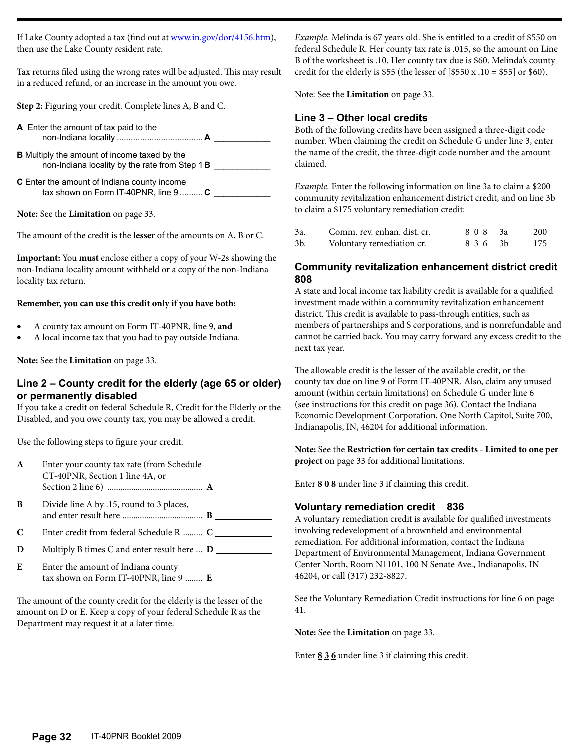If Lake County adopted a tax (find out at www.in.gov/dor/4156.htm), then use the Lake County resident rate.

Tax returns filed using the wrong rates will be adjusted. This may result in a reduced refund, or an increase in the amount you owe.

**Step 2:** Figuring your credit. Complete lines A, B and C.

**A** Enter the amount of tax paid to the non-Indiana locality ..................................... **A** ____________

**B** Multiply the amount of income taxed by the non-Indiana locality by the rate from Step 1 **B** ____________

**C** Enter the amount of Indiana county income tax shown on Form IT-40PNR, line 9 .......... **C** ____________

**Note:** See the **Limitation** on page 33.

The amount of the credit is the **lesser** of the amounts on A, B or C.

**Important:** You **must** enclose either a copy of your W-2s showing the non-Indiana locality amount withheld or a copy of the non-Indiana locality tax return.

**Remember, you can use this credit only if you have both:**

- A county tax amount on Form IT-40PNR, line 9, **and**
- A local income tax that you had to pay outside Indiana.

**Note:** See the **Limitation** on page 33.

## Line 2 – County credit for the elderly (age 65 or older) or permanently disabled

If you take a credit on federal Schedule R, Credit for the Elderly or the Disabled, and you owe county tax, you may be allowed a credit.

Use the following steps to figure your credit.

**A** Enter your county tax rate (from Schedule CT-40PNR, Section 1 line 4A, or Section 2 line 6) ........................................... **A** ____________

**B** Divide line A by .15, round to 3 places, and enter result here ..................................... **B** ____________

**C** Enter credit from federal Schedule R ......... **C** ____________

**D** Multiply B times C and enter result here ... **D** ____________

**E** Enter the amount of Indiana county tax shown on Form IT-40PNR, line 9 ........ **E** ____________

The amount of the county credit for the elderly is the lesser of the amount on D or E. Keep a copy of your federal Schedule R as the Department may request it at a later time.

*Example.* Melinda is 67 years old. She is entitled to a credit of $550 on federal Schedule R. Her county tax rate is .015, so the amount on Line B of the worksheet is .10. Her county tax due is $60. Melinda's county credit for the elderly is $55 (the lesser of [$550 x .10 = $55] or $60).

Note: See the **Limitation** on page 33.

## Line 3 – Other local credits

Both of the following credits have been assigned a three-digit code number. When claiming the credit on Schedule G under line 3, enter the name of the credit, the three-digit code number and the amount claimed.

*Example.* Enter the following information on line 3a to claim a $200 community revitalization enhancement district credit, and on line 3b to claim a $175 voluntary remediation credit:

| | | | | |
|---|---|---|---|---|
| 3a. | Comm. rev. enhan. dist. cr. | 8 0 8 | 3a | 200 |
| 3b. | Voluntary remediation cr. | 8 3 6 | 3b | 175 |

### Community revitalization enhancement district credit 808

A state and local income tax liability credit is available for a qualified investment made within a community revitalization enhancement district. This credit is available to pass-through entities, such as members of partnerships and S corporations, and is nonrefundable and cannot be carried back. You may carry forward any excess credit to the next tax year.

The allowable credit is the lesser of the available credit, or the county tax due on line 9 of Form IT-40PNR. Also, claim any unused amount (within certain limitations) on Schedule G under line 6 (see instructions for this credit on page 36). Contact the Indiana Economic Development Corporation, One North Capitol, Suite 700, Indianapolis, IN, 46204 for additional information.

**Note:** See the **Restriction for certain tax credits** - **Limited to one per project** on page 33 for additional limitations.

Enter **8 0 8** under line 3 if claiming this credit.

### Voluntary remediation credit 836

A voluntary remediation credit is available for qualified investments involving redevelopment of a brownfield and environmental remediation. For additional information, contact the Indiana Department of Environmental Management, Indiana Government Center North, Room N1101, 100 N Senate Ave., Indianapolis, IN 46204, or call (317) 232-8827.

See the Voluntary Remediation Credit instructions for line 6 on page 41.

**Note:** See the **Limitation** on page 33.

Enter **8 3 6** under line 3 if claiming this credit.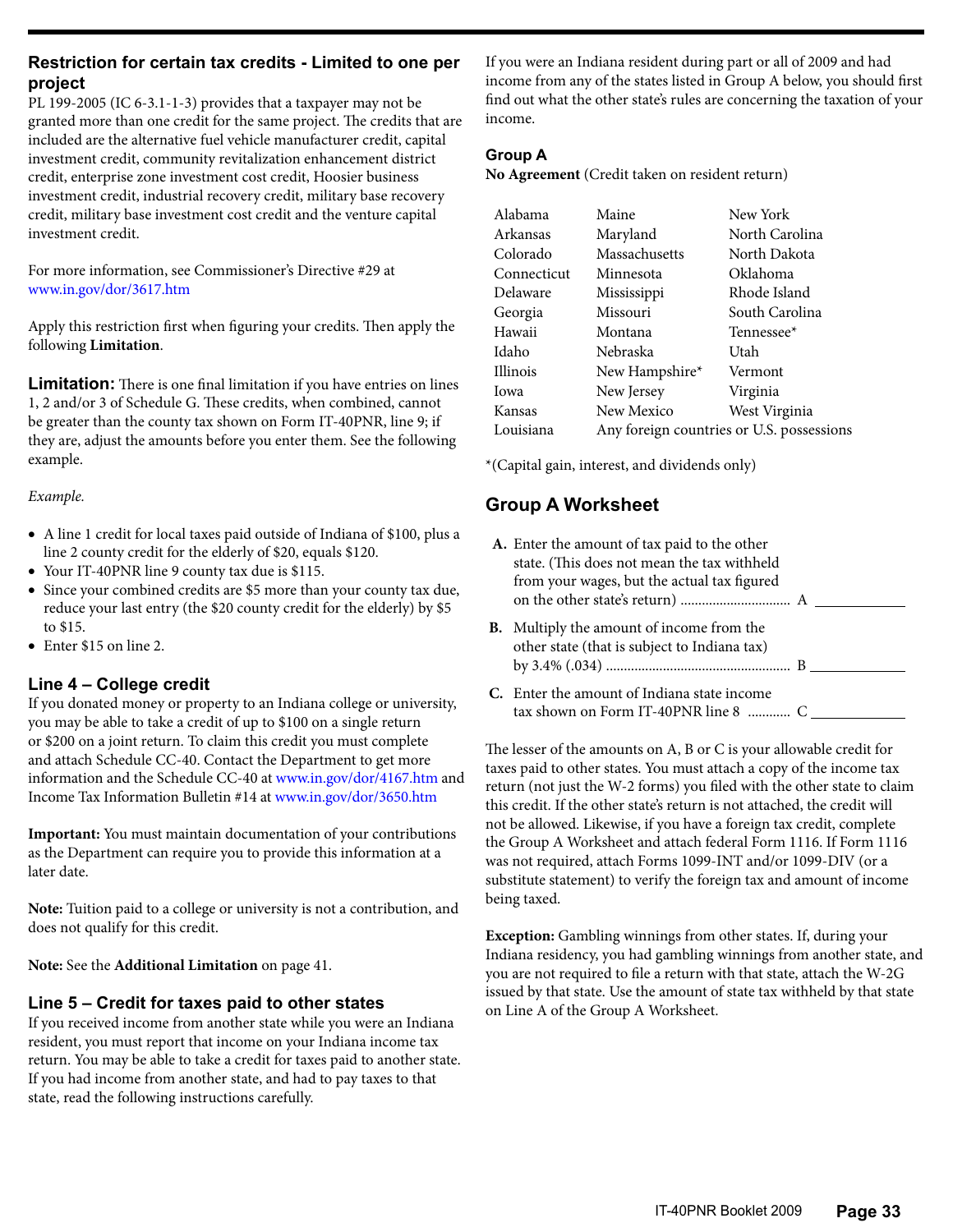## Restriction for certain tax credits - Limited to one per project

PL 199-2005 (IC 6-3.1-1-3) provides that a taxpayer may not be granted more than one credit for the same project. The credits that are included are the alternative fuel vehicle manufacturer credit, capital investment credit, community revitalization enhancement district credit, enterprise zone investment cost credit, Hoosier business investment credit, industrial recovery credit, military base recovery credit, military base investment cost credit and the venture capital investment credit.

For more information, see Commissioner's Directive #29 at www.in.gov/dor/3617.htm

Apply this restriction first when figuring your credits. Then apply the following **Limitation**.

**Limitation:** There is one final limitation if you have entries on lines 1, 2 and/or 3 of Schedule G. These credits, when combined, cannot be greater than the county tax shown on Form IT-40PNR, line 9; if they are, adjust the amounts before you enter them. See the following example.

*Example.*

- A line 1 credit for local taxes paid outside of Indiana of $100, plus a line 2 county credit for the elderly of $20, equals $120.
- Your IT-40PNR line 9 county tax due is $115.
- Since your combined credits are $5 more than your county tax due, reduce your last entry (the $20 county credit for the elderly) by $5 to $15.
- Enter $15 on line 2.

## Line 4 – College credit

If you donated money or property to an Indiana college or university, you may be able to take a credit of up to $100 on a single return or $200 on a joint return. To claim this credit you must complete and attach Schedule CC-40. Contact the Department to get more information and the Schedule CC-40 at www.in.gov/dor/4167.htm and Income Tax Information Bulletin #14 at www.in.gov/dor/3650.htm

**Important:** You must maintain documentation of your contributions as the Department can require you to provide this information at a later date.

**Note:** Tuition paid to a college or university is not a contribution, and does not qualify for this credit.

**Note:** See the **Additional Limitation** on page 41.

## Line 5 – Credit for taxes paid to other states

If you received income from another state while you were an Indiana resident, you must report that income on your Indiana income tax return. You may be able to take a credit for taxes paid to another state. If you had income from another state, and had to pay taxes to that state, read the following instructions carefully.

If you were an Indiana resident during part or all of 2009 and had income from any of the states listed in Group A below, you should first find out what the other state's rules are concerning the taxation of your income.

### Group A

**No Agreement** (Credit taken on resident return)

| | | |
|---|---|---|
| Alabama | Maine | New York |
| Arkansas | Maryland | North Carolina |
| Colorado | Massachusetts | North Dakota |
| Connecticut | Minnesota | Oklahoma |
| Delaware | Mississippi | Rhode Island |
| Georgia | Missouri | South Carolina |
| Hawaii | Montana | Tennessee* |
| Idaho | Nebraska | Utah |
| Illinois | New Hampshire* | Vermont |
| Iowa | New Jersey | Virginia |
| Kansas | New Mexico | West Virginia |
| Louisiana | Any foreign countries or U.S. possessions | |

*(Capital gain, interest, and dividends only)

## Group A Worksheet

**A.** Enter the amount of tax paid to the other state. (This does not mean the tax withheld from your wages, but the actual tax figured on the other state's return) .............................. A ____________

**B.** Multiply the amount of income from the other state (that is subject to Indiana tax) by 3.4% (.034) .................................................. B ____________

**C.** Enter the amount of Indiana state income tax shown on Form IT-40PNR line 8 ........... C ____________

The lesser of the amounts on A, B or C is your allowable credit for taxes paid to other states. You must attach a copy of the income tax return (not just the W-2 forms) you filed with the other state to claim this credit. If the other state's return is not attached, the credit will not be allowed. Likewise, if you have a foreign tax credit, complete the Group A Worksheet and attach federal Form 1116. If Form 1116 was not required, attach Forms 1099-INT and/or 1099-DIV (or a substitute statement) to verify the foreign tax and amount of income being taxed.

**Exception:** Gambling winnings from other states. If, during your Indiana residency, you had gambling winnings from another state, and you are not required to file a return with that state, attach the W-2G issued by that state. Use the amount of state tax withheld by that state on Line A of the Group A Worksheet.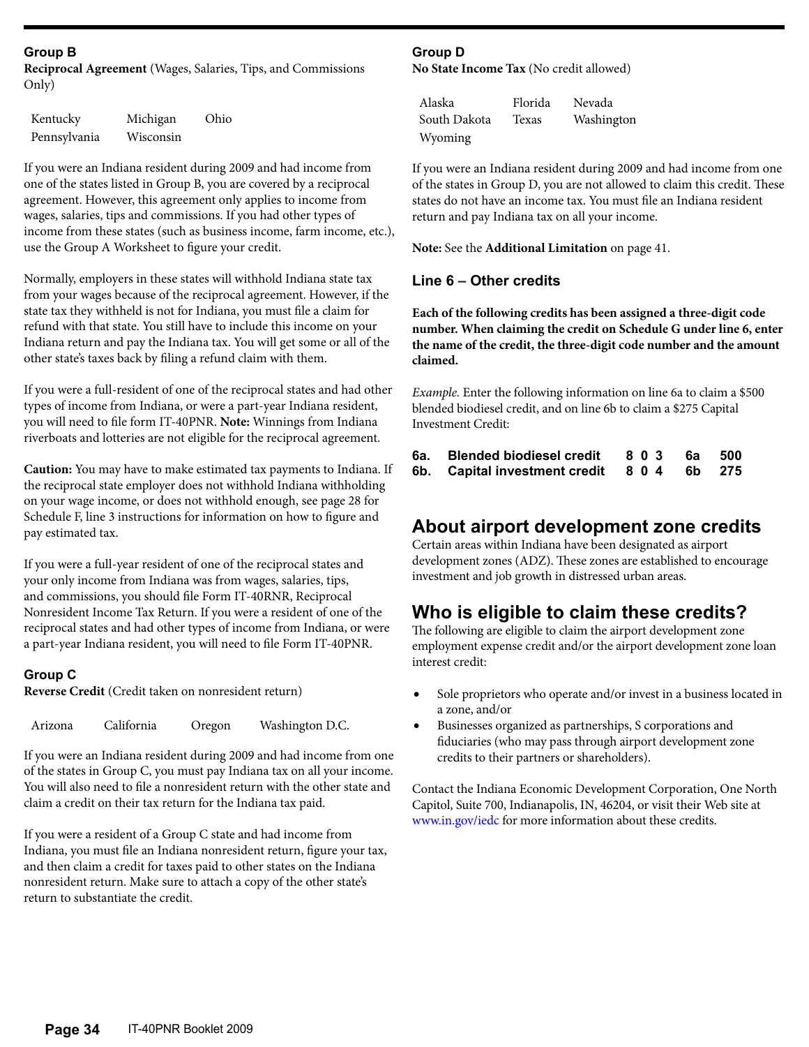### Group B

**Reciprocal Agreement** (Wages, Salaries, Tips, and Commissions Only)

| | | |
|---|---|---|
| Kentucky | Michigan | Ohio |
| Pennsylvania | Wisconsin | |

If you were an Indiana resident during 2009 and had income from one of the states listed in Group B, you are covered by a reciprocal agreement. However, this agreement only applies to income from wages, salaries, tips and commissions. If you had other types of income from these states (such as business income, farm income, etc.), use the Group A Worksheet to figure your credit.

Normally, employers in these states will withhold Indiana state tax from your wages because of the reciprocal agreement. However, if the state tax they withheld is not for Indiana, you must file a claim for refund with that state. You still have to include this income on your Indiana return and pay the Indiana tax. You will get some or all of the other state's taxes back by filing a refund claim with them.

If you were a full-resident of one of the reciprocal states and had other types of income from Indiana, or were a part-year Indiana resident, you will need to file form IT-40PNR. **Note:** Winnings from Indiana riverboats and lotteries are not eligible for the reciprocal agreement.

**Caution:** You may have to make estimated tax payments to Indiana. If the reciprocal state employer does not withhold Indiana withholding on your wage income, or does not withhold enough, see page 28 for Schedule F, line 3 instructions for information on how to figure and pay estimated tax.

If you were a full-year resident of one of the reciprocal states and your only income from Indiana was from wages, salaries, tips, and commissions, you should file Form IT-40RNR, Reciprocal Nonresident Income Tax Return. If you were a resident of one of the reciprocal states and had other types of income from Indiana, or were a part-year Indiana resident, you will need to file Form IT-40PNR.

### Group C

**Reverse Credit** (Credit taken on nonresident return)

| | | | |
|---|---|---|---|
| Arizona | California | Oregon | Washington D.C. |

If you were an Indiana resident during 2009 and had income from one of the states in Group C, you must pay Indiana tax on all your income. You will also need to file a nonresident return with the other state and claim a credit on their tax return for the Indiana tax paid.

If you were a resident of a Group C state and had income from Indiana, you must file an Indiana nonresident return, figure your tax, and then claim a credit for taxes paid to other states on the Indiana nonresident return. Make sure to attach a copy of the other state's return to substantiate the credit.

### Group D

**No State Income Tax** (No credit allowed)

| | | |
|---|---|---|
| Alaska | Florida | Nevada |
| South Dakota | Texas | Washington |
| Wyoming | | |

If you were an Indiana resident during 2009 and had income from one of the states in Group D, you are not allowed to claim this credit. These states do not have an income tax. You must file an Indiana resident return and pay Indiana tax on all your income.

**Note:** See the **Additional Limitation** on page 41.

### Line 6 – Other credits

**Each of the following credits has been assigned a three-digit code number. When claiming the credit on Schedule G under line 6, enter the name of the credit, the three-digit code number and the amount claimed.**

*Example.* Enter the following information on line 6a to claim a $500 blended biodiesel credit, and on line 6b to claim a $275 Capital Investment Credit:

| | | | | |
|---|---|---|---|---|
| 6a. | Blended biodiesel credit | 8 0 3 | 6a | 500 |
| 6b. | Capital investment credit | 8 0 4 | 6b | 275 |

## About airport development zone credits

Certain areas within Indiana have been designated as airport development zones (ADZ). These zones are established to encourage investment and job growth in distressed urban areas.

## Who is eligible to claim these credits?

The following are eligible to claim the airport development zone employment expense credit and/or the airport development zone loan interest credit:

- Sole proprietors who operate and/or invest in a business located in a zone, and/or
- Businesses organized as partnerships, S corporations and fiduciaries (who may pass through airport development zone credits to their partners or shareholders).

Contact the Indiana Economic Development Corporation, One North Capitol, Suite 700, Indianapolis, IN, 46204, or visit their Web site at www.in.gov/iedc for more information about these credits.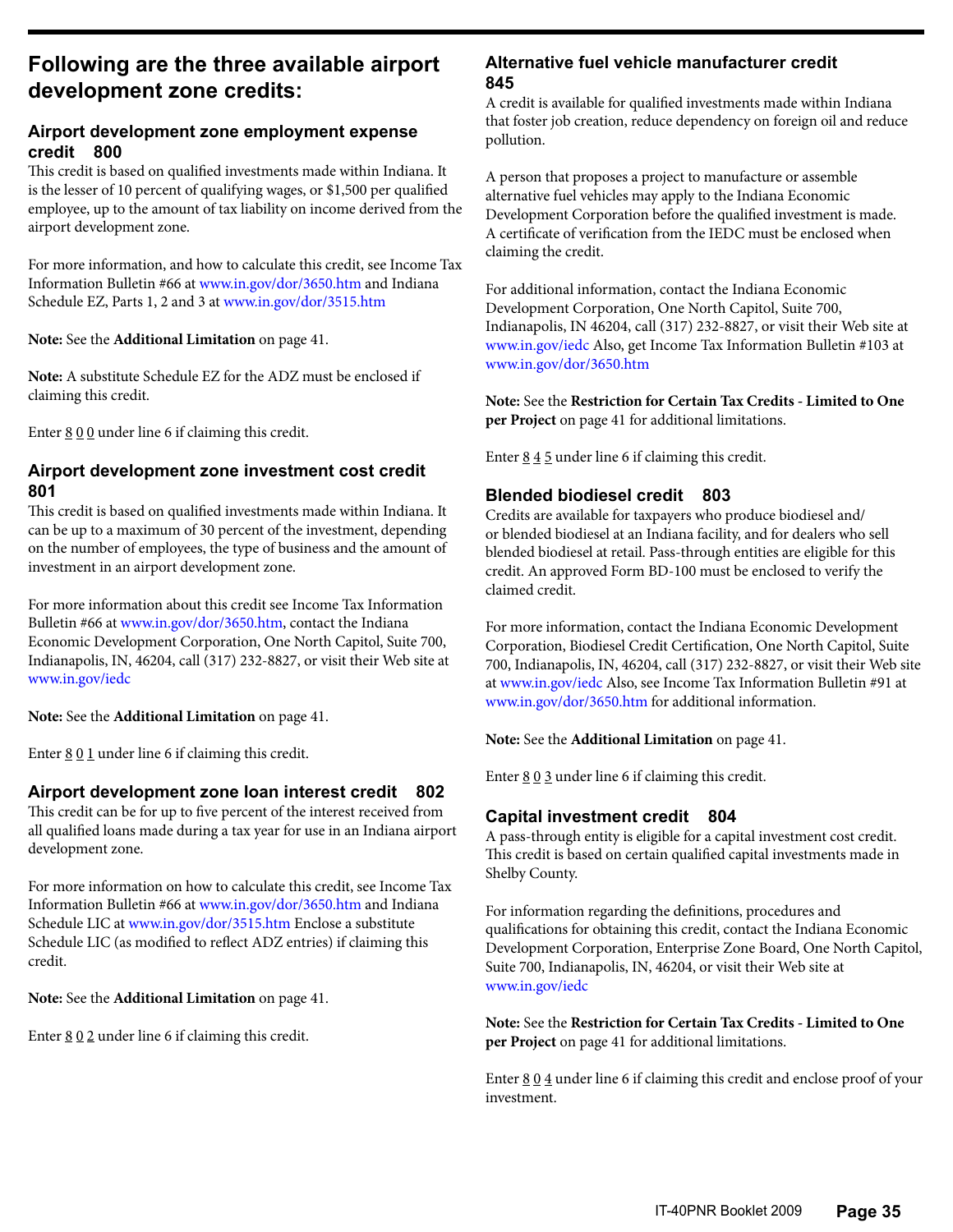## Following are the three available airport development zone credits:

### Airport development zone employment expense credit 800

This credit is based on qualified investments made within Indiana. It is the lesser of 10 percent of qualifying wages, or $1,500 per qualified employee, up to the amount of tax liability on income derived from the airport development zone.

For more information, and how to calculate this credit, see Income Tax Information Bulletin #66 at www.in.gov/dor/3650.htm and Indiana Schedule EZ, Parts 1, 2 and 3 at www.in.gov/dor/3515.htm

**Note:** See the **Additional Limitation** on page 41.

**Note:** A substitute Schedule EZ for the ADZ must be enclosed if claiming this credit.

Enter 8 0 0 under line 6 if claiming this credit.

### Airport development zone investment cost credit 801

This credit is based on qualified investments made within Indiana. It can be up to a maximum of 30 percent of the investment, depending on the number of employees, the type of business and the amount of investment in an airport development zone.

For more information about this credit see Income Tax Information Bulletin #66 at www.in.gov/dor/3650.htm, contact the Indiana Economic Development Corporation, One North Capitol, Suite 700, Indianapolis, IN, 46204, call (317) 232-8827, or visit their Web site at www.in.gov/iedc

**Note:** See the **Additional Limitation** on page 41.

Enter 8 0 1 under line 6 if claiming this credit.

### Airport development zone loan interest credit 802

This credit can be for up to five percent of the interest received from all qualified loans made during a tax year for use in an Indiana airport development zone.

For more information on how to calculate this credit, see Income Tax Information Bulletin #66 at www.in.gov/dor/3650.htm and Indiana Schedule LIC at www.in.gov/dor/3515.htm Enclose a substitute Schedule LIC (as modified to reflect ADZ entries) if claiming this credit.

**Note:** See the **Additional Limitation** on page 41.

Enter 8 0 2 under line 6 if claiming this credit.

### Alternative fuel vehicle manufacturer credit 845

A credit is available for qualified investments made within Indiana that foster job creation, reduce dependency on foreign oil and reduce pollution.

A person that proposes a project to manufacture or assemble alternative fuel vehicles may apply to the Indiana Economic Development Corporation before the qualified investment is made. A certificate of verification from the IEDC must be enclosed when claiming the credit.

For additional information, contact the Indiana Economic Development Corporation, One North Capitol, Suite 700, Indianapolis, IN 46204, call (317) 232-8827, or visit their Web site at www.in.gov/iedc Also, get Income Tax Information Bulletin #103 at www.in.gov/dor/3650.htm

**Note:** See the **Restriction for Certain Tax Credits - Limited to One per Project** on page 41 for additional limitations.

Enter 8 4 5 under line 6 if claiming this credit.

### Blended biodiesel credit 803

Credits are available for taxpayers who produce biodiesel and/or blended biodiesel at an Indiana facility, and for dealers who sell blended biodiesel at retail. Pass-through entities are eligible for this credit. An approved Form BD-100 must be enclosed to verify the claimed credit.

For more information, contact the Indiana Economic Development Corporation, Biodiesel Credit Certification, One North Capitol, Suite 700, Indianapolis, IN, 46204, call (317) 232-8827, or visit their Web site at www.in.gov/iedc Also, see Income Tax Information Bulletin #91 at www.in.gov/dor/3650.htm for additional information.

**Note:** See the **Additional Limitation** on page 41.

Enter 8 0 3 under line 6 if claiming this credit.

### Capital investment credit 804

A pass-through entity is eligible for a capital investment cost credit. This credit is based on certain qualified capital investments made in Shelby County.

For information regarding the definitions, procedures and qualifications for obtaining this credit, contact the Indiana Economic Development Corporation, Enterprise Zone Board, One North Capitol, Suite 700, Indianapolis, IN, 46204, or visit their Web site at www.in.gov/iedc

**Note:** See the **Restriction for Certain Tax Credits - Limited to One per Project** on page 41 for additional limitations.

Enter 8 0 4 under line 6 if claiming this credit and enclose proof of your investment.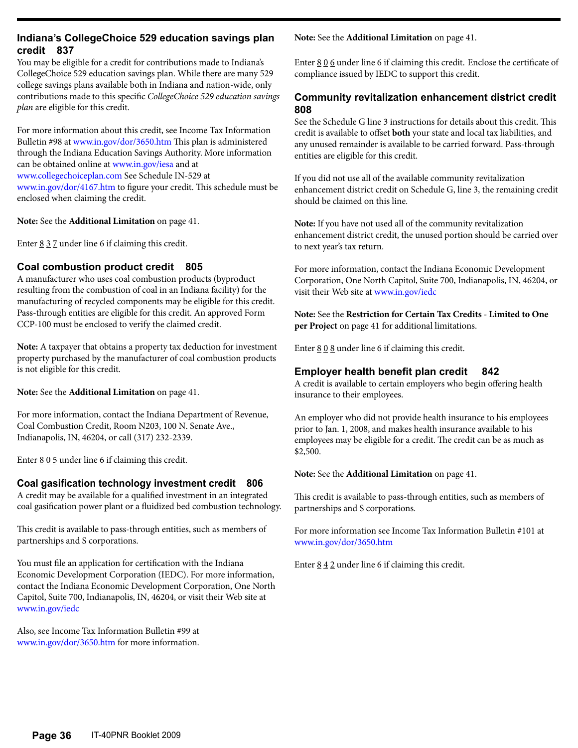### Indiana's CollegeChoice 529 education savings plan credit 837

You may be eligible for a credit for contributions made to Indiana's CollegeChoice 529 education savings plan. While there are many 529 college savings plans available both in Indiana and nation-wide, only contributions made to this specific *CollegeChoice 529 education savings plan* are eligible for this credit.

For more information about this credit, see Income Tax Information Bulletin #98 at www.in.gov/dor/3650.htm This plan is administered through the Indiana Education Savings Authority. More information can be obtained online at www.in.gov/iesa and at www.collegechoiceplan.com See Schedule IN-529 at www.in.gov/dor/4167.htm to figure your credit. This schedule must be enclosed when claiming the credit.

**Note:** See the **Additional Limitation** on page 41.

Enter 8 3 7 under line 6 if claiming this credit.

### Coal combustion product credit 805

A manufacturer who uses coal combustion products (byproduct resulting from the combustion of coal in an Indiana facility) for the manufacturing of recycled components may be eligible for this credit. Pass-through entities are eligible for this credit. An approved Form CCP-100 must be enclosed to verify the claimed credit.

**Note:** A taxpayer that obtains a property tax deduction for investment property purchased by the manufacturer of coal combustion products is not eligible for this credit.

**Note:** See the **Additional Limitation** on page 41.

For more information, contact the Indiana Department of Revenue, Coal Combustion Credit, Room N203, 100 N. Senate Ave., Indianapolis, IN, 46204, or call (317) 232-2339.

Enter 8 0 5 under line 6 if claiming this credit.

### Coal gasification technology investment credit 806

A credit may be available for a qualified investment in an integrated coal gasification power plant or a fluidized bed combustion technology.

This credit is available to pass-through entities, such as members of partnerships and S corporations.

You must file an application for certification with the Indiana Economic Development Corporation (IEDC). For more information, contact the Indiana Economic Development Corporation, One North Capitol, Suite 700, Indianapolis, IN, 46204, or visit their Web site at www.in.gov/iedc

Also, see Income Tax Information Bulletin #99 at www.in.gov/dor/3650.htm for more information.

**Note:** See the **Additional Limitation** on page 41.

Enter 8 0 6 under line 6 if claiming this credit. Enclose the certificate of compliance issued by IEDC to support this credit.

### Community revitalization enhancement district credit 808

See the Schedule G line 3 instructions for details about this credit. This credit is available to offset **both** your state and local tax liabilities, and any unused remainder is available to be carried forward. Pass-through entities are eligible for this credit.

If you did not use all of the available community revitalization enhancement district credit on Schedule G, line 3, the remaining credit should be claimed on this line.

**Note:** If you have not used all of the community revitalization enhancement district credit, the unused portion should be carried over to next year's tax return.

For more information, contact the Indiana Economic Development Corporation, One North Capitol, Suite 700, Indianapolis, IN, 46204, or visit their Web site at www.in.gov/iedc

**Note:** See the **Restriction for Certain Tax Credits - Limited to One per Project** on page 41 for additional limitations.

Enter 8 0 8 under line 6 if claiming this credit.

### Employer health benefit plan credit 842

A credit is available to certain employers who begin offering health insurance to their employees.

An employer who did not provide health insurance to his employees prior to Jan. 1, 2008, and makes health insurance available to his employees may be eligible for a credit. The credit can be as much as $2,500.

**Note:** See the **Additional Limitation** on page 41.

This credit is available to pass-through entities, such as members of partnerships and S corporations.

For more information see Income Tax Information Bulletin #101 at www.in.gov/dor/3650.htm

Enter 8 4 2 under line 6 if claiming this credit.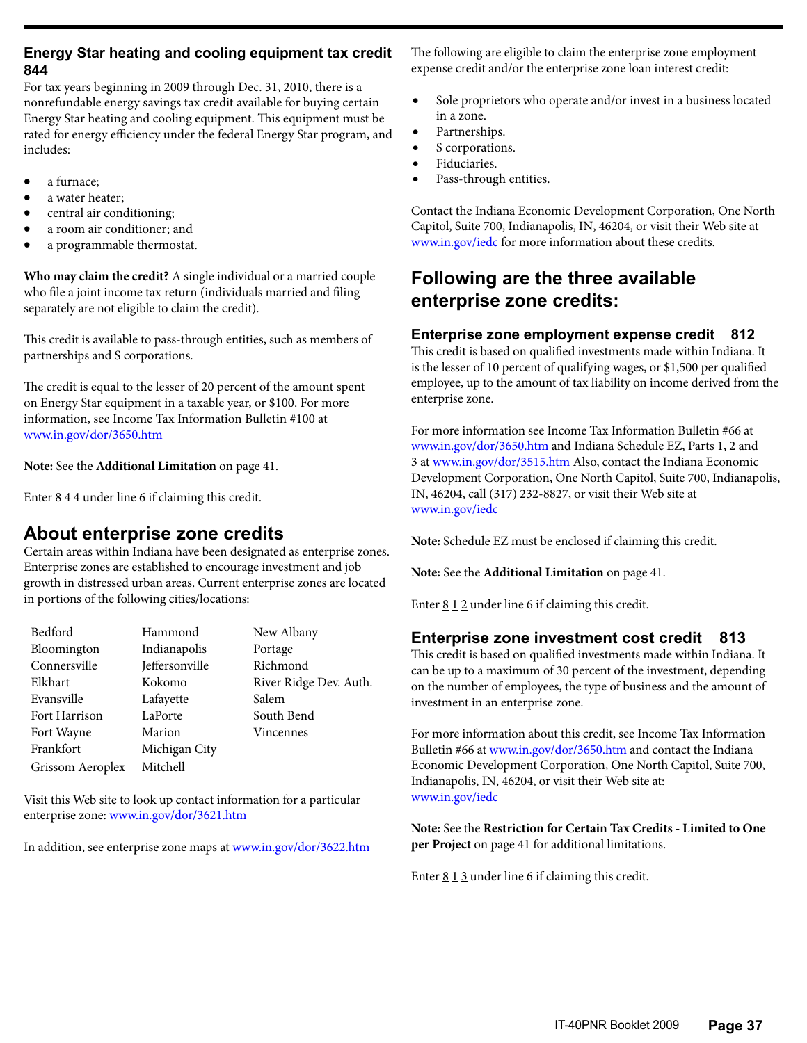### Energy Star heating and cooling equipment tax credit 844

For tax years beginning in 2009 through Dec. 31, 2010, there is a nonrefundable energy savings tax credit available for buying certain Energy Star heating and cooling equipment. This equipment must be rated for energy efficiency under the federal Energy Star program, and includes:

- a furnace;
- a water heater;
- central air conditioning;
- a room air conditioner; and
- a programmable thermostat.

**Who may claim the credit?** A single individual or a married couple who file a joint income tax return (individuals married and filing separately are not eligible to claim the credit).

This credit is available to pass-through entities, such as members of partnerships and S corporations.

The credit is equal to the lesser of 20 percent of the amount spent on Energy Star equipment in a taxable year, or $100. For more information, see Income Tax Information Bulletin #100 at www.in.gov/dor/3650.htm

**Note:** See the **Additional Limitation** on page 41.

Enter 8 4 4 under line 6 if claiming this credit.

## About enterprise zone credits

Certain areas within Indiana have been designated as enterprise zones. Enterprise zones are established to encourage investment and job growth in distressed urban areas. Current enterprise zones are located in portions of the following cities/locations:

| | | |
|---|---|---|
| Bedford | Hammond | New Albany |
| Bloomington | Indianapolis | Portage |
| Connersville | Jeffersonville | Richmond |
| Elkhart | Kokomo | River Ridge Dev. Auth. |
| Evansville | Lafayette | Salem |
| Fort Harrison | LaPorte | South Bend |
| Fort Wayne | Marion | Vincennes |
| Frankfort | Michigan City | |
| Grissom Aeroplex | Mitchell | |

Visit this Web site to look up contact information for a particular enterprise zone: www.in.gov/dor/3621.htm

In addition, see enterprise zone maps at www.in.gov/dor/3622.htm

The following are eligible to claim the enterprise zone employment expense credit and/or the enterprise zone loan interest credit:

- Sole proprietors who operate and/or invest in a business located in a zone.
- Partnerships.
- S corporations.
- Fiduciaries.
- Pass-through entities.

Contact the Indiana Economic Development Corporation, One North Capitol, Suite 700, Indianapolis, IN, 46204, or visit their Web site at www.in.gov/iedc for more information about these credits.

## Following are the three available enterprise zone credits:

### Enterprise zone employment expense credit 812

This credit is based on qualified investments made within Indiana. It is the lesser of 10 percent of qualifying wages, or $1,500 per qualified employee, up to the amount of tax liability on income derived from the enterprise zone.

For more information see Income Tax Information Bulletin #66 at www.in.gov/dor/3650.htm and Indiana Schedule EZ, Parts 1, 2 and 3 at www.in.gov/dor/3515.htm Also, contact the Indiana Economic Development Corporation, One North Capitol, Suite 700, Indianapolis, IN, 46204, call (317) 232-8827, or visit their Web site at www.in.gov/iedc

**Note:** Schedule EZ must be enclosed if claiming this credit.

**Note:** See the **Additional Limitation** on page 41.

Enter 8 1 2 under line 6 if claiming this credit.

### Enterprise zone investment cost credit 813

This credit is based on qualified investments made within Indiana. It can be up to a maximum of 30 percent of the investment, depending on the number of employees, the type of business and the amount of investment in an enterprise zone.

For more information about this credit, see Income Tax Information Bulletin #66 at www.in.gov/dor/3650.htm and contact the Indiana Economic Development Corporation, One North Capitol, Suite 700, Indianapolis, IN, 46204, or visit their Web site at: www.in.gov/iedc

**Note:** See the **Restriction for Certain Tax Credits - Limited to One per Project** on page 41 for additional limitations.

Enter 8 1 3 under line 6 if claiming this credit.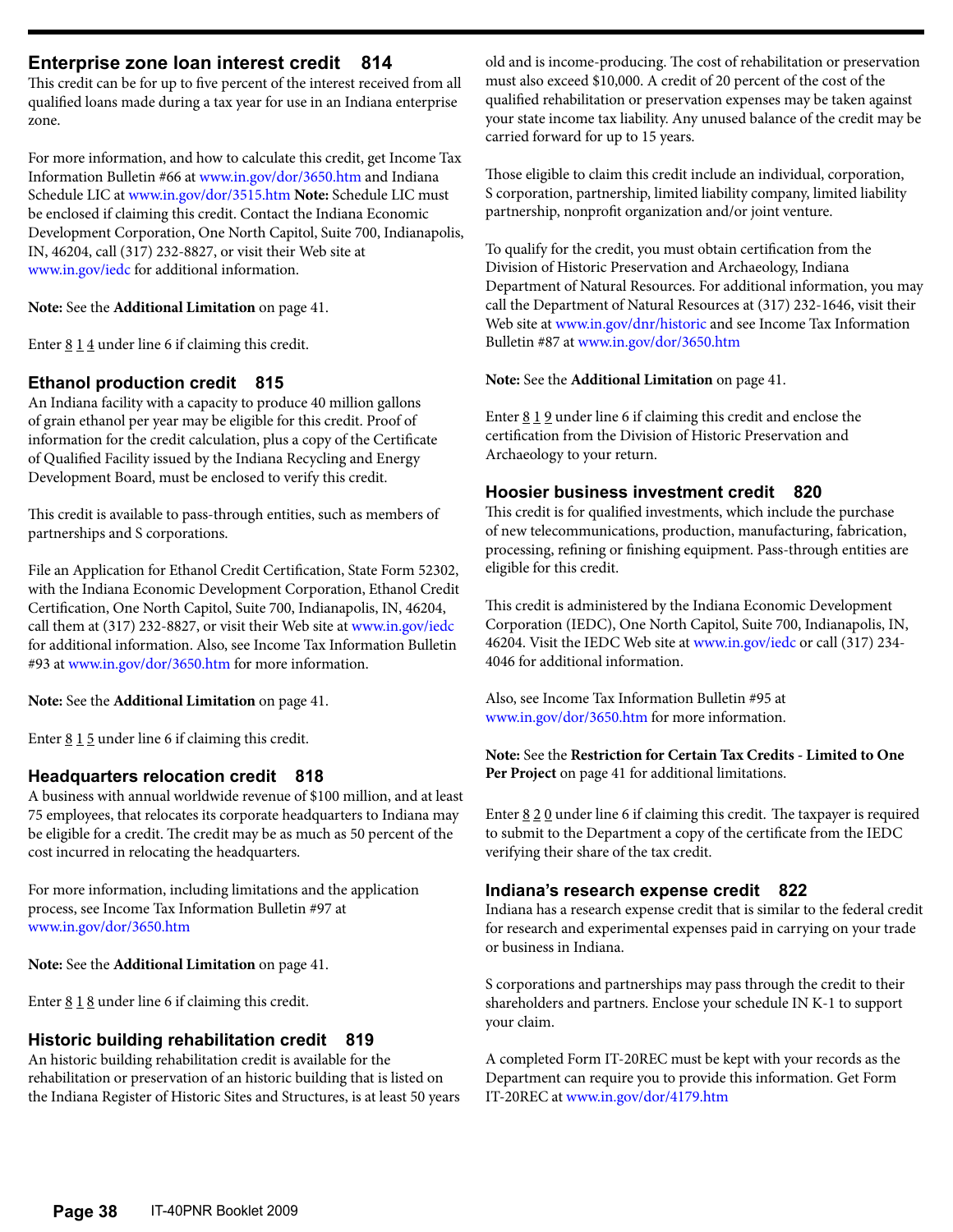## Enterprise zone loan interest credit 814

This credit can be for up to five percent of the interest received from all qualified loans made during a tax year for use in an Indiana enterprise zone.

For more information, and how to calculate this credit, get Income Tax Information Bulletin #66 at www.in.gov/dor/3650.htm and Indiana Schedule LIC at www.in.gov/dor/3515.htm **Note:** Schedule LIC must be enclosed if claiming this credit. Contact the Indiana Economic Development Corporation, One North Capitol, Suite 700, Indianapolis, IN, 46204, call (317) 232-8827, or visit their Web site at www.in.gov/iedc for additional information.

**Note:** See the **Additional Limitation** on page 41.

Enter 8 1 4 under line 6 if claiming this credit.

## Ethanol production credit 815

An Indiana facility with a capacity to produce 40 million gallons of grain ethanol per year may be eligible for this credit. Proof of information for the credit calculation, plus a copy of the Certificate of Qualified Facility issued by the Indiana Recycling and Energy Development Board, must be enclosed to verify this credit.

This credit is available to pass-through entities, such as members of partnerships and S corporations.

File an Application for Ethanol Credit Certification, State Form 52302, with the Indiana Economic Development Corporation, Ethanol Credit Certification, One North Capitol, Suite 700, Indianapolis, IN, 46204, call them at (317) 232-8827, or visit their Web site at www.in.gov/iedc for additional information. Also, see Income Tax Information Bulletin #93 at www.in.gov/dor/3650.htm for more information.

**Note:** See the **Additional Limitation** on page 41.

Enter 8 1 5 under line 6 if claiming this credit.

## Headquarters relocation credit 818

A business with annual worldwide revenue of $100 million, and at least 75 employees, that relocates its corporate headquarters to Indiana may be eligible for a credit. The credit may be as much as 50 percent of the cost incurred in relocating the headquarters.

For more information, including limitations and the application process, see Income Tax Information Bulletin #97 at www.in.gov/dor/3650.htm

**Note:** See the **Additional Limitation** on page 41.

Enter 8 1 8 under line 6 if claiming this credit.

## Historic building rehabilitation credit 819

An historic building rehabilitation credit is available for the rehabilitation or preservation of an historic building that is listed on the Indiana Register of Historic Sites and Structures, is at least 50 years old and is income-producing. The cost of rehabilitation or preservation must also exceed $10,000. A credit of 20 percent of the cost of the qualified rehabilitation or preservation expenses may be taken against your state income tax liability. Any unused balance of the credit may be carried forward for up to 15 years.

Those eligible to claim this credit include an individual, corporation, S corporation, partnership, limited liability company, limited liability partnership, nonprofit organization and/or joint venture.

To qualify for the credit, you must obtain certification from the Division of Historic Preservation and Archaeology, Indiana Department of Natural Resources. For additional information, you may call the Department of Natural Resources at (317) 232-1646, visit their Web site at www.in.gov/dnr/historic and see Income Tax Information Bulletin #87 at www.in.gov/dor/3650.htm

**Note:** See the **Additional Limitation** on page 41.

Enter 8 1 9 under line 6 if claiming this credit and enclose the certification from the Division of Historic Preservation and Archaeology to your return.

## Hoosier business investment credit 820

This credit is for qualified investments, which include the purchase of new telecommunications, production, manufacturing, fabrication, processing, refining or finishing equipment. Pass-through entities are eligible for this credit.

This credit is administered by the Indiana Economic Development Corporation (IEDC), One North Capitol, Suite 700, Indianapolis, IN, 46204. Visit the IEDC Web site at www.in.gov/iedc or call (317) 234-4046 for additional information.

Also, see Income Tax Information Bulletin #95 at www.in.gov/dor/3650.htm for more information.

**Note:** See the **Restriction for Certain Tax Credits - Limited to One Per Project** on page 41 for additional limitations.

Enter 8 2 0 under line 6 if claiming this credit. The taxpayer is required to submit to the Department a copy of the certificate from the IEDC verifying their share of the tax credit.

## Indiana's research expense credit 822

Indiana has a research expense credit that is similar to the federal credit for research and experimental expenses paid in carrying on your trade or business in Indiana.

S corporations and partnerships may pass through the credit to their shareholders and partners. Enclose your schedule IN K-1 to support your claim.

A completed Form IT-20REC must be kept with your records as the Department can require you to provide this information. Get Form IT-20REC at www.in.gov/dor/4179.htm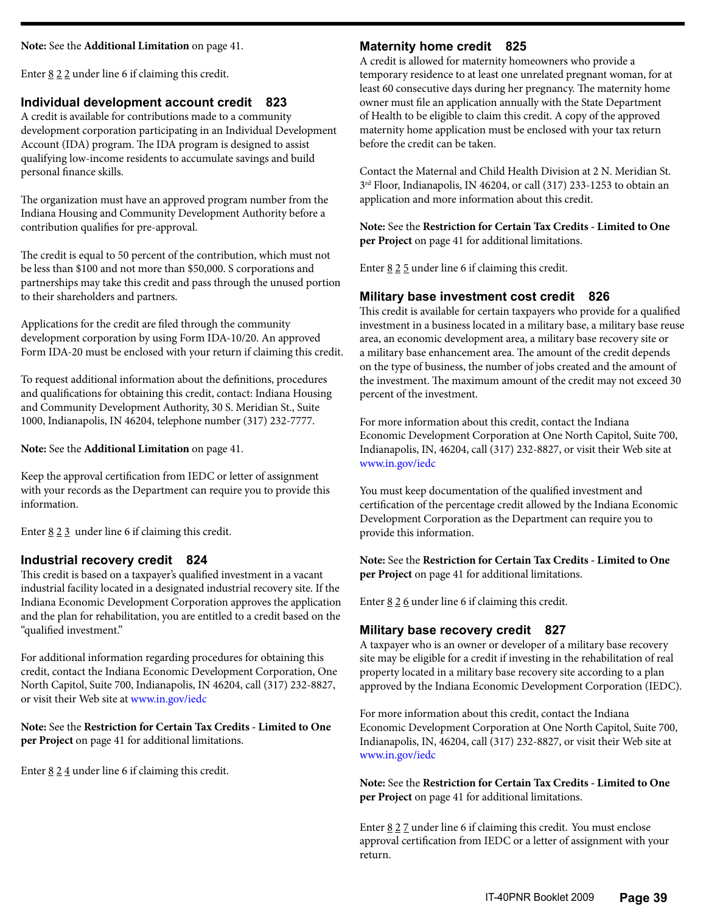**Note:** See the **Additional Limitation** on page 41.

Enter 8 2 2 under line 6 if claiming this credit.

### Individual development account credit 823

A credit is available for contributions made to a community development corporation participating in an Individual Development Account (IDA) program. The IDA program is designed to assist qualifying low-income residents to accumulate savings and build personal finance skills.

The organization must have an approved program number from the Indiana Housing and Community Development Authority before a contribution qualifies for pre-approval.

The credit is equal to 50 percent of the contribution, which must not be less than $100 and not more than $50,000. S corporations and partnerships may take this credit and pass through the unused portion to their shareholders and partners.

Applications for the credit are filed through the community development corporation by using Form IDA-10/20. An approved Form IDA-20 must be enclosed with your return if claiming this credit.

To request additional information about the definitions, procedures and qualifications for obtaining this credit, contact: Indiana Housing and Community Development Authority, 30 S. Meridian St., Suite 1000, Indianapolis, IN 46204, telephone number (317) 232-7777.

**Note:** See the **Additional Limitation** on page 41.

Keep the approval certification from IEDC or letter of assignment with your records as the Department can require you to provide this information.

Enter 8 2 3 under line 6 if claiming this credit.

### Industrial recovery credit 824

This credit is based on a taxpayer's qualified investment in a vacant industrial facility located in a designated industrial recovery site. If the Indiana Economic Development Corporation approves the application and the plan for rehabilitation, you are entitled to a credit based on the "qualified investment."

For additional information regarding procedures for obtaining this credit, contact the Indiana Economic Development Corporation, One North Capitol, Suite 700, Indianapolis, IN 46204, call (317) 232-8827, or visit their Web site at www.in.gov/iedc

**Note:** See the **Restriction for Certain Tax Credits - Limited to One per Project** on page 41 for additional limitations.

Enter 8 2 4 under line 6 if claiming this credit.

### Maternity home credit 825

A credit is allowed for maternity homeowners who provide a temporary residence to at least one unrelated pregnant woman, for at least 60 consecutive days during her pregnancy. The maternity home owner must file an application annually with the State Department of Health to be eligible to claim this credit. A copy of the approved maternity home application must be enclosed with your tax return before the credit can be taken.

Contact the Maternal and Child Health Division at 2 N. Meridian St. 3rd Floor, Indianapolis, IN 46204, or call (317) 233-1253 to obtain an application and more information about this credit.

**Note:** See the **Restriction for Certain Tax Credits - Limited to One per Project** on page 41 for additional limitations.

Enter 8 2 5 under line 6 if claiming this credit.

### Military base investment cost credit 826

This credit is available for certain taxpayers who provide for a qualified investment in a business located in a military base, a military base reuse area, an economic development area, a military base recovery site or a military base enhancement area. The amount of the credit depends on the type of business, the number of jobs created and the amount of the investment. The maximum amount of the credit may not exceed 30 percent of the investment.

For more information about this credit, contact the Indiana Economic Development Corporation at One North Capitol, Suite 700, Indianapolis, IN, 46204, call (317) 232-8827, or visit their Web site at www.in.gov/iedc

You must keep documentation of the qualified investment and certification of the percentage credit allowed by the Indiana Economic Development Corporation as the Department can require you to provide this information.

**Note:** See the **Restriction for Certain Tax Credits - Limited to One per Project** on page 41 for additional limitations.

Enter 8 2 6 under line 6 if claiming this credit.

### Military base recovery credit 827

A taxpayer who is an owner or developer of a military base recovery site may be eligible for a credit if investing in the rehabilitation of real property located in a military base recovery site according to a plan approved by the Indiana Economic Development Corporation (IEDC).

For more information about this credit, contact the Indiana Economic Development Corporation at One North Capitol, Suite 700, Indianapolis, IN, 46204, call (317) 232-8827, or visit their Web site at www.in.gov/iedc

**Note:** See the **Restriction for Certain Tax Credits - Limited to One per Project** on page 41 for additional limitations.

Enter 8 2 7 under line 6 if claiming this credit. You must enclose approval certification from IEDC or a letter of assignment with your return.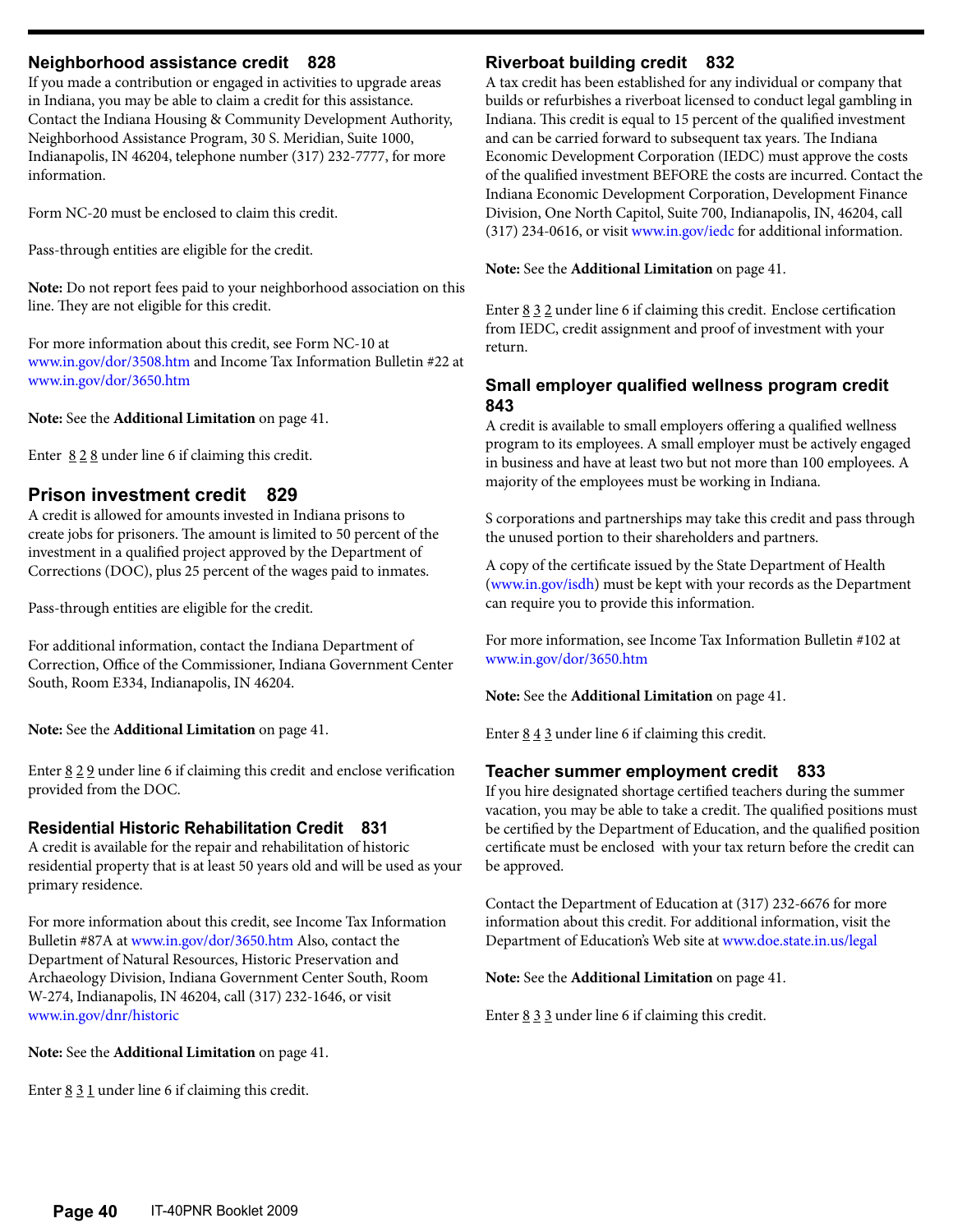### Neighborhood assistance credit 828

If you made a contribution or engaged in activities to upgrade areas in Indiana, you may be able to claim a credit for this assistance. Contact the Indiana Housing & Community Development Authority, Neighborhood Assistance Program, 30 S. Meridian, Suite 1000, Indianapolis, IN 46204, telephone number (317) 232-7777, for more information.

Form NC-20 must be enclosed to claim this credit.

Pass-through entities are eligible for the credit.

**Note:** Do not report fees paid to your neighborhood association on this line. They are not eligible for this credit.

For more information about this credit, see Form NC-10 at www.in.gov/dor/3508.htm and Income Tax Information Bulletin #22 at www.in.gov/dor/3650.htm

**Note:** See the **Additional Limitation** on page 41.

Enter 8 2 8 under line 6 if claiming this credit.

### Prison investment credit 829

A credit is allowed for amounts invested in Indiana prisons to create jobs for prisoners. The amount is limited to 50 percent of the investment in a qualified project approved by the Department of Corrections (DOC), plus 25 percent of the wages paid to inmates.

Pass-through entities are eligible for the credit.

For additional information, contact the Indiana Department of Correction, Office of the Commissioner, Indiana Government Center South, Room E334, Indianapolis, IN 46204.

**Note:** See the **Additional Limitation** on page 41.

Enter 8 2 9 under line 6 if claiming this credit and enclose verification provided from the DOC.

### Residential Historic Rehabilitation Credit 831

A credit is available for the repair and rehabilitation of historic residential property that is at least 50 years old and will be used as your primary residence.

For more information about this credit, see Income Tax Information Bulletin #87A at www.in.gov/dor/3650.htm Also, contact the Department of Natural Resources, Historic Preservation and Archaeology Division, Indiana Government Center South, Room W-274, Indianapolis, IN 46204, call (317) 232-1646, or visit www.in.gov/dnr/historic

**Note:** See the **Additional Limitation** on page 41.

Enter 8 3 1 under line 6 if claiming this credit.

### Riverboat building credit 832

A tax credit has been established for any individual or company that builds or refurbishes a riverboat licensed to conduct legal gambling in Indiana. This credit is equal to 15 percent of the qualified investment and can be carried forward to subsequent tax years. The Indiana Economic Development Corporation (IEDC) must approve the costs of the qualified investment BEFORE the costs are incurred. Contact the Indiana Economic Development Corporation, Development Finance Division, One North Capitol, Suite 700, Indianapolis, IN, 46204, call (317) 234-0616, or visit www.in.gov/iedc for additional information.

**Note:** See the **Additional Limitation** on page 41.

Enter 8 3 2 under line 6 if claiming this credit. Enclose certification from IEDC, credit assignment and proof of investment with your return.

### Small employer qualified wellness program credit 843

A credit is available to small employers offering a qualified wellness program to its employees. A small employer must be actively engaged in business and have at least two but not more than 100 employees. A majority of the employees must be working in Indiana.

S corporations and partnerships may take this credit and pass through the unused portion to their shareholders and partners.

A copy of the certificate issued by the State Department of Health (www.in.gov/isdh) must be kept with your records as the Department can require you to provide this information.

For more information, see Income Tax Information Bulletin #102 at www.in.gov/dor/3650.htm

**Note:** See the **Additional Limitation** on page 41.

Enter 8 4 3 under line 6 if claiming this credit.

### Teacher summer employment credit 833

If you hire designated shortage certified teachers during the summer vacation, you may be able to take a credit. The qualified positions must be certified by the Department of Education, and the qualified position certificate must be enclosed with your tax return before the credit can be approved.

Contact the Department of Education at (317) 232-6676 for more information about this credit. For additional information, visit the Department of Education's Web site at www.doe.state.in.us/legal

**Note:** See the **Additional Limitation** on page 41.

Enter 8 3 3 under line 6 if claiming this credit.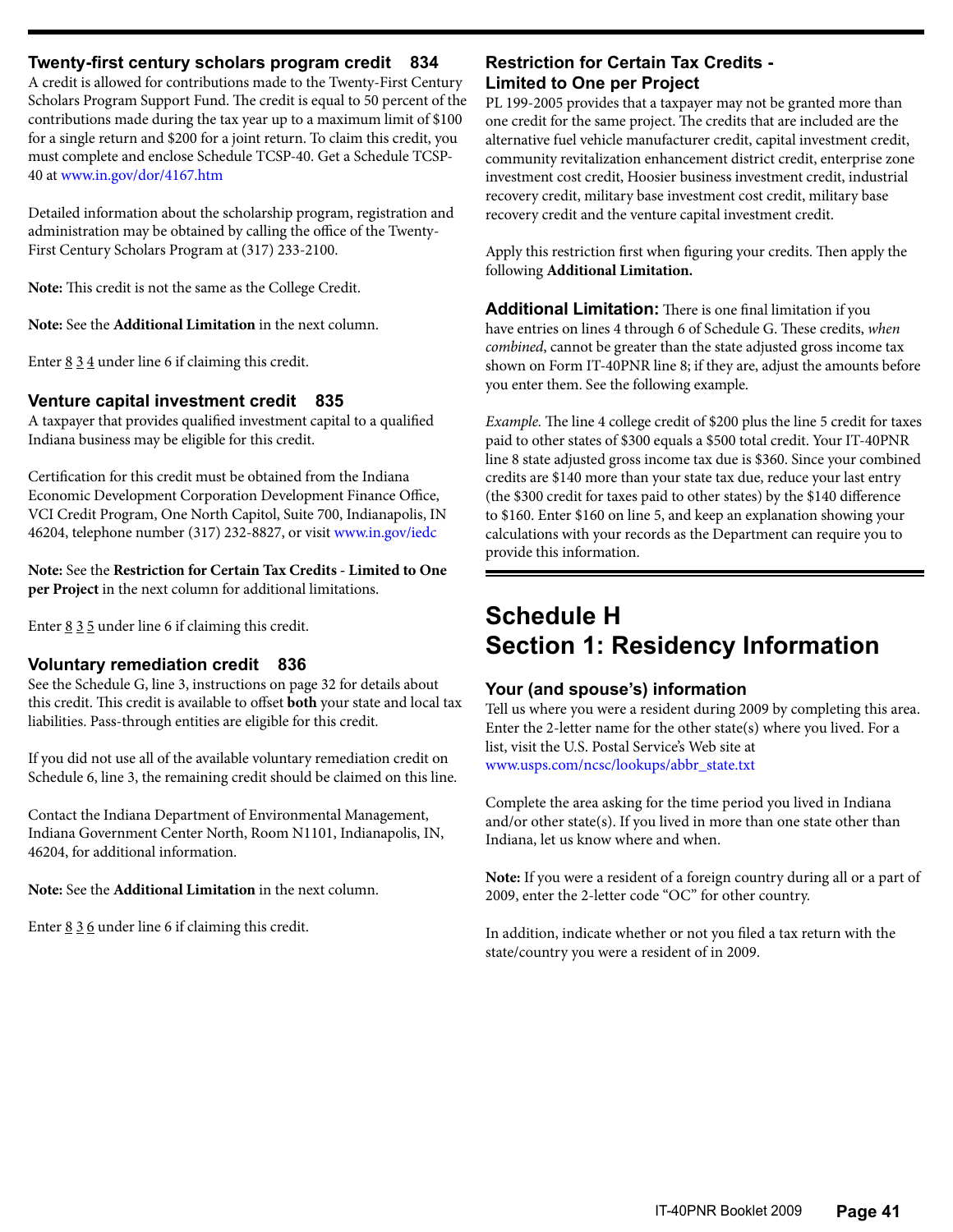### Twenty-first century scholars program credit 834

A credit is allowed for contributions made to the Twenty-First Century Scholars Program Support Fund. The credit is equal to 50 percent of the contributions made during the tax year up to a maximum limit of $100 for a single return and $200 for a joint return. To claim this credit, you must complete and enclose Schedule TCSP-40. Get a Schedule TCSP-40 at www.in.gov/dor/4167.htm

Detailed information about the scholarship program, registration and administration may be obtained by calling the office of the Twenty-First Century Scholars Program at (317) 233-2100.

**Note:** This credit is not the same as the College Credit.

**Note:** See the **Additional Limitation** in the next column.

Enter 8 3 4 under line 6 if claiming this credit.

### Venture capital investment credit 835

A taxpayer that provides qualified investment capital to a qualified Indiana business may be eligible for this credit.

Certification for this credit must be obtained from the Indiana Economic Development Corporation Development Finance Office, VCI Credit Program, One North Capitol, Suite 700, Indianapolis, IN 46204, telephone number (317) 232-8827, or visit www.in.gov/iedc

**Note:** See the **Restriction for Certain Tax Credits - Limited to One per Project** in the next column for additional limitations.

Enter 8 3 5 under line 6 if claiming this credit.

### Voluntary remediation credit 836

See the Schedule G, line 3, instructions on page 32 for details about this credit. This credit is available to offset **both** your state and local tax liabilities. Pass-through entities are eligible for this credit.

If you did not use all of the available voluntary remediation credit on Schedule 6, line 3, the remaining credit should be claimed on this line.

Contact the Indiana Department of Environmental Management, Indiana Government Center North, Room N1101, Indianapolis, IN, 46204, for additional information.

**Note:** See the **Additional Limitation** in the next column.

Enter 8 3 6 under line 6 if claiming this credit.

### Restriction for Certain Tax Credits - Limited to One per Project

PL 199-2005 provides that a taxpayer may not be granted more than one credit for the same project. The credits that are included are the alternative fuel vehicle manufacturer credit, capital investment credit, community revitalization enhancement district credit, enterprise zone investment cost credit, Hoosier business investment credit, industrial recovery credit, military base investment cost credit, military base recovery credit and the venture capital investment credit.

Apply this restriction first when figuring your credits. Then apply the following **Additional Limitation.**

**Additional Limitation:** There is one final limitation if you have entries on lines 4 through 6 of Schedule G. These credits, *when combined*, cannot be greater than the state adjusted gross income tax shown on Form IT-40PNR line 8; if they are, adjust the amounts before you enter them. See the following example.

*Example.* The line 4 college credit of $200 plus the line 5 credit for taxes paid to other states of $300 equals a $500 total credit. Your IT-40PNR line 8 state adjusted gross income tax due is $360. Since your combined credits are $140 more than your state tax due, reduce your last entry (the $300 credit for taxes paid to other states) by the $140 difference to $160. Enter $160 on line 5, and keep an explanation showing your calculations with your records as the Department can require you to provide this information.

# Schedule H
# Section 1: Residency Information

### Your (and spouse's) information

Tell us where you were a resident during 2009 by completing this area. Enter the 2-letter name for the other state(s) where you lived. For a list, visit the U.S. Postal Service's Web site at www.usps.com/ncsc/lookups/abbr_state.txt

Complete the area asking for the time period you lived in Indiana and/or other state(s). If you lived in more than one state other than Indiana, let us know where and when.

**Note:** If you were a resident of a foreign country during all or a part of 2009, enter the 2-letter code "OC" for other country.

In addition, indicate whether or not you filed a tax return with the state/country you were a resident of in 2009.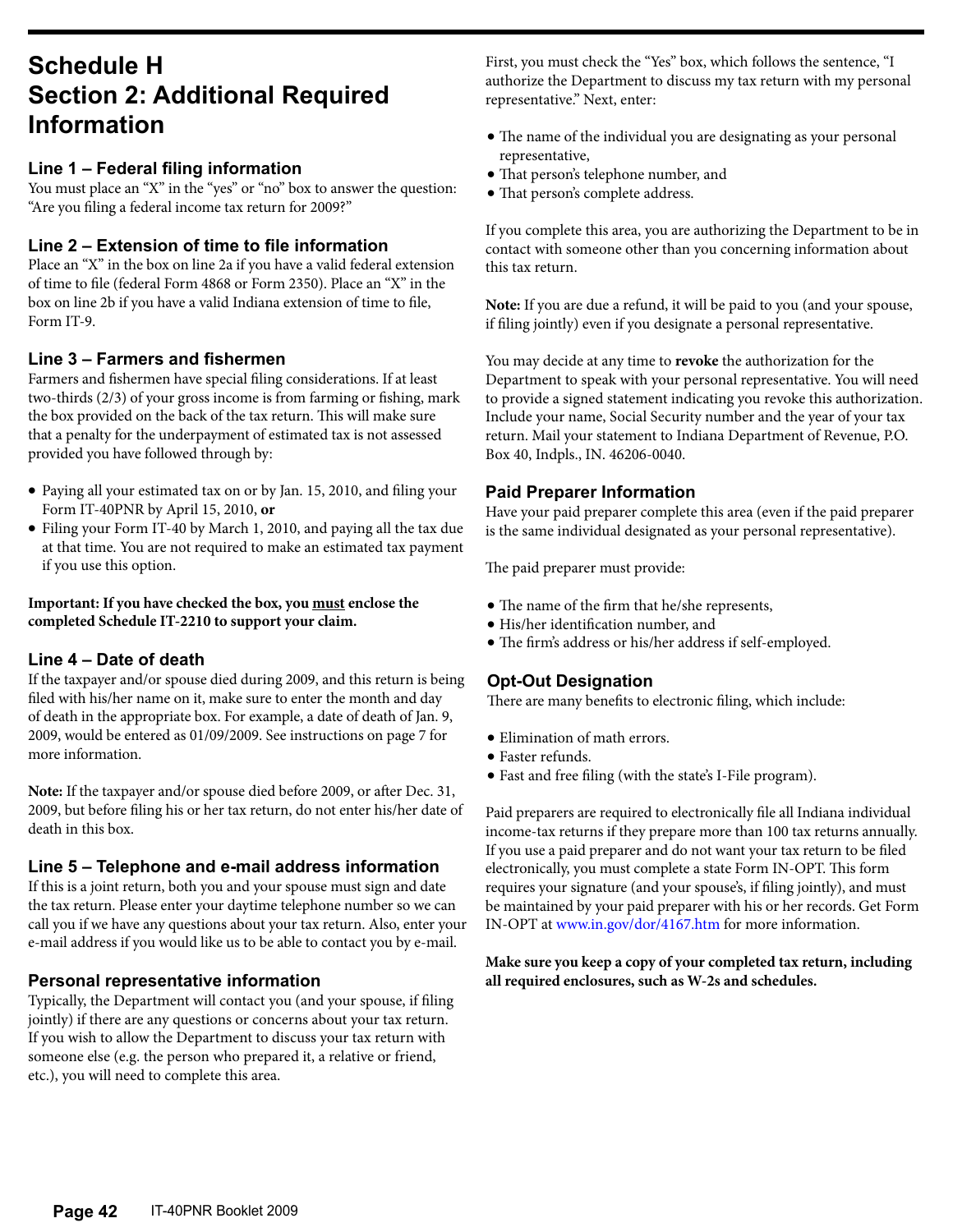# Schedule H
# Section 2: Additional Required Information

### Line 1 – Federal filing information

You must place an "X" in the "yes" or "no" box to answer the question: "Are you filing a federal income tax return for 2009?"

### Line 2 – Extension of time to file information

Place an "X" in the box on line 2a if you have a valid federal extension of time to file (federal Form 4868 or Form 2350). Place an "X" in the box on line 2b if you have a valid Indiana extension of time to file, Form IT-9.

### Line 3 – Farmers and fishermen

Farmers and fishermen have special filing considerations. If at least two-thirds (2/3) of your gross income is from farming or fishing, mark the box provided on the back of the tax return. This will make sure that a penalty for the underpayment of estimated tax is not assessed provided you have followed through by:

- Paying all your estimated tax on or by Jan. 15, 2010, and filing your Form IT-40PNR by April 15, 2010, **or**
- Filing your Form IT-40 by March 1, 2010, and paying all the tax due at that time. You are not required to make an estimated tax payment if you use this option.

**Important: If you have checked the box, you <u>must</u> enclose the completed Schedule IT-2210 to support your claim.**

### Line 4 – Date of death

If the taxpayer and/or spouse died during 2009, and this return is being filed with his/her name on it, make sure to enter the month and day of death in the appropriate box. For example, a date of death of Jan. 9, 2009, would be entered as 01/09/2009. See instructions on page 7 for more information.

**Note:** If the taxpayer and/or spouse died before 2009, or after Dec. 31, 2009, but before filing his or her tax return, do not enter his/her date of death in this box.

### Line 5 – Telephone and e-mail address information

If this is a joint return, both you and your spouse must sign and date the tax return. Please enter your daytime telephone number so we can call you if we have any questions about your tax return. Also, enter your e-mail address if you would like us to be able to contact you by e-mail.

### Personal representative information

Typically, the Department will contact you (and your spouse, if filing jointly) if there are any questions or concerns about your tax return. If you wish to allow the Department to discuss your tax return with someone else (e.g. the person who prepared it, a relative or friend, etc.), you will need to complete this area.

First, you must check the "Yes" box, which follows the sentence, "I authorize the Department to discuss my tax return with my personal representative." Next, enter:

- The name of the individual you are designating as your personal representative,
- That person's telephone number, and
- That person's complete address.

If you complete this area, you are authorizing the Department to be in contact with someone other than you concerning information about this tax return.

**Note:** If you are due a refund, it will be paid to you (and your spouse, if filing jointly) even if you designate a personal representative.

You may decide at any time to **revoke** the authorization for the Department to speak with your personal representative. You will need to provide a signed statement indicating you revoke this authorization. Include your name, Social Security number and the year of your tax return. Mail your statement to Indiana Department of Revenue, P.O. Box 40, Indpls., IN. 46206-0040.

### Paid Preparer Information

Have your paid preparer complete this area (even if the paid preparer is the same individual designated as your personal representative).

The paid preparer must provide:

- The name of the firm that he/she represents,
- His/her identification number, and
- The firm's address or his/her address if self-employed.

### Opt-Out Designation

There are many benefits to electronic filing, which include:

- Elimination of math errors.
- Faster refunds.
- Fast and free filing (with the state's I-File program).

Paid preparers are required to electronically file all Indiana individual income-tax returns if they prepare more than 100 tax returns annually. If you use a paid preparer and do not want your tax return to be filed electronically, you must complete a state Form IN-OPT. This form requires your signature (and your spouse's, if filing jointly), and must be maintained by your paid preparer with his or her records. Get Form IN-OPT at www.in.gov/dor/4167.htm for more information.

**Make sure you keep a copy of your completed tax return, including all required enclosures, such as W-2s and schedules.**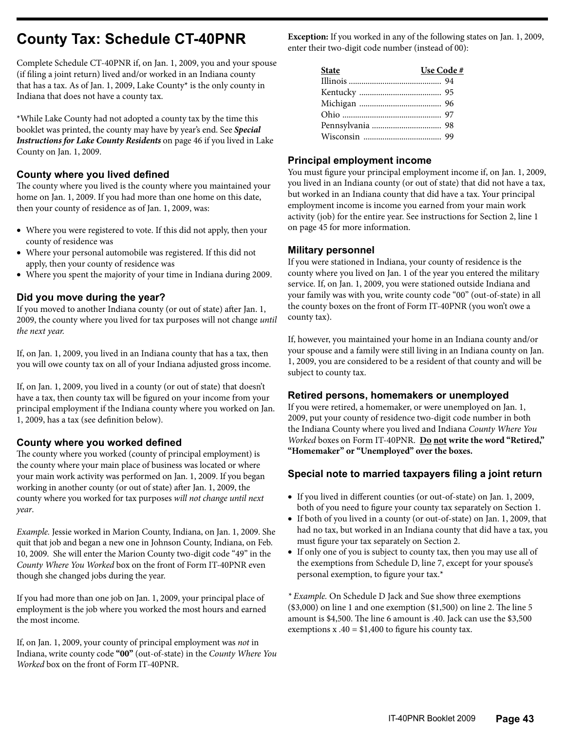# County Tax: Schedule CT-40PNR

Complete Schedule CT-40PNR if, on Jan. 1, 2009, you and your spouse (if filing a joint return) lived and/or worked in an Indiana county that has a tax. As of Jan. 1, 2009, Lake County* is the only county in Indiana that does not have a county tax.

*While Lake County had not adopted a county tax by the time this booklet was printed, the county may have by year's end. See ***Special Instructions for Lake County Residents*** on page 46 if you lived in Lake County on Jan. 1, 2009.

### County where you lived defined

The county where you lived is the county where you maintained your home on Jan. 1, 2009. If you had more than one home on this date, then your county of residence as of Jan. 1, 2009, was:

- Where you were registered to vote. If this did not apply, then your county of residence was
- Where your personal automobile was registered. If this did not apply, then your county of residence was
- Where you spent the majority of your time in Indiana during 2009.

### Did you move during the year?

If you moved to another Indiana county (or out of state) after Jan. 1, 2009, the county where you lived for tax purposes will not change *until the next year.*

If, on Jan. 1, 2009, you lived in an Indiana county that has a tax, then you will owe county tax on all of your Indiana adjusted gross income.

If, on Jan. 1, 2009, you lived in a county (or out of state) that doesn't have a tax, then county tax will be figured on your income from your principal employment if the Indiana county where you worked on Jan. 1, 2009, has a tax (see definition below).

### County where you worked defined

The county where you worked (county of principal employment) is the county where your main place of business was located or where your main work activity was performed on Jan. 1, 2009. If you began working in another county (or out of state) after Jan. 1, 2009, the county where you worked for tax purposes *will not change until next year*.

*Example.* Jessie worked in Marion County, Indiana, on Jan. 1, 2009. She quit that job and began a new one in Johnson County, Indiana, on Feb. 10, 2009. She will enter the Marion County two-digit code "49" in the *County Where You Worked* box on the front of Form IT-40PNR even though she changed jobs during the year.

If you had more than one job on Jan. 1, 2009, your principal place of employment is the job where you worked the most hours and earned the most income.

If, on Jan. 1, 2009, your county of principal employment was *not* in Indiana, write county code **"00"** (out-of-state) in the *County Where You Worked* box on the front of Form IT-40PNR.

**Exception:** If you worked in any of the following states on Jan. 1, 2009, enter their two-digit code number (instead of 00):

| State | Use Code # |
|---|---|
| Illinois | 94 |
| Kentucky | 95 |
| Michigan | 96 |
| Ohio | 97 |
| Pennsylvania | 98 |
| Wisconsin | 99 |

### Principal employment income

You must figure your principal employment income if, on Jan. 1, 2009, you lived in an Indiana county (or out of state) that did not have a tax, but worked in an Indiana county that did have a tax. Your principal employment income is income you earned from your main work activity (job) for the entire year. See instructions for Section 2, line 1 on page 45 for more information.

### Military personnel

If you were stationed in Indiana, your county of residence is the county where you lived on Jan. 1 of the year you entered the military service. If, on Jan. 1, 2009, you were stationed outside Indiana and your family was with you, write county code "00" (out-of-state) in all the county boxes on the front of Form IT-40PNR (you won't owe a county tax).

If, however, you maintained your home in an Indiana county and/or your spouse and a family were still living in an Indiana county on Jan. 1, 2009, you are considered to be a resident of that county and will be subject to county tax.

### Retired persons, homemakers or unemployed

If you were retired, a homemaker, or were unemployed on Jan. 1, 2009, put your county of residence two-digit code number in both the Indiana County where you lived and Indiana *County Where You Worked* boxes on Form IT-40PNR. **Do not write the word "Retired," "Homemaker" or "Unemployed" over the boxes.**

### Special note to married taxpayers filing a joint return

- If you lived in different counties (or out-of-state) on Jan. 1, 2009, both of you need to figure your county tax separately on Section 1.
- If both of you lived in a county (or out-of-state) on Jan. 1, 2009, that had no tax, but worked in an Indiana county that did have a tax, you must figure your tax separately on Section 2.
- If only one of you is subject to county tax, then you may use all of the exemptions from Schedule D, line 7, except for your spouse's personal exemption, to figure your tax.*

** Example.* On Schedule D Jack and Sue show three exemptions ($3,000) on line 1 and one exemption ($1,500) on line 2. The line 5 amount is $4,500. The line 6 amount is .40. Jack can use the $3,500 exemptions x .40 = $1,400 to figure his county tax.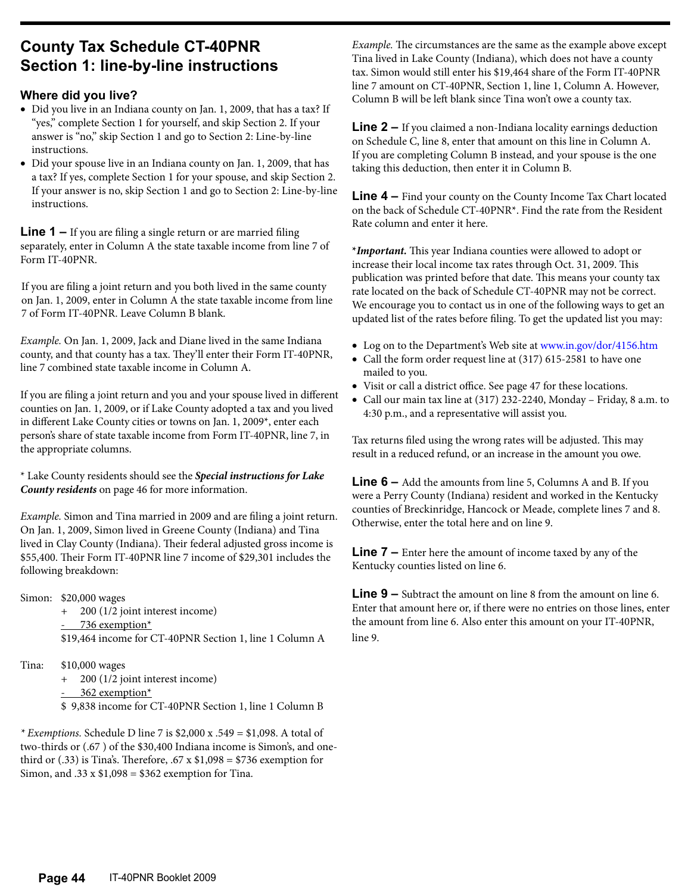# County Tax Schedule CT-40PNR Section 1: line-by-line instructions

### Where did you live?

- Did you live in an Indiana county on Jan. 1, 2009, that has a tax? If "yes," complete Section 1 for yourself, and skip Section 2. If your answer is "no," skip Section 1 and go to Section 2: Line-by-line instructions.
- Did your spouse live in an Indiana county on Jan. 1, 2009, that has a tax? If yes, complete Section 1 for your spouse, and skip Section 2. If your answer is no, skip Section 1 and go to Section 2: Line-by-line instructions.

**Line 1 –** If you are filing a single return or are married filing separately, enter in Column A the state taxable income from line 7 of Form IT-40PNR.

If you are filing a joint return and you both lived in the same county on Jan. 1, 2009, enter in Column A the state taxable income from line 7 of Form IT-40PNR. Leave Column B blank.

*Example.* On Jan. 1, 2009, Jack and Diane lived in the same Indiana county, and that county has a tax. They'll enter their Form IT-40PNR, line 7 combined state taxable income in Column A.

If you are filing a joint return and you and your spouse lived in different counties on Jan. 1, 2009, or if Lake County adopted a tax and you lived in different Lake County cities or towns on Jan. 1, 2009*, enter each person's share of state taxable income from Form IT-40PNR, line 7, in the appropriate columns.

\* Lake County residents should see the ***Special instructions for Lake County residents*** on page 46 for more information.

*Example.* Simon and Tina married in 2009 and are filing a joint return. On Jan. 1, 2009, Simon lived in Greene County (Indiana) and Tina lived in Clay County (Indiana). Their federal adjusted gross income is $55,400. Their Form IT-40PNR line 7 income of $29,301 includes the following breakdown:

Simon: $20,000 wages
+ 200 (1/2 joint interest income)
- 736 exemption*
$19,464 income for CT-40PNR Section 1, line 1 Column A

Tina: $10,000 wages
+ 200 (1/2 joint interest income)
- 362 exemption*
$ 9,838 income for CT-40PNR Section 1, line 1 Column B

\* *Exemptions.* Schedule D line 7 is $2,000 x .549 = $1,098. A total of two-thirds or (.67 ) of the $30,400 Indiana income is Simon's, and one-third or (.33) is Tina's. Therefore, .67 x $1,098 = $736 exemption for Simon, and .33 x $1,098 = $362 exemption for Tina.

*Example.* The circumstances are the same as the example above except Tina lived in Lake County (Indiana), which does not have a county tax. Simon would still enter his $19,464 share of the Form IT-40PNR line 7 amount on CT-40PNR, Section 1, line 1, Column A. However, Column B will be left blank since Tina won't owe a county tax.

**Line 2 –** If you claimed a non-Indiana locality earnings deduction on Schedule C, line 8, enter that amount on this line in Column A. If you are completing Column B instead, and your spouse is the one taking this deduction, then enter it in Column B.

**Line 4 –** Find your county on the County Income Tax Chart located on the back of Schedule CT-40PNR*. Find the rate from the Resident Rate column and enter it here.

\****Important.*** This year Indiana counties were allowed to adopt or increase their local income tax rates through Oct. 31, 2009. This publication was printed before that date. This means your county tax rate located on the back of Schedule CT-40PNR may not be correct. We encourage you to contact us in one of the following ways to get an updated list of the rates before filing. To get the updated list you may:

- Log on to the Department's Web site at www.in.gov/dor/4156.htm
- Call the form order request line at (317) 615-2581 to have one mailed to you.
- Visit or call a district office. See page 47 for these locations.
- Call our main tax line at (317) 232-2240, Monday – Friday, 8 a.m. to 4:30 p.m., and a representative will assist you.

Tax returns filed using the wrong rates will be adjusted. This may result in a reduced refund, or an increase in the amount you owe.

**Line 6 –** Add the amounts from line 5, Columns A and B. If you were a Perry County (Indiana) resident and worked in the Kentucky counties of Breckinridge, Hancock or Meade, complete lines 7 and 8. Otherwise, enter the total here and on line 9.

**Line 7 –** Enter here the amount of income taxed by any of the Kentucky counties listed on line 6.

**Line 9 –** Subtract the amount on line 8 from the amount on line 6. Enter that amount here or, if there were no entries on those lines, enter the amount from line 6. Also enter this amount on your IT-40PNR, line 9.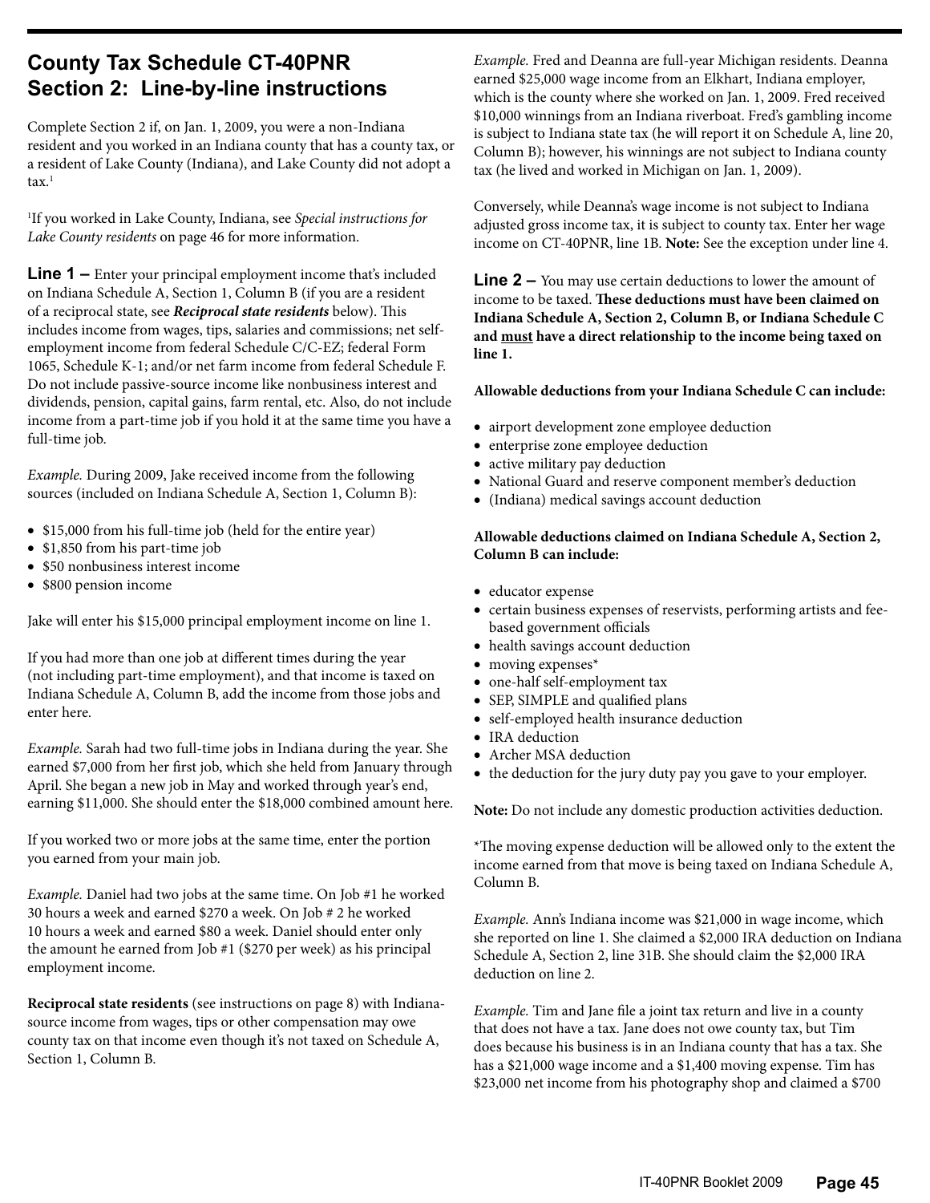# County Tax Schedule CT-40PNR Section 2: Line-by-line instructions

Complete Section 2 if, on Jan. 1, 2009, you were a non-Indiana resident and you worked in an Indiana county that has a county tax, or a resident of Lake County (Indiana), and Lake County did not adopt a tax.[1]

[1]If you worked in Lake County, Indiana, see *Special instructions for Lake County residents* on page 46 for more information.

**Line 1 –** Enter your principal employment income that's included on Indiana Schedule A, Section 1, Column B (if you are a resident of a reciprocal state, see ***Reciprocal state residents*** below). This includes income from wages, tips, salaries and commissions; net self-employment income from federal Schedule C/C-EZ; federal Form 1065, Schedule K-1; and/or net farm income from federal Schedule F. Do not include passive-source income like nonbusiness interest and dividends, pension, capital gains, farm rental, etc. Also, do not include income from a part-time job if you hold it at the same time you have a full-time job.

*Example.* During 2009, Jake received income from the following sources (included on Indiana Schedule A, Section 1, Column B):

- $15,000 from his full-time job (held for the entire year)
- $1,850 from his part-time job
- $50 nonbusiness interest income
- $800 pension income

Jake will enter his $15,000 principal employment income on line 1.

If you had more than one job at different times during the year (not including part-time employment), and that income is taxed on Indiana Schedule A, Column B, add the income from those jobs and enter here.

*Example.* Sarah had two full-time jobs in Indiana during the year. She earned $7,000 from her first job, which she held from January through April. She began a new job in May and worked through year's end, earning $11,000. She should enter the $18,000 combined amount here.

If you worked two or more jobs at the same time, enter the portion you earned from your main job.

*Example.* Daniel had two jobs at the same time. On Job #1 he worked 30 hours a week and earned $270 a week. On Job # 2 he worked 10 hours a week and earned $80 a week. Daniel should enter only the amount he earned from Job #1 ($270 per week) as his principal employment income.

**Reciprocal state residents** (see instructions on page 8) with Indiana-source income from wages, tips or other compensation may owe county tax on that income even though it's not taxed on Schedule A, Section 1, Column B.

*Example.* Fred and Deanna are full-year Michigan residents. Deanna earned $25,000 wage income from an Elkhart, Indiana employer, which is the county where she worked on Jan. 1, 2009. Fred received $10,000 winnings from an Indiana riverboat. Fred's gambling income is subject to Indiana state tax (he will report it on Schedule A, line 20, Column B); however, his winnings are not subject to Indiana county tax (he lived and worked in Michigan on Jan. 1, 2009).

Conversely, while Deanna's wage income is not subject to Indiana adjusted gross income tax, it is subject to county tax. Enter her wage income on CT-40PNR, line 1B. **Note:** See the exception under line 4.

**Line 2 –** You may use certain deductions to lower the amount of income to be taxed. **These deductions must have been claimed on Indiana Schedule A, Section 2, Column B, or Indiana Schedule C and <u>must</u> have a direct relationship to the income being taxed on line 1.**

**Allowable deductions from your Indiana Schedule C can include:**

- airport development zone employee deduction
- enterprise zone employee deduction
- active military pay deduction
- National Guard and reserve component member's deduction
- (Indiana) medical savings account deduction

**Allowable deductions claimed on Indiana Schedule A, Section 2, Column B can include:**

- educator expense
- certain business expenses of reservists, performing artists and fee-based government officials
- health savings account deduction
- moving expenses*
- one-half self-employment tax
- SEP, SIMPLE and qualified plans
- self-employed health insurance deduction
- IRA deduction
- Archer MSA deduction
- the deduction for the jury duty pay you gave to your employer.

**Note:** Do not include any domestic production activities deduction.

*The moving expense deduction will be allowed only to the extent the income earned from that move is being taxed on Indiana Schedule A, Column B.

*Example.* Ann's Indiana income was $21,000 in wage income, which she reported on line 1. She claimed a $2,000 IRA deduction on Indiana Schedule A, Section 2, line 31B. She should claim the $2,000 IRA deduction on line 2.

*Example.* Tim and Jane file a joint tax return and live in a county that does not have a tax. Jane does not owe county tax, but Tim does because his business is in an Indiana county that has a tax. She has a $21,000 wage income and a $1,400 moving expense. Tim has $23,000 net income from his photography shop and claimed a $700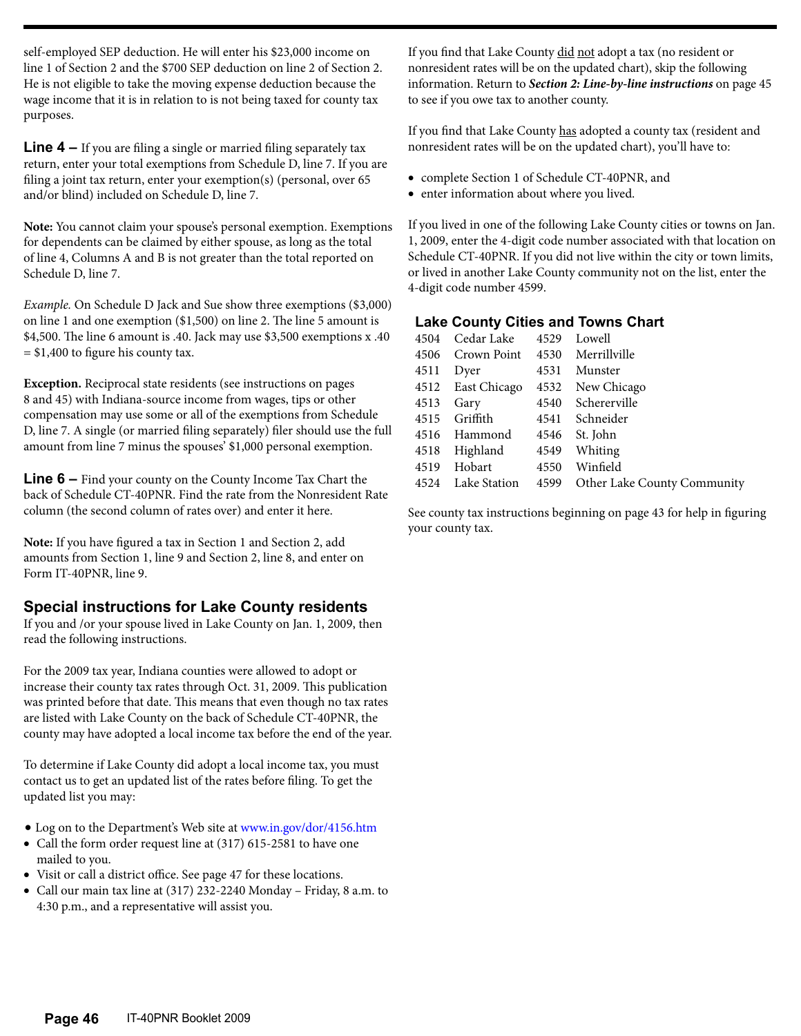self-employed SEP deduction. He will enter his $23,000 income on line 1 of Section 2 and the $700 SEP deduction on line 2 of Section 2. He is not eligible to take the moving expense deduction because the wage income that it is in relation to is not being taxed for county tax purposes.

**Line 4 –** If you are filing a single or married filing separately tax return, enter your total exemptions from Schedule D, line 7. If you are filing a joint tax return, enter your exemption(s) (personal, over 65 and/or blind) included on Schedule D, line 7.

**Note:** You cannot claim your spouse's personal exemption. Exemptions for dependents can be claimed by either spouse, as long as the total of line 4, Columns A and B is not greater than the total reported on Schedule D, line 7.

*Example.* On Schedule D Jack and Sue show three exemptions ($3,000) on line 1 and one exemption ($1,500) on line 2. The line 5 amount is $4,500. The line 6 amount is .40. Jack may use $3,500 exemptions x .40 = $1,400 to figure his county tax.

**Exception.** Reciprocal state residents (see instructions on pages 8 and 45) with Indiana-source income from wages, tips or other compensation may use some or all of the exemptions from Schedule D, line 7. A single (or married filing separately) filer should use the full amount from line 7 minus the spouses' $1,000 personal exemption.

**Line 6 –** Find your county on the County Income Tax Chart the back of Schedule CT-40PNR. Find the rate from the Nonresident Rate column (the second column of rates over) and enter it here.

**Note:** If you have figured a tax in Section 1 and Section 2, add amounts from Section 1, line 9 and Section 2, line 8, and enter on Form IT-40PNR, line 9.

## Special instructions for Lake County residents

If you and /or your spouse lived in Lake County on Jan. 1, 2009, then read the following instructions.

For the 2009 tax year, Indiana counties were allowed to adopt or increase their county tax rates through Oct. 31, 2009. This publication was printed before that date. This means that even though no tax rates are listed with Lake County on the back of Schedule CT-40PNR, the county may have adopted a local income tax before the end of the year.

To determine if Lake County did adopt a local income tax, you must contact us to get an updated list of the rates before filing. To get the updated list you may:

- Log on to the Department's Web site at www.in.gov/dor/4156.htm
- Call the form order request line at (317) 615-2581 to have one mailed to you.
- Visit or call a district office. See page 47 for these locations.
- Call our main tax line at (317) 232-2240 Monday – Friday, 8 a.m. to 4:30 p.m., and a representative will assist you.

If you find that Lake County did not adopt a tax (no resident or nonresident rates will be on the updated chart), skip the following information. Return to ***Section 2: Line-by-line instructions*** on page 45 to see if you owe tax to another county.

If you find that Lake County has adopted a county tax (resident and nonresident rates will be on the updated chart), you'll have to:

- complete Section 1 of Schedule CT-40PNR, and
- enter information about where you lived.

If you lived in one of the following Lake County cities or towns on Jan. 1, 2009, enter the 4-digit code number associated with that location on Schedule CT-40PNR. If you did not live within the city or town limits, or lived in another Lake County community not on the list, enter the 4-digit code number 4599.

### Lake County Cities and Towns Chart

| Code | City/Town | Code | City/Town |
|---|---|---|---|
| 4504 | Cedar Lake | 4529 | Lowell |
| 4506 | Crown Point | 4530 | Merrillville |
| 4511 | Dyer | 4531 | Munster |
| 4512 | East Chicago | 4532 | New Chicago |
| 4513 | Gary | 4540 | Schererville |
| 4515 | Griffith | 4541 | Schneider |
| 4516 | Hammond | 4546 | St. John |
| 4518 | Highland | 4549 | Whiting |
| 4519 | Hobart | 4550 | Winfield |
| 4524 | Lake Station | 4599 | Other Lake County Community |

See county tax instructions beginning on page 43 for help in figuring your county tax.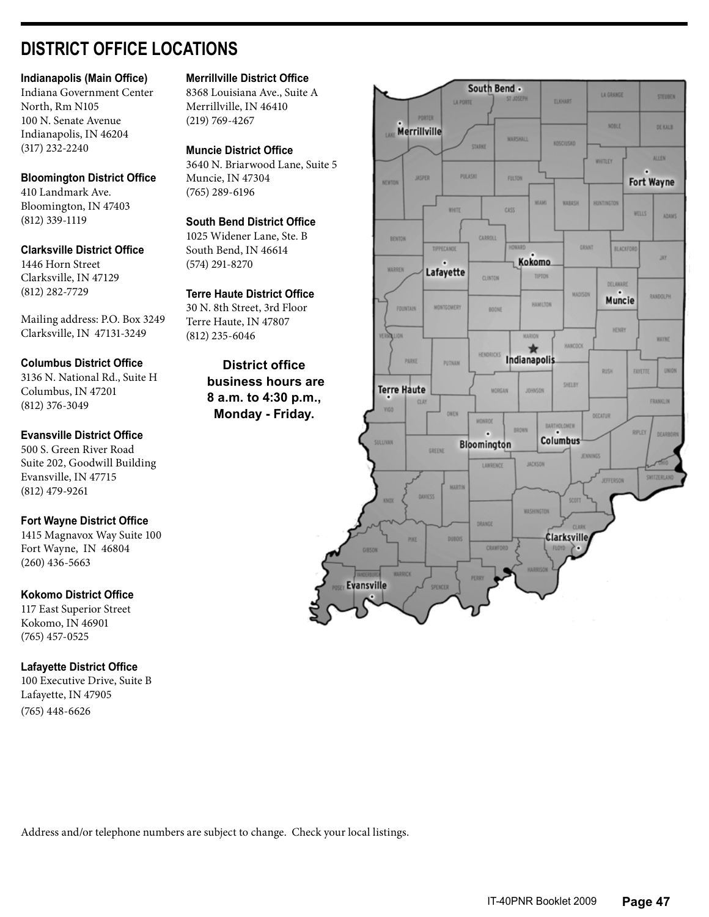# DISTRICT OFFICE LOCATIONS

**Indianapolis (Main Office)**
Indiana Government Center
North, Rm N105
100 N. Senate Avenue
Indianapolis, IN 46204
(317) 232-2240

**Bloomington District Office**
410 Landmark Ave.
Bloomington, IN 47403
(812) 339-1119

**Clarksville District Office**
1446 Horn Street
Clarksville, IN 47129
(812) 282-7729

Mailing address: P.O. Box 3249
Clarksville, IN 47131-3249

**Columbus District Office**
3136 N. National Rd., Suite H
Columbus, IN 47201
(812) 376-3049

**Evansville District Office**
500 S. Green River Road
Suite 202, Goodwill Building
Evansville, IN 47715
(812) 479-9261

**Fort Wayne District Office**
1415 Magnavox Way Suite 100
Fort Wayne, IN 46804
(260) 436-5663

**Kokomo District Office**
117 East Superior Street
Kokomo, IN 46901
(765) 457-0525

**Lafayette District Office**
100 Executive Drive, Suite B
Lafayette, IN 47905
(765) 448-6626

**Merrillville District Office**
8368 Louisiana Ave., Suite A
Merrillville, IN 46410
(219) 769-4267

**Muncie District Office**
3640 N. Briarwood Lane, Suite 5
Muncie, IN 47304
(765) 289-6196

**South Bend District Office**
1025 Widener Lane, Ste. B
South Bend, IN 46614
(574) 291-8270

**Terre Haute District Office**
30 N. 8th Street, 3rd Floor
Terre Haute, IN 47807
(812) 235-6046

**District office business hours are 8 a.m. to 4:30 p.m., Monday - Friday.**

Address and/or telephone numbers are subject to change. Check your local listings.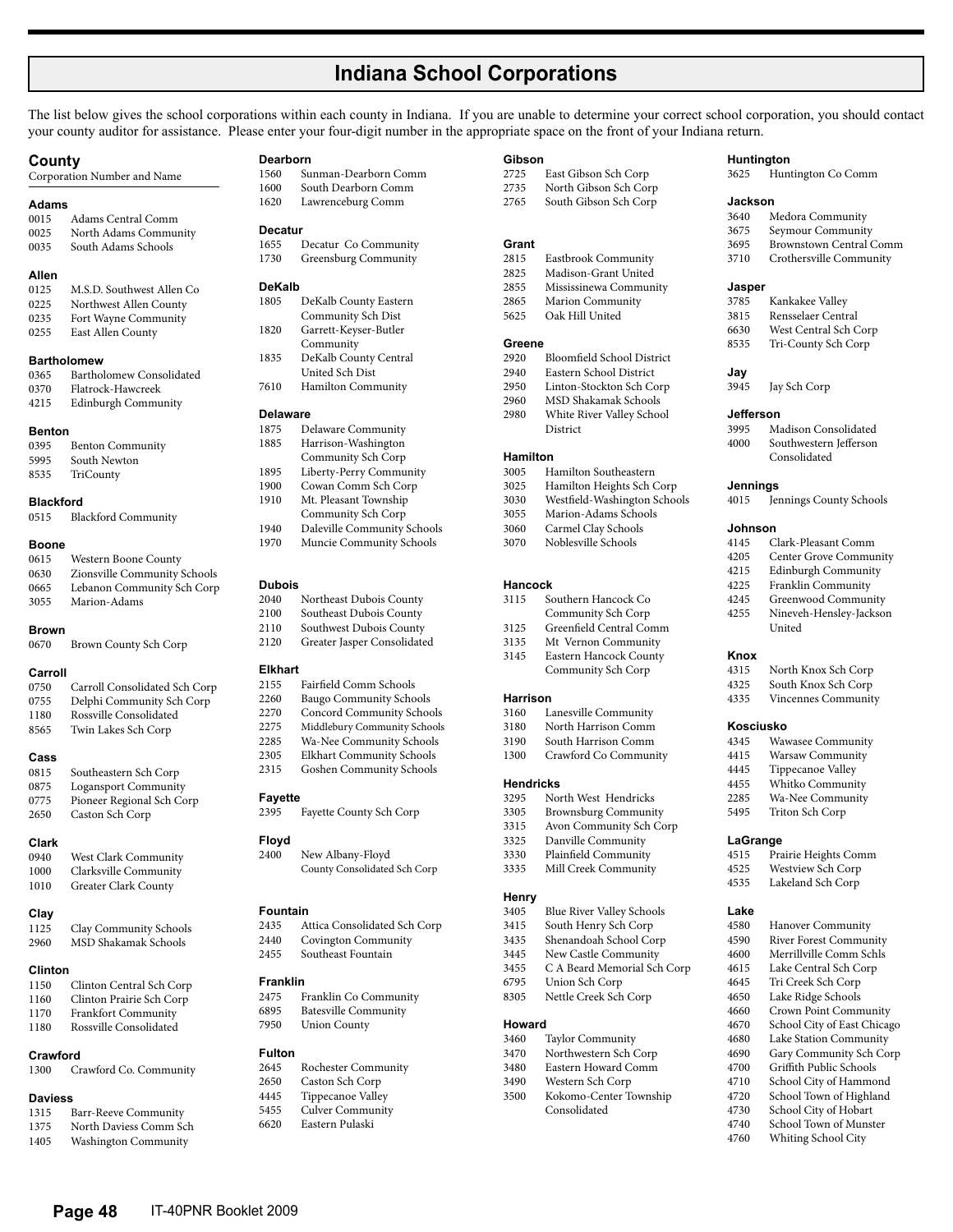# Indiana School Corporations

The list below gives the school corporations within each county in Indiana. If you are unable to determine your correct school corporation, you should contact your county auditor for assistance. Please enter your four-digit number in the appropriate space on the front of your Indiana return.

## County

Corporation Number and Name

### Adams

0015 Adams Central Comm
0025 North Adams Community
0035 South Adams Schools

### Allen

0125 M.S.D. Southwest Allen Co
0225 Northwest Allen County
0235 Fort Wayne Community
0255 East Allen County

### Bartholomew

0365 Bartholomew Consolidated
0370 Flatrock-Hawcreek
4215 Edinburgh Community

### Benton

0395 Benton Community
5995 South Newton
8535 TriCounty

### Blackford

0515 Blackford Community

### Boone

0615 Western Boone County
0630 Zionsville Community Schools
0665 Lebanon Community Sch Corp
3055 Marion-Adams

### Brown

0670 Brown County Sch Corp

### Carroll

0750 Carroll Consolidated Sch Corp
0755 Delphi Community Sch Corp
1180 Rossville Consolidated
8565 Twin Lakes Sch Corp

### Cass

0815 Southeastern Sch Corp
0875 Logansport Community
0775 Pioneer Regional Sch Corp
2650 Caston Sch Corp

### Clark

0940 West Clark Community
1000 Clarksville Community
1010 Greater Clark County

### Clay

1125 Clay Community Schools
2960 MSD Shakamak Schools

### Clinton

1150 Clinton Central Sch Corp
1160 Clinton Prairie Sch Corp
1170 Frankfort Community
1180 Rossville Consolidated

### Crawford

1300 Crawford Co. Community

### Daviess

1315 Barr-Reeve Community
1375 North Daviess Comm Sch
1405 Washington Community

### Dearborn

1560 Sunman-Dearborn Comm
1600 South Dearborn Comm
1620 Lawrenceburg Comm

### Decatur

1655 Decatur Co Community
1730 Greensburg Community

### DeKalb

1805 DeKalb County Eastern Community Sch Dist
1820 Garrett-Keyser-Butler Community
1835 DeKalb County Central United Sch Dist
7610 Hamilton Community

### Delaware

1875 Delaware Community
1885 Harrison-Washington Community Sch Corp
1895 Liberty-Perry Community
1900 Cowan Comm Sch Corp
1910 Mt. Pleasant Township Community Sch Corp
1940 Daleville Community Schools
1970 Muncie Community Schools

### Dubois

2040 Northeast Dubois County
2100 Southeast Dubois County
2110 Southwest Dubois County
2120 Greater Jasper Consolidated

### Elkhart

2155 Fairfield Comm Schools
2260 Baugo Community Schools
2270 Concord Community Schools
2275 Middlebury Community Schools
2285 Wa-Nee Community Schools
2305 Elkhart Community Schools
2315 Goshen Community Schools

### Fayette

2395 Fayette County Sch Corp

### Floyd

2400 New Albany-Floyd County Consolidated Sch Corp

### Fountain

2435 Attica Consolidated Sch Corp
2440 Covington Community
2455 Southeast Fountain

### Franklin

2475 Franklin Co Community
6895 Batesville Community
7950 Union County

### Fulton

2645 Rochester Community
2650 Caston Sch Corp
4445 Tippecanoe Valley
5455 Culver Community
6620 Eastern Pulaski

### Gibson

2725 East Gibson Sch Corp
2735 North Gibson Sch Corp
2765 South Gibson Sch Corp

### Grant

2815 Eastbrook Community
2825 Madison-Grant United
2855 Mississinewa Community
2865 Marion Community
5625 Oak Hill United

### Greene

2920 Bloomfield School District
2940 Eastern School District
2950 Linton-Stockton Sch Corp
2960 MSD Shakamak Schools
2980 White River Valley School District

### Hamilton

3005 Hamilton Southeastern
3025 Hamilton Heights Sch Corp
3030 Westfield-Washington Schools
3055 Marion-Adams Schools
3060 Carmel Clay Schools
3070 Noblesville Schools

### Hancock

3115 Southern Hancock Co Community Sch Corp
3125 Greenfield Central Comm
3135 Mt Vernon Community
3145 Eastern Hancock County Community Sch Corp

### Harrison

3160 Lanesville Community
3180 North Harrison Comm
3190 South Harrison Comm
1300 Crawford Co Community

### Hendricks

3295 North West Hendricks
3305 Brownsburg Community
3315 Avon Community Sch Corp
3325 Danville Community
3330 Plainfield Community
3335 Mill Creek Community

### Henry

3405 Blue River Valley Schools
3415 South Henry Sch Corp
3435 Shenandoah School Corp
3445 New Castle Community
3455 C A Beard Memorial Sch Corp
6795 Union Sch Corp
8305 Nettle Creek Sch Corp

### Howard

3460 Taylor Community
3470 Northwestern Sch Corp
3480 Eastern Howard Comm
3490 Western Sch Corp
3500 Kokomo-Center Township Consolidated

### Huntington

3625 Huntington Co Comm

### Jackson

3640 Medora Community
3675 Seymour Community
3695 Brownstown Central Comm
3710 Crothersville Community

### Jasper

3785 Kankakee Valley
3815 Rensselaer Central
6630 West Central Sch Corp
8535 Tri-County Sch Corp

### Jay

3945 Jay Sch Corp

### Jefferson

3995 Madison Consolidated
4000 Southwestern Jefferson Consolidated

### Jennings

4015 Jennings County Schools

### Johnson

4145 Clark-Pleasant Comm
4205 Center Grove Community
4215 Edinburgh Community
4225 Franklin Community
4245 Greenwood Community
4255 Nineveh-Hensley-Jackson United

### Knox

4315 North Knox Sch Corp
4325 South Knox Sch Corp
4335 Vincennes Community

### Kosciusko

4345 Wawasee Community
4415 Warsaw Community
4445 Tippecanoe Valley
4455 Whitko Community
2285 Wa-Nee Community
5495 Triton Sch Corp

### LaGrange

4515 Prairie Heights Comm
4525 Westview Sch Corp
4535 Lakeland Sch Corp

### Lake

4580 Hanover Community
4590 River Forest Community
4600 Merrillville Comm Schls
4615 Lake Central Sch Corp
4645 Tri Creek Sch Corp
4650 Lake Ridge Schools
4660 Crown Point Community
4670 School City of East Chicago
4680 Lake Station Community
4690 Gary Community Sch Corp
4700 Griffith Public Schools
4710 School City of Hammond
4720 School Town of Highland
4730 School City of Hobart
4740 School Town of Munster
4760 Whiting School City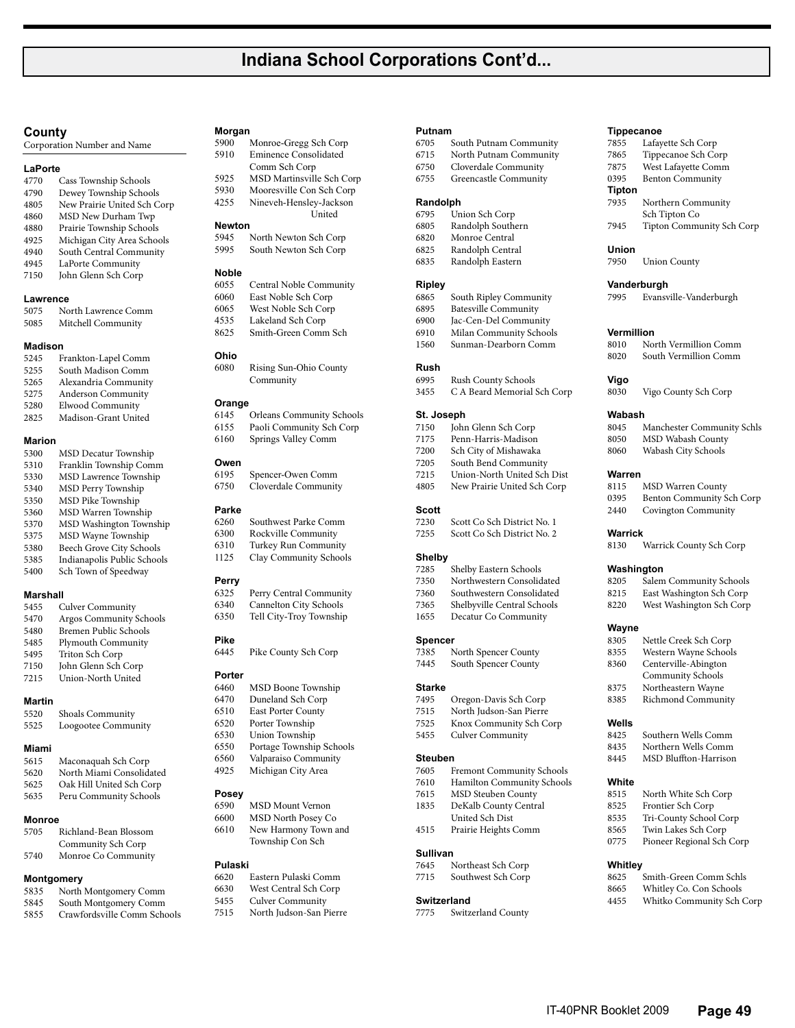# Indiana School Corporations Cont'd...

**County**
Corporation Number and Name

**LaPorte**
4770 Cass Township Schools
4790 Dewey Township Schools
4805 New Prairie United Sch Corp
4860 MSD New Durham Twp
4880 Prairie Township Schools
4925 Michigan City Area Schools
4940 South Central Community
4945 LaPorte Community
7150 John Glenn Sch Corp

**Lawrence**
5075 North Lawrence Comm
5085 Mitchell Community

**Madison**
5245 Frankton-Lapel Comm
5255 South Madison Comm
5265 Alexandria Community
5275 Anderson Community
5280 Elwood Community
2825 Madison-Grant United

**Marion**
5300 MSD Decatur Township
5310 Franklin Township Comm
5330 MSD Lawrence Township
5340 MSD Perry Township
5350 MSD Pike Township
5360 MSD Warren Township
5370 MSD Washington Township
5375 MSD Wayne Township
5380 Beech Grove City Schools
5385 Indianapolis Public Schools
5400 Sch Town of Speedway

**Marshall**
5455 Culver Community
5470 Argos Community Schools
5480 Bremen Public Schools
5485 Plymouth Community
5495 Triton Sch Corp
7150 John Glenn Sch Corp
7215 Union-North United

**Martin**
5520 Shoals Community
5525 Loogootee Community

**Miami**
5615 Maconaquah Sch Corp
5620 North Miami Consolidated
5625 Oak Hill United Sch Corp
5635 Peru Community Schools

**Monroe**
5705 Richland-Bean Blossom Community Sch Corp
5740 Monroe Co Community

**Montgomery**
5835 North Montgomery Comm
5845 South Montgomery Comm
5855 Crawfordsville Comm Schools

**Morgan**
5900 Monroe-Gregg Sch Corp
5910 Eminence Consolidated Comm Sch Corp
5925 MSD Martinsville Sch Corp
5930 Mooresville Con Sch Corp
4255 Nineveh-Hensley-Jackson United

**Newton**
5945 North Newton Sch Corp
5995 South Newton Sch Corp

**Noble**
6055 Central Noble Community
6060 East Noble Sch Corp
6065 West Noble Sch Corp
4535 Lakeland Sch Corp
8625 Smith-Green Comm Sch

**Ohio**
6080 Rising Sun-Ohio County Community

**Orange**
6145 Orleans Community Schools
6155 Paoli Community Sch Corp
6160 Springs Valley Comm

**Owen**
6195 Spencer-Owen Comm
6750 Cloverdale Community

**Parke**
6260 Southwest Parke Comm
6300 Rockville Community
6310 Turkey Run Community
1125 Clay Community Schools

**Perry**
6325 Perry Central Community
6340 Cannelton City Schools
6350 Tell City-Troy Township

**Pike**
6445 Pike County Sch Corp

**Porter**
6460 MSD Boone Township
6470 Duneland Sch Corp
6510 East Porter County
6520 Porter Township
6530 Union Township
6550 Portage Township Schools
6560 Valparaiso Community
4925 Michigan City Area

**Posey**
6590 MSD Mount Vernon
6600 MSD North Posey Co
6610 New Harmony Town and Township Con Sch

**Pulaski**
6620 Eastern Pulaski Comm
6630 West Central Sch Corp
5455 Culver Community
7515 North Judson-San Pierre

**Putnam**
6705 South Putnam Community
6715 North Putnam Community
6750 Cloverdale Community
6755 Greencastle Community

**Randolph**
6795 Union Sch Corp
6805 Randolph Southern
6820 Monroe Central
6825 Randolph Central
6835 Randolph Eastern

**Ripley**
6865 South Ripley Community
6895 Batesville Community
6900 Jac-Cen-Del Community
6910 Milan Community Schools
1560 Sunman-Dearborn Comm

**Rush**
6995 Rush County Schools
3455 C A Beard Memorial Sch Corp

**St. Joseph**
7150 John Glenn Sch Corp
7175 Penn-Harris-Madison
7200 Sch City of Mishawaka
7205 South Bend Community
7215 Union-North United Sch Dist
4805 New Prairie United Sch Corp

**Scott**
7230 Scott Co Sch District No. 1
7255 Scott Co Sch District No. 2

**Shelby**
7285 Shelby Eastern Schools
7350 Northwestern Consolidated
7360 Southwestern Consolidated
7365 Shelbyville Central Schools
1655 Decatur Co Community

**Spencer**
7385 North Spencer County
7445 South Spencer County

**Starke**
7495 Oregon-Davis Sch Corp
7515 North Judson-San Pierre
7525 Knox Community Sch Corp
5455 Culver Community

**Steuben**
7605 Fremont Community Schools
7610 Hamilton Community Schools
7615 MSD Steuben County
1835 DeKalb County Central United Sch Dist
4515 Prairie Heights Comm

**Sullivan**
7645 Northeast Sch Corp
7715 Southwest Sch Corp

**Switzerland**
7775 Switzerland County

**Tippecanoe**
7855 Lafayette Sch Corp
7865 Tippecanoe Sch Corp
7875 West Lafayette Comm
0395 Benton Community

**Tipton**
7935 Northern Community Sch Tipton Co
7945 Tipton Community Sch Corp

**Union**
7950 Union County

**Vanderburgh**
7995 Evansville-Vanderburgh

**Vermillion**
8010 North Vermillion Comm
8020 South Vermillion Comm

**Vigo**
8030 Vigo County Sch Corp

**Wabash**
8045 Manchester Community Schls
8050 MSD Wabash County
8060 Wabash City Schools

**Warren**
8115 MSD Warren County
0395 Benton Community Sch Corp
2440 Covington Community

**Warrick**
8130 Warrick County Sch Corp

**Washington**
8205 Salem Community Schools
8215 East Washington Sch Corp
8220 West Washington Sch Corp

**Wayne**
8305 Nettle Creek Sch Corp
8355 Western Wayne Schools
8360 Centerville-Abington Community Schools
8375 Northeastern Wayne
8385 Richmond Community

**Wells**
8425 Southern Wells Comm
8435 Northern Wells Comm
8445 MSD Bluffton-Harrison

**White**
8515 North White Sch Corp
8525 Frontier Sch Corp
8535 Tri-County School Corp
8565 Twin Lakes Sch Corp
0775 Pioneer Regional Sch Corp

**Whitley**
8625 Smith-Green Comm Schls
8665 Whitley Co. Con Schools
4455 Whitko Community Sch Corp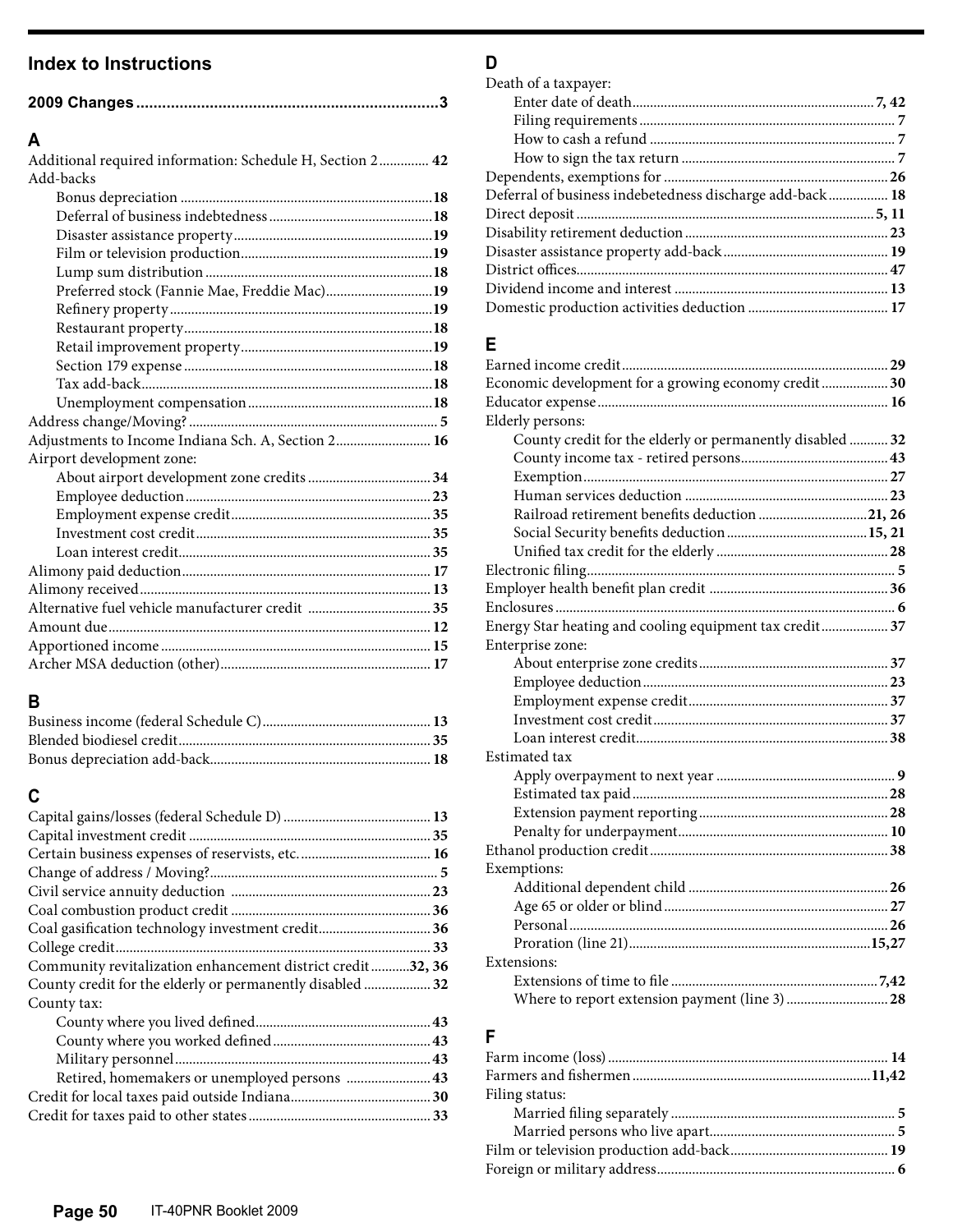## Index to Instructions

**2009 Changes ........ 3**

### A

Additional required information: Schedule H, Section 2 ........ 42

Add-backs
- Bonus depreciation ........ 18
- Deferral of business indebtedness ........ 18
- Disaster assistance property ........ 19
- Film or television production ........ 19
- Lump sum distribution ........ 18
- Preferred stock (Fannie Mae, Freddie Mac) ........ 19
- Refinery property ........ 19
- Restaurant property ........ 18
- Retail improvement property ........ 19
- Section 179 expense ........ 18
- Tax add-back ........ 18
- Unemployment compensation ........ 18

Address change/Moving? ........ 5

Adjustments to Income Indiana Sch. A, Section 2 ........ 16

Airport development zone:
- About airport development zone credits ........ 34
- Employee deduction ........ 23
- Employment expense credit ........ 35
- Investment cost credit ........ 35
- Loan interest credit ........ 35

Alimony paid deduction ........ 17

Alimony received ........ 13

Alternative fuel vehicle manufacturer credit ........ 35

Amount due ........ 12

Apportioned income ........ 15

Archer MSA deduction (other) ........ 17

### B

Business income (federal Schedule C) ........ 13

Blended biodiesel credit ........ 35

Bonus depreciation add-back ........ 18

### C

Capital gains/losses (federal Schedule D) ........ 13

Capital investment credit ........ 35

Certain business expenses of reservists, etc. ........ 16

Change of address / Moving? ........ 5

Civil service annuity deduction ........ 23

Coal combustion product credit ........ 36

Coal gasification technology investment credit ........ 36

College credit ........ 33

Community revitalization enhancement district credit ........ 32, 36

County credit for the elderly or permanently disabled ........ 32

County tax:
- County where you lived defined ........ 43
- County where you worked defined ........ 43
- Military personnel ........ 43
- Retired, homemakers or unemployed persons ........ 43

Credit for local taxes paid outside Indiana ........ 30

Credit for taxes paid to other states ........ 33

### D

Death of a taxpayer:
- Enter date of death ........ 7, 42
- Filing requirements ........ 7
- How to cash a refund ........ 7
- How to sign the tax return ........ 7

Dependents, exemptions for ........ 26

Deferral of business indebetedness discharge add-back ........ 18

Direct deposit ........ 5, 11

Disability retirement deduction ........ 23

Disaster assistance property add-back ........ 19

District offices ........ 47

Dividend income and interest ........ 13

Domestic production activities deduction ........ 17

### E

Earned income credit ........ 29

Economic development for a growing economy credit ........ 30

Educator expense ........ 16

Elderly persons:
- County credit for the elderly or permanently disabled ........ 32
- County income tax - retired persons ........ 43
- Exemption ........ 27
- Human services deduction ........ 23
- Railroad retirement benefits deduction ........ 21, 26
- Social Security benefits deduction ........ 15, 21
- Unified tax credit for the elderly ........ 28

Electronic filing ........ 5

Employer health benefit plan credit ........ 36

Enclosures ........ 6

Energy Star heating and cooling equipment tax credit ........ 37

Enterprise zone:
- About enterprise zone credits ........ 37
- Employee deduction ........ 23
- Employment expense credit ........ 37
- Investment cost credit ........ 37
- Loan interest credit ........ 38

Estimated tax
- Apply overpayment to next year ........ 9
- Estimated tax paid ........ 28
- Extension payment reporting ........ 28
- Penalty for underpayment ........ 10

Ethanol production credit ........ 38

Exemptions:
- Additional dependent child ........ 26
- Age 65 or older or blind ........ 27
- Personal ........ 26
- Proration (line 21) ........ 15,27

Extensions:
- Extensions of time to file ........ 7,42
- Where to report extension payment (line 3) ........ 28

### F

Farm income (loss) ........ 14

Farmers and fishermen ........ 11,42

Filing status:
- Married filing separately ........ 5
- Married persons who live apart ........ 5

Film or television production add-back ........ 19

Foreign or military address ........ 6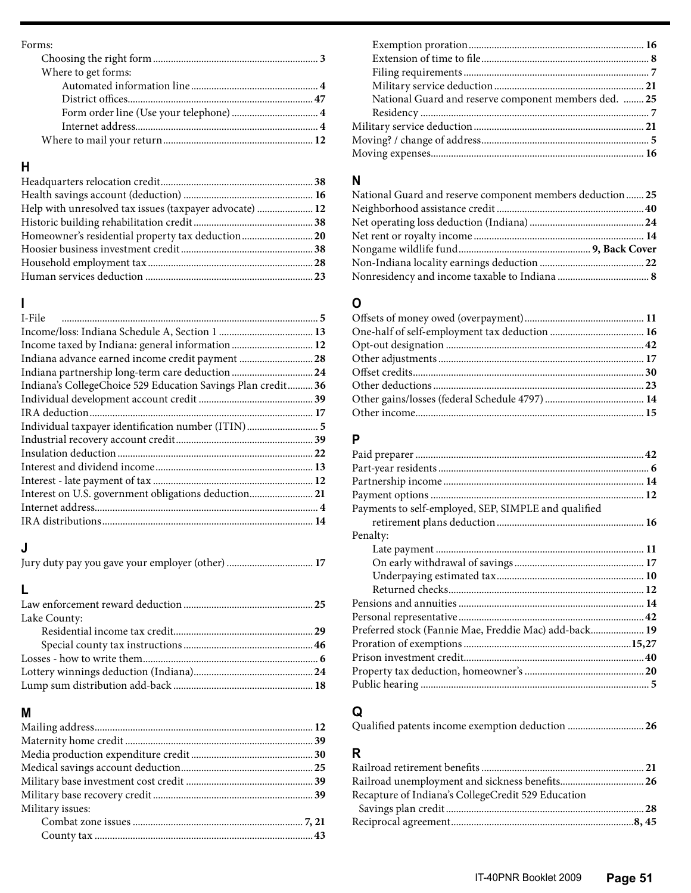Forms:
- Choosing the right form ... **3**
- Where to get forms:
  - Automated information line ... **4**
  - District offices ... **47**
  - Form order line (Use your telephone) ... **4**
  - Internet address ... **4**
- Where to mail your return ... **12**

## H

- Headquarters relocation credit ... **38**
- Health savings account (deduction) ... **16**
- Help with unresolved tax issues (taxpayer advocate) ... **12**
- Historic building rehabilitation credit ... **38**
- Homeowner's residential property tax deduction ... **20**
- Hoosier business investment credit ... **38**
- Household employment tax ... **28**
- Human services deduction ... **23**

## I

- I-File ... **5**
- Income/loss: Indiana Schedule A, Section 1 ... **13**
- Income taxed by Indiana: general information ... **12**
- Indiana advance earned income credit payment ... **28**
- Indiana partnership long-term care deduction ... **24**
- Indiana's CollegeChoice 529 Education Savings Plan credit ... **36**
- Individual development account credit ... **39**
- IRA deduction ... **17**
- Individual taxpayer identification number (ITIN) ... **5**
- Industrial recovery account credit ... **39**
- Insulation deduction ... **22**
- Interest and dividend income ... **13**
- Interest - late payment of tax ... **12**
- Interest on U.S. government obligations deduction ... **21**
- Internet address ... **4**
- IRA distributions ... **14**

## J

- Jury duty pay you gave your employer (other) ... **17**

## L

- Law enforcement reward deduction ... **25**
- Lake County:
  - Residential income tax credit ... **29**
  - Special county tax instructions ... **46**
- Losses - how to write them ... **6**
- Lottery winnings deduction (Indiana) ... **24**
- Lump sum distribution add-back ... **18**

## M

- Mailing address ... **12**
- Maternity home credit ... **39**
- Media production expenditure credit ... **30**
- Medical savings account deduction ... **25**
- Military base investment cost credit ... **39**
- Military base recovery credit ... **39**
- Military issues:
  - Combat zone issues ... **7, 21**
  - County tax ... **43**
  - Exemption proration ... **16**
  - Extension of time to file ... **8**
  - Filing requirements ... **7**
  - Military service deduction ... **21**
  - National Guard and reserve component members ded. ... **25**
  - Residency ... **7**
- Military service deduction ... **21**
- Moving? / change of address ... **5**
- Moving expenses ... **16**

## N

- National Guard and reserve component members deduction ... **25**
- Neighborhood assistance credit ... **40**
- Net operating loss deduction (Indiana) ... **24**
- Net rent or royalty income ... **14**
- Nongame wildlife fund ... **9, Back Cover**
- Non-Indiana locality earnings deduction ... **22**
- Nonresidency and income taxable to Indiana ... **8**

## O

- Offsets of money owed (overpayment) ... **11**
- One-half of self-employment tax deduction ... **16**
- Opt-out designation ... **42**
- Other adjustments ... **17**
- Offset credits ... **30**
- Other deductions ... **23**
- Other gains/losses (federal Schedule 4797) ... **14**
- Other income ... **15**

## P

- Paid preparer ... **42**
- Part-year residents ... **6**
- Partnership income ... **14**
- Payment options ... **12**
- Payments to self-employed, SEP, SIMPLE and qualified retirement plans deduction ... **16**
- Penalty:
  - Late payment ... **11**
  - On early withdrawal of savings ... **17**
  - Underpaying estimated tax ... **10**
  - Returned checks ... **12**
- Pensions and annuities ... **14**
- Personal representative ... **42**
- Preferred stock (Fannie Mae, Freddie Mac) add-back ... **19**
- Proration of exemptions ... **15,27**
- Prison investment credit ... **40**
- Property tax deduction, homeowner's ... **20**
- Public hearing ... **5**

## Q

- Qualified patents income exemption deduction ... **26**

## R

- Railroad retirement benefits ... **21**
- Railroad unemployment and sickness benefits ... **26**
- Recapture of Indiana's CollegeCredit 529 Education Savings plan credit ... **28**
- Reciprocal agreement ... **8, 45**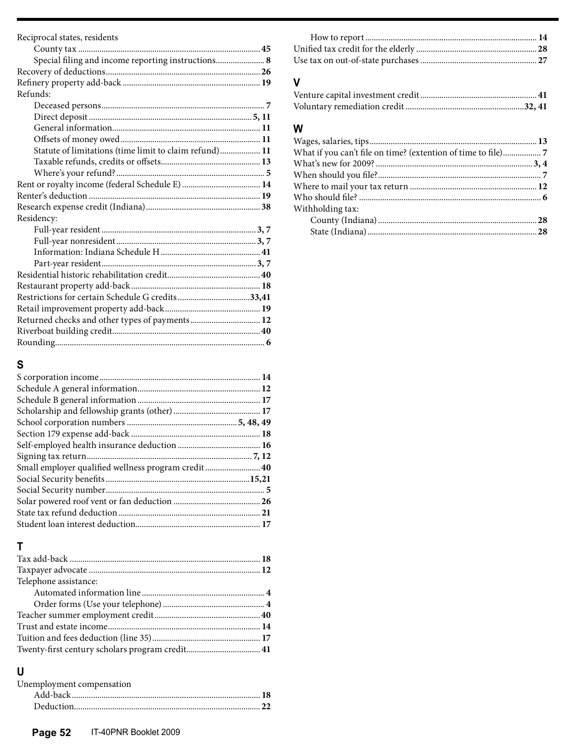Reciprocal states, residents
- County tax .......... **45**
- Special filing and income reporting instructions .......... **8**

Recovery of deductions .......... **26**
Refinery property add-back .......... **19**
Refunds:
- Deceased persons .......... **7**
- Direct deposit .......... **5, 11**
- General information .......... **11**
- Offsets of money owed .......... **11**
- Statute of limitations (time limit to claim refund) .......... **11**
- Taxable refunds, credits or offsets .......... **13**
- Where's your refund? .......... **5**

Rent or royalty income (federal Schedule E) .......... **14**
Renter's deduction .......... **19**
Research expense credit (Indiana) .......... **38**
Residency:
- Full-year resident .......... **3, 7**
- Full-year nonresident .......... **3, 7**
- Information: Indiana Schedule H .......... **41**
- Part-year resident .......... **3, 7**

Residential historic rehabilitation credit .......... **40**
Restaurant property add-back .......... **18**
Restrictions for certain Schedule G credits .......... **33,41**
Retail improvement property add-back .......... **19**
Returned checks and other types of payments .......... **12**
Riverboat building credit .......... **40**
Rounding .......... **6**

## S

S corporation income .......... **14**
Schedule A general information .......... **12**
Schedule B general information .......... **17**
Scholarship and fellowship grants (other) .......... **17**
School corporation numbers .......... **5, 48, 49**
Section 179 expense add-back .......... **18**
Self-employed health insurance deduction .......... **16**
Signing tax return .......... **7, 12**
Small employer qualified wellness program credit .......... **40**
Social Security benefits .......... **15,21**
Social Security number .......... **5**
Solar powered roof vent or fan deduction .......... **26**
State tax refund deduction .......... **21**
Student loan interest deduction .......... **17**

## T

Tax add-back .......... **18**
Taxpayer advocate .......... **12**
Telephone assistance:
- Automated information line .......... **4**
- Order forms (Use your telephone) .......... **4**

Teacher summer employment credit .......... **40**
Trust and estate income .......... **14**
Tuition and fees deduction (line 35) .......... **17**
Twenty-first century scholars program credit .......... **41**

## U

Unemployment compensation
- Add-back .......... **18**
- Deduction .......... **22**
- How to report .......... **14**

Unified tax credit for the elderly .......... **28**
Use tax on out-of-state purchases .......... **27**

## V

Venture capital investment credit .......... **41**
Voluntary remediation credit .......... **32, 41**

## W

Wages, salaries, tips .......... **13**
What if you can't file on time? (extention of time to file) .......... **7**
What's new for 2009? .......... **3, 4**
When should you file? .......... **7**
Where to mail your tax return .......... **12**
Who should file? .......... **6**
Withholding tax:
- County (Indiana) .......... **28**
- State (Indiana) .......... **28**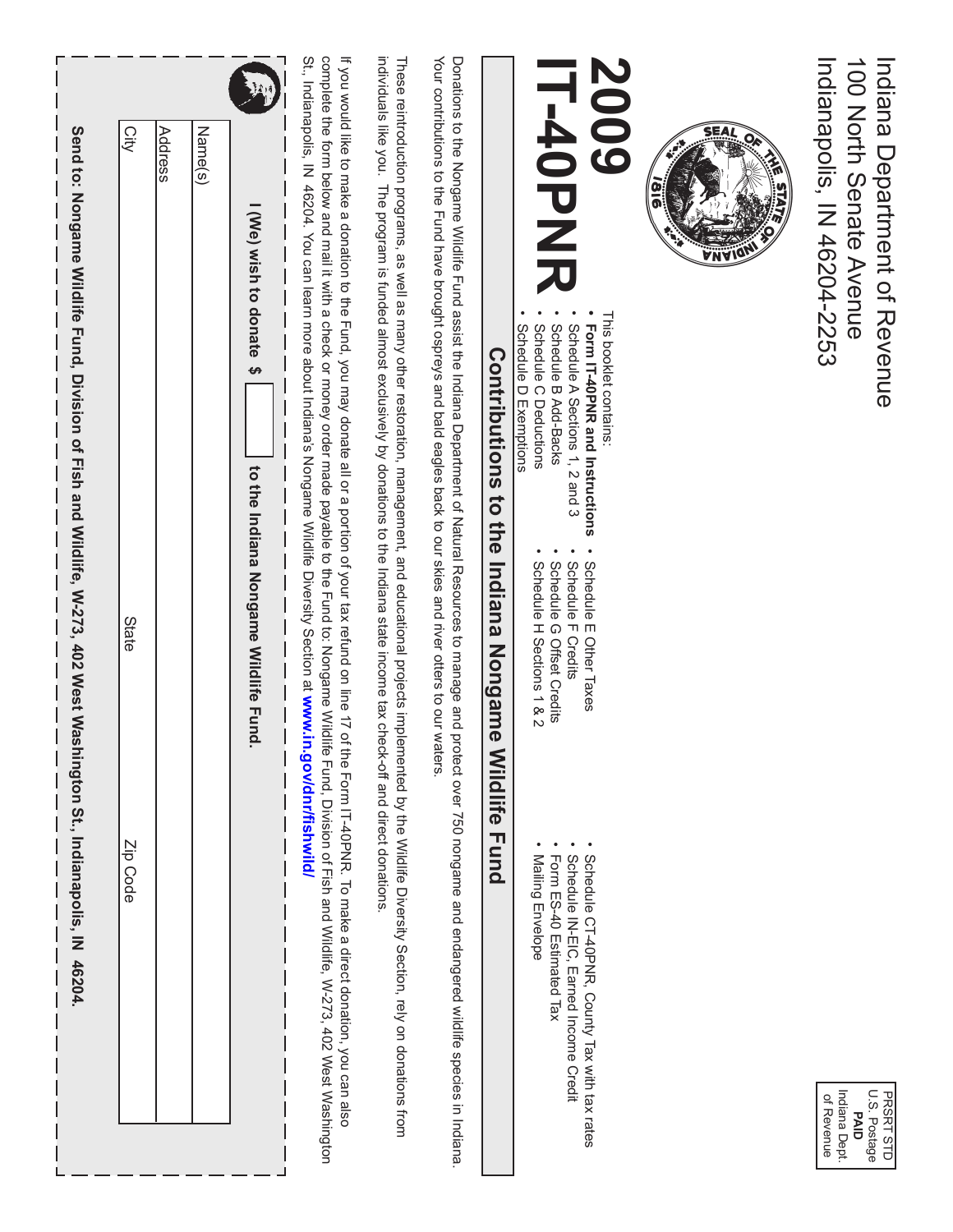Indiana Department of Revenue
100 North Senate Avenue
Indianapolis, IN 46204-2253

PRSRT STD
U.S. Postage
**PAID**
Indiana Dept.
of Revenue

# 2009
# IT-40PNR

This booklet contains:

- **Form IT-40PNR and Instructions**
- Schedule A Sections 1, 2 and 3
- Schedule B Add-Backs
- Schedule C Deductions
- Schedule D Exemptions
- Schedule E Other Taxes
- Schedule F Credits
- Schedule G Offset Credits
- Schedule H Sections 1 & 2
- Schedule CT-40PNR, County Tax with tax rates
- Schedule IN-EIC, Earned Income Credit
- Form ES-40 Estimated Tax
- Mailing Envelope

## Contributions to the Indiana Nongame Wildlife Fund

Donations to the Nongame Wildlife Fund assist the Indiana Department of Natural Resources to manage and protect over 750 nongame and endangered wildlife species in Indiana. Your contributions to the Fund have brought ospreys and bald eagles back to our skies and river otters to our waters.

These reintroduction programs, as well as many other restoration, management, and educational projects implemented by the Wildlife Diversity Section, rely on donations from individuals like you. The program is funded almost exclusively by donations to the Indiana state income tax check-off and direct donations.

If you would like to make a donation to the Fund, you may donate all or a portion of your tax refund on line 17 of the Form IT-40PNR. To make a direct donation, you can also complete the form below and mail it with a check or money order made payable to the Fund to: Nongame Wildlife Fund, Division of Fish and Wildlife, W-273, 402 West Washington St., Indianapolis, IN 46204. You can learn more about Indiana's Nongame Wildlife Diversity Section at **www.in.gov/dnr/fishwild/**

**I (We) wish to donate $** ________ **to the Indiana Nongame Wildlife Fund.**

Name(s)

Address

City | State | Zip Code

**Send to: Nongame Wildlife Fund, Division of Fish and Wildlife, W-273, 402 West Washington St., Indianapolis, IN 46204.**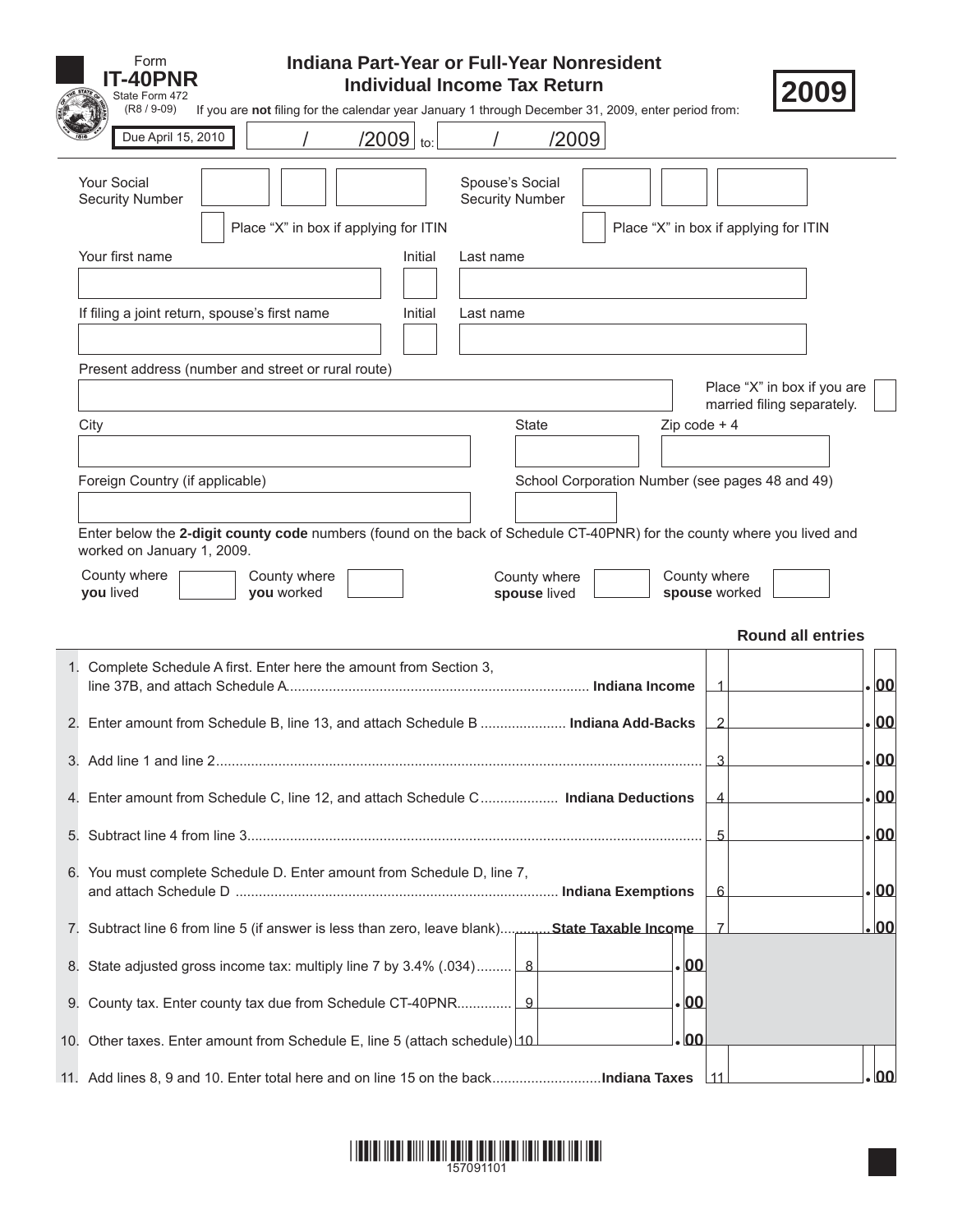Form **IT-40PNR**
State Form 472
(R8 / 9-09)

# Indiana Part-Year or Full-Year Nonresident Individual Income Tax Return

**2009**

If you are **not** filing for the calendar year January 1 through December 31, 2009, enter period from:

Due April 15, 2010 | / /2009 to: / /2009

Your Social Security Number

Place "X" in box if applying for ITIN

Spouse's Social Security Number

Place "X" in box if applying for ITIN

Your first name | Initial | Last name

If filing a joint return, spouse's first name | Initial | Last name

Present address (number and street or rural route)

Place "X" in box if you are married filing separately.

City | State | Zip code + 4

Foreign Country (if applicable) | School Corporation Number (see pages 48 and 49)

Enter below the **2-digit county code** numbers (found on the back of Schedule CT-40PNR) for the county where you lived and worked on January 1, 2009.

County where **you** lived | County where **you** worked | County where **spouse** lived | County where **spouse** worked

**Round all entries**

| Line | Description | | | Amount |
|---|---|---|---|---|
| 1. | Complete Schedule A first. Enter here the amount from Section 3, line 37B, and attach Schedule A. **Indiana Income** | | 1 | .00 |
| 2. | Enter amount from Schedule B, line 13, and attach Schedule B **Indiana Add-Backs** | | 2 | .00 |
| 3. | Add line 1 and line 2 | | 3 | .00 |
| 4. | Enter amount from Schedule C, line 12, and attach Schedule C **Indiana Deductions** | | 4 | .00 |
| 5. | Subtract line 4 from line 3 | | 5 | .00 |
| 6. | You must complete Schedule D. Enter amount from Schedule D, line 7, and attach Schedule D **Indiana Exemptions** | | 6 | .00 |
| 7. | Subtract line 6 from line 5 (if answer is less than zero, leave blank) **State Taxable Income** | | 7 | .00 |
| 8. | State adjusted gross income tax: multiply line 7 by 3.4% (.034) | 8 .00 | | |
| 9. | County tax. Enter county tax due from Schedule CT-40PNR | 9 .00 | | |
| 10. | Other taxes. Enter amount from Schedule E, line 5 (attach schedule) | 10 .00 | | |
| 11. | Add lines 8, 9 and 10. Enter total here and on line 15 on the back **Indiana Taxes** | | 11 | .00 |

157091101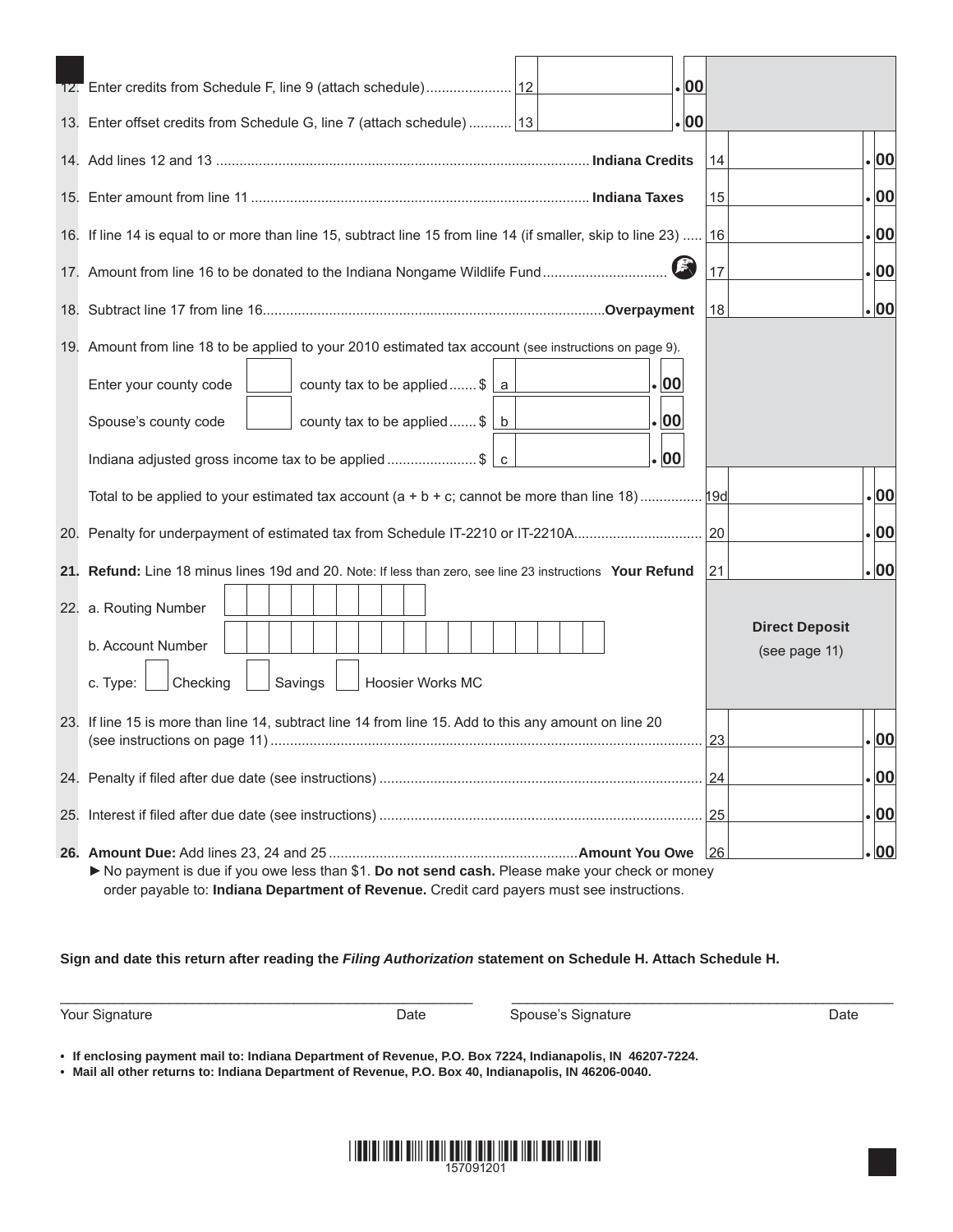12. Enter credits from Schedule F, line 9 (attach schedule)...................... 12 .00

13. Enter offset credits from Schedule G, line 7 (attach schedule)........... 13 .00

14. Add lines 12 and 13 ................................................................................................ **Indiana Credits** 14 .00

15. Enter amount from line 11 ....................................................................................... **Indiana Taxes** 15 .00

16. If line 14 is equal to or more than line 15, subtract line 15 from line 14 (if smaller, skip to line 23) ..... 16 .00

17. Amount from line 16 to be donated to the Indiana Nongame Wildlife Fund................................ 17 .00

18. Subtract line 17 from line 16.........................................................................................**Overpayment** 18 .00

19. Amount from line 18 to be applied to your 2010 estimated tax account (see instructions on page 9).

Enter your county code ☐ county tax to be applied....... $ a .00

Spouse's county code ☐ county tax to be applied....... $ b .00

Indiana adjusted gross income tax to be applied ....................... $ c .00

Total to be applied to your estimated tax account (a + b + c; cannot be more than line 18) ................ 19d .00

20. Penalty for underpayment of estimated tax from Schedule IT-2210 or IT-2210A................................ 20 .00

21. **Refund:** Line 18 minus lines 19d and 20. Note: If less than zero, see line 23 instructions **Your Refund** 21 .00

22. a. Routing Number ☐☐☐☐☐☐☐☐☐

b. Account Number ☐☐☐☐☐☐☐☐☐☐☐☐☐☐☐☐☐

c. Type: ☐ Checking ☐ Savings ☐ Hoosier Works MC

**Direct Deposit** (see page 11)

23. If line 15 is more than line 14, subtract line 14 from line 15. Add to this any amount on line 20 (see instructions on page 11) ............................................................................................................... 23 .00

24. Penalty if filed after due date (see instructions) ................................................................................... 24 .00

25. Interest if filed after due date (see instructions) ................................................................................... 25 .00

26. **Amount Due:** Add lines 23, 24 and 25 ................................................................**Amount You Owe** 26 .00

► No payment is due if you owe less than $1. **Do not send cash.** Please make your check or money order payable to: **Indiana Department of Revenue.** Credit card payers must see instructions.

**Sign and date this return after reading the *Filing Authorization* statement on Schedule H. Attach Schedule H.**

| Your Signature | Date | Spouse's Signature | Date |
|---|---|---|---|

- **If enclosing payment mail to: Indiana Department of Revenue, P.O. Box 7224, Indianapolis, IN 46207-7224.**
- **Mail all other returns to: Indiana Department of Revenue, P.O. Box 40, Indianapolis, IN 46206-0040.**

157091201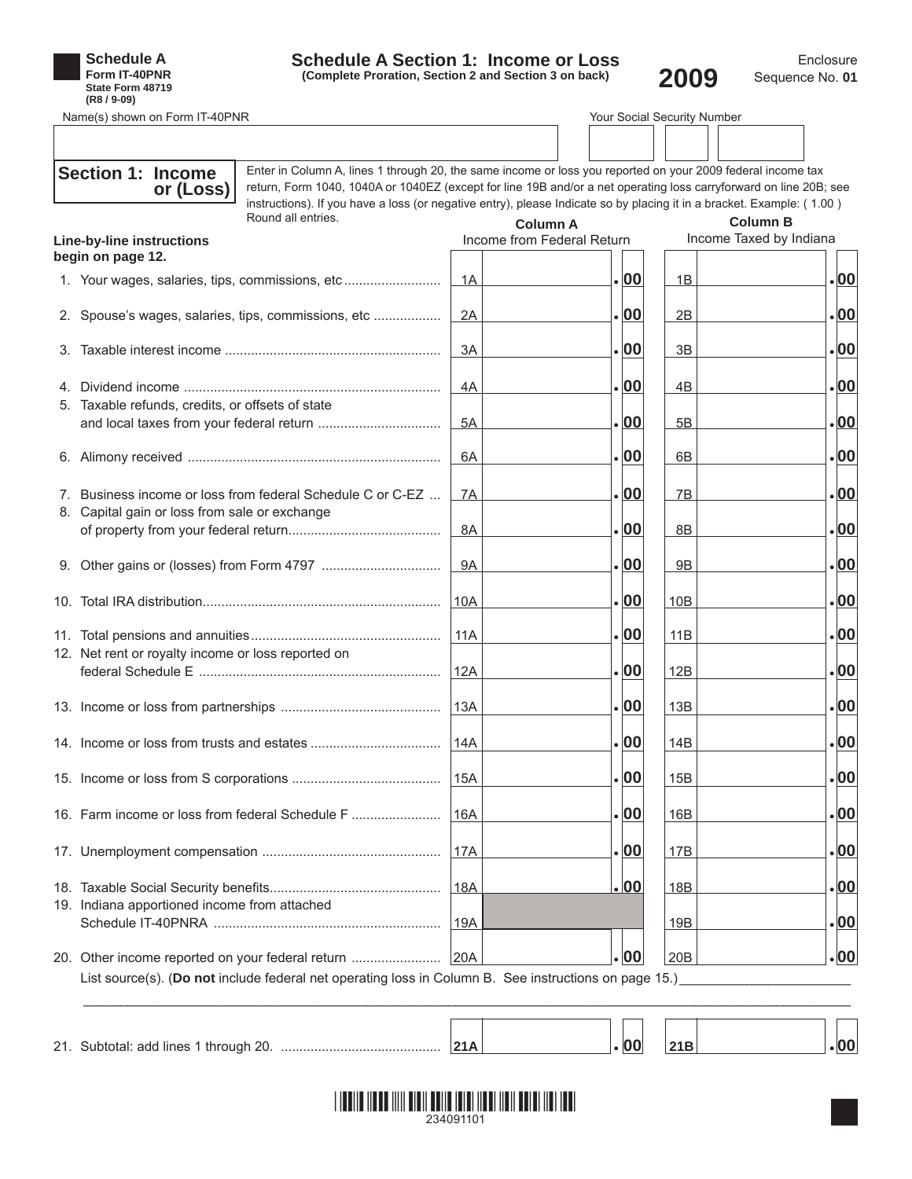**Schedule A**
**Form IT-40PNR**
**State Form 48719**
**(R8 / 9-09)**

# Schedule A Section 1: Income or Loss

**(Complete Proration, Section 2 and Section 3 on back)**

**2009**

Enclosure Sequence No. **01**

Name(s) shown on Form IT-40PNR

Your Social Security Number

## Section 1: Income or (Loss)

Enter in Column A, lines 1 through 20, the same income or loss you reported on your 2009 federal income tax return, Form 1040, 1040A or 1040EZ (except for line 19B and/or a net operating loss carryforward on line 20B; see instructions). If you have a loss (or negative entry), please Indicate so by placing it in a bracket. Example: ( 1.00 ) Round all entries.

**Line-by-line instructions begin on page 12.**

| Line | Column A Income from Federal Return | | Column B Income Taxed by Indiana | |
|---|---|---|---|---|
| 1. Your wages, salaries, tips, commissions, etc | 1A | .00 | 1B | .00 |
| 2. Spouse's wages, salaries, tips, commissions, etc | 2A | .00 | 2B | .00 |
| 3. Taxable interest income | 3A | .00 | 3B | .00 |
| 4. Dividend income | 4A | .00 | 4B | .00 |
| 5. Taxable refunds, credits, or offsets of state and local taxes from your federal return | 5A | .00 | 5B | .00 |
| 6. Alimony received | 6A | .00 | 6B | .00 |
| 7. Business income or loss from federal Schedule C or C-EZ | 7A | .00 | 7B | .00 |
| 8. Capital gain or loss from sale or exchange of property from your federal return | 8A | .00 | 8B | .00 |
| 9. Other gains or (losses) from Form 4797 | 9A | .00 | 9B | .00 |
| 10. Total IRA distribution | 10A | .00 | 10B | .00 |
| 11. Total pensions and annuities | 11A | .00 | 11B | .00 |
| 12. Net rent or royalty income or loss reported on federal Schedule E | 12A | .00 | 12B | .00 |
| 13. Income or loss from partnerships | 13A | .00 | 13B | .00 |
| 14. Income or loss from trusts and estates | 14A | .00 | 14B | .00 |
| 15. Income or loss from S corporations | 15A | .00 | 15B | .00 |
| 16. Farm income or loss from federal Schedule F | 16A | .00 | 16B | .00 |
| 17. Unemployment compensation | 17A | .00 | 17B | .00 |
| 18. Taxable Social Security benefits | 18A | .00 | 18B | .00 |
| 19. Indiana apportioned income from attached Schedule IT-40PNRA | 19A | | 19B | .00 |
| 20. Other income reported on your federal return | 20A | .00 | 20B | .00 |

List source(s). (**Do not** include federal net operating loss in Column B. See instructions on page 15.) ______________________

| Line | Column A | | Column B | |
|---|---|---|---|---|
| 21. Subtotal: add lines 1 through 20. | **21A** | .00 | **21B** | .00 |

234091101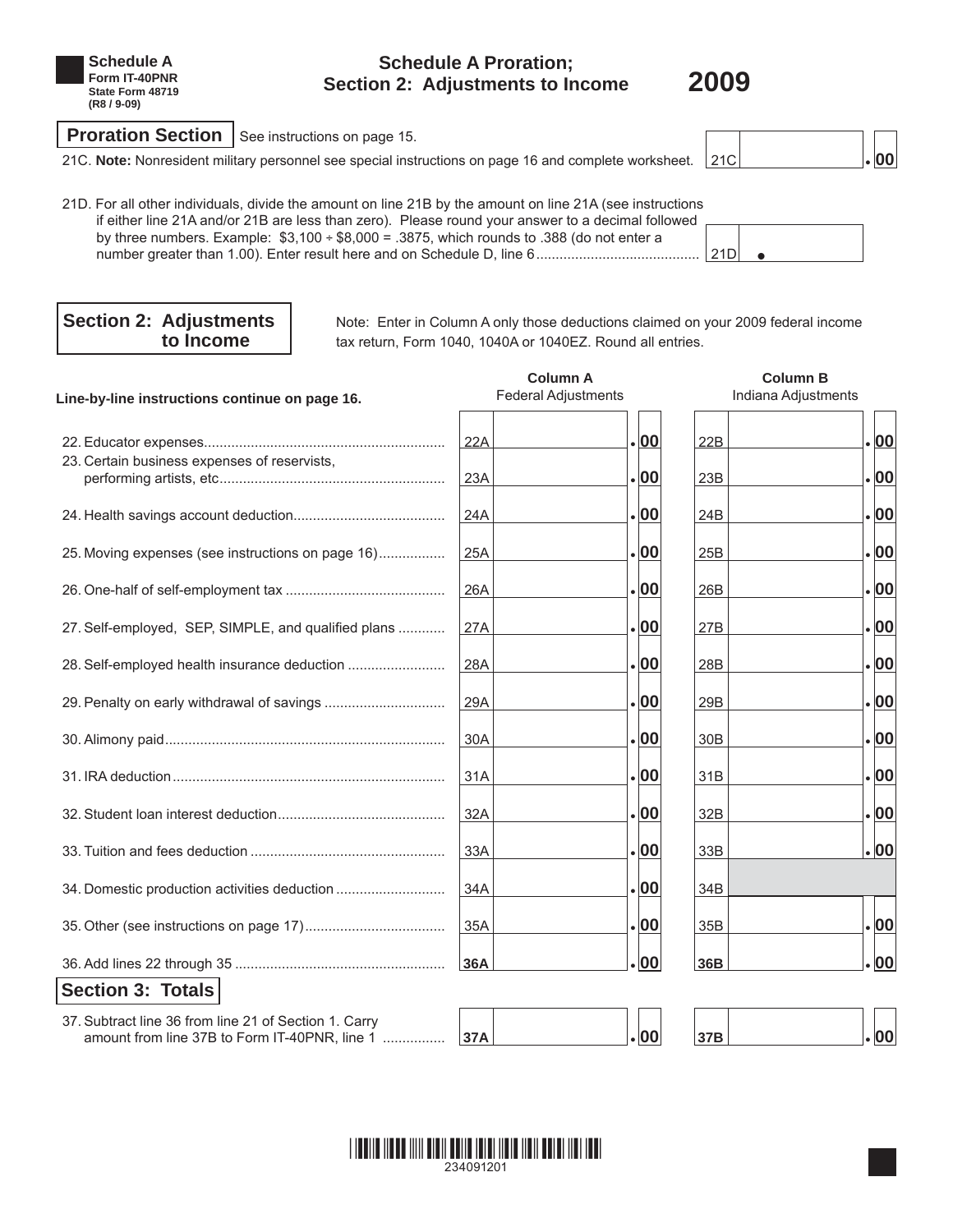**Schedule A**
**Form IT-40PNR**
**State Form 48719**
**(R8 / 9-09)**

# Schedule A Proration; Section 2: Adjustments to Income

# 2009

## Proration Section

See instructions on page 15.

21C. **Note:** Nonresident military personnel see special instructions on page 16 and complete worksheet. | 21C | .00

21D. For all other individuals, divide the amount on line 21B by the amount on line 21A (see instructions if either line 21A and/or 21B are less than zero). Please round your answer to a decimal followed by three numbers. Example: $3,100 ÷ $8,000 = .3875, which rounds to .388 (do not enter a number greater than 1.00). Enter result here and on Schedule D, line 6 ......................................... | 21D | .

## Section 2: Adjustments to Income

Note: Enter in Column A only those deductions claimed on your 2009 federal income tax return, Form 1040, 1040A or 1040EZ. Round all entries.

**Line-by-line instructions continue on page 16.**

| | Column A Federal Adjustments | Column B Indiana Adjustments |
|---|---|---|
| 22. Educator expenses | 22A .00 | 22B .00 |
| 23. Certain business expenses of reservists, performing artists, etc | 23A .00 | 23B .00 |
| 24. Health savings account deduction | 24A .00 | 24B .00 |
| 25. Moving expenses (see instructions on page 16) | 25A .00 | 25B .00 |
| 26. One-half of self-employment tax | 26A .00 | 26B .00 |
| 27. Self-employed, SEP, SIMPLE, and qualified plans | 27A .00 | 27B .00 |
| 28. Self-employed health insurance deduction | 28A .00 | 28B .00 |
| 29. Penalty on early withdrawal of savings | 29A .00 | 29B .00 |
| 30. Alimony paid | 30A .00 | 30B .00 |
| 31. IRA deduction | 31A .00 | 31B .00 |
| 32. Student loan interest deduction | 32A .00 | 32B .00 |
| 33. Tuition and fees deduction | 33A .00 | 33B .00 |
| 34. Domestic production activities deduction | 34A .00 | 34B |
| 35. Other (see instructions on page 17) | 35A .00 | 35B .00 |
| 36. Add lines 22 through 35 | **36A** .00 | **36B** .00 |

## Section 3: Totals

| | Column A | Column B |
|---|---|---|
| 37. Subtract line 36 from line 21 of Section 1. Carry amount from line 37B to Form IT-40PNR, line 1 | **37A** .00 | **37B** .00 |

234091201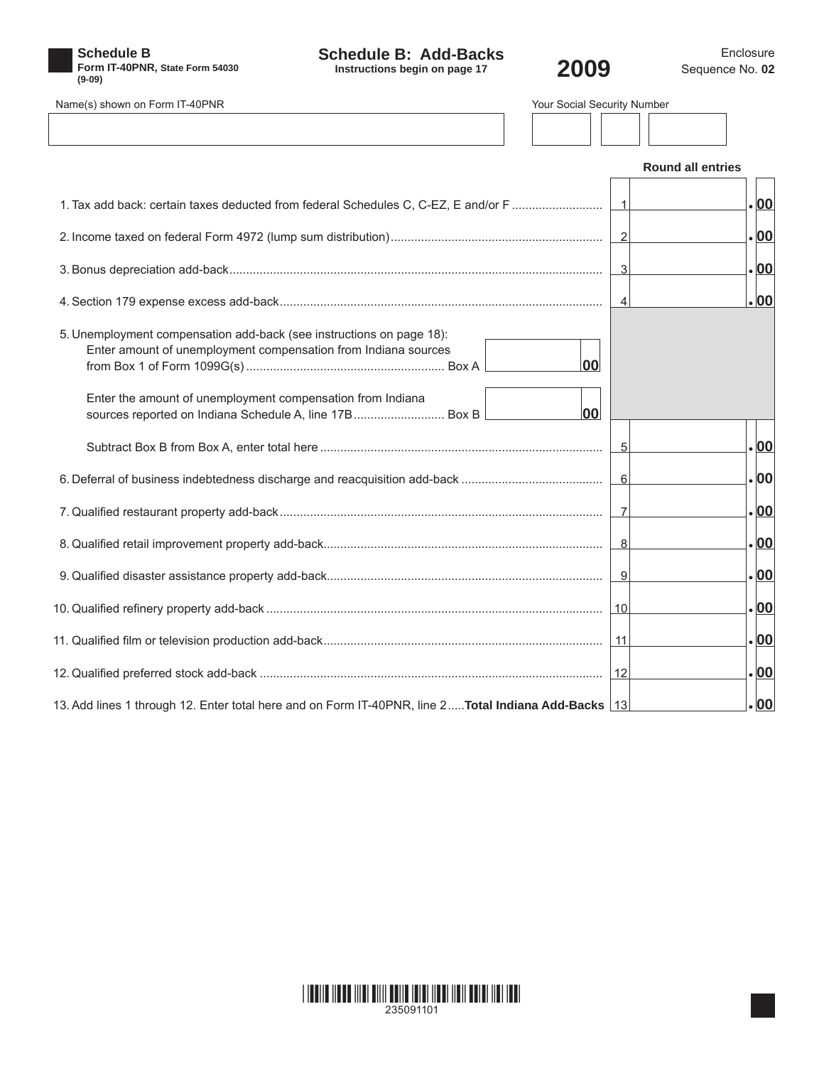**Schedule B**
**Form IT-40PNR,** State Form 54030
**(9-09)**

# Schedule B: Add-Backs

**Instructions begin on page 17**

# 2009

Enclosure Sequence No. **02**

Name(s) shown on Form IT-40PNR

Your Social Security Number

**Round all entries**

| | Line | Amount |
|---|---|---|
| 1. Tax add back: certain taxes deducted from federal Schedules C, C-EZ, E and/or F | 1 | .00 |
| 2. Income taxed on federal Form 4972 (lump sum distribution) | 2 | .00 |
| 3. Bonus depreciation add-back | 3 | .00 |
| 4. Section 179 expense excess add-back | 4 | .00 |
| 5. Unemployment compensation add-back (see instructions on page 18): Enter amount of unemployment compensation from Indiana sources from Box 1 of Form 1099G(s) ........ Box A ______ 00 | | |
| Enter the amount of unemployment compensation from Indiana sources reported on Indiana Schedule A, line 17B ........ Box B ______ 00 | | |
| Subtract Box B from Box A, enter total here | 5 | .00 |
| 6. Deferral of business indebtedness discharge and reacquisition add-back | 6 | .00 |
| 7. Qualified restaurant property add-back | 7 | .00 |
| 8. Qualified retail improvement property add-back | 8 | .00 |
| 9. Qualified disaster assistance property add-back | 9 | .00 |
| 10. Qualified refinery property add-back | 10 | .00 |
| 11. Qualified film or television production add-back | 11 | .00 |
| 12. Qualified preferred stock add-back | 12 | .00 |
| 13. Add lines 1 through 12. Enter total here and on Form IT-40PNR, line 2 ..... **Total Indiana Add-Backs** | 13 | .00 |

235091101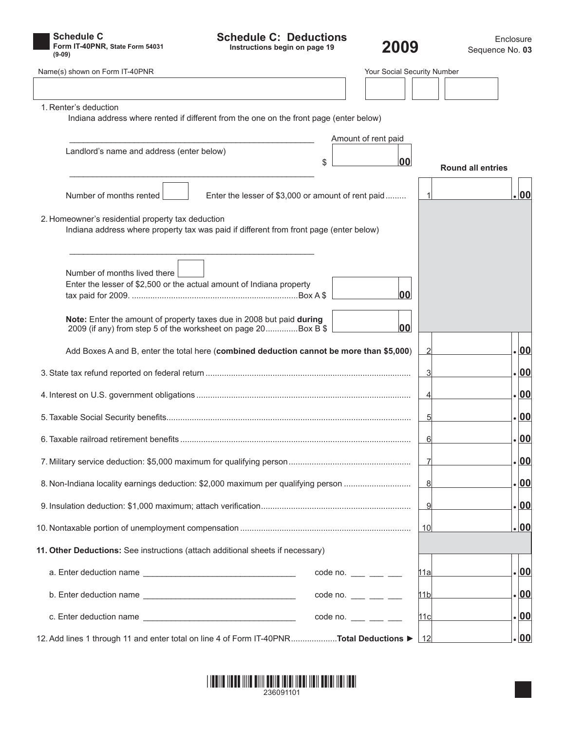**Schedule C**
**Form IT-40PNR,** State Form 54031
(9-09)

# Schedule C: Deductions

**Instructions begin on page 19**

# 2009

Enclosure
Sequence No. **03**

Name(s) shown on Form IT-40PNR ______________________

Your Social Security Number ______________________

**Round all entries**

1. Renter's deduction
   Indiana address where rented if different from the one on the front page (enter below)

   ______________________________________________________

   Landlord's name and address (enter below)

   ______________________________________________________

   Amount of rent paid $ ________ 00

   Number of months rented ____ Enter the lesser of $3,000 or amount of rent paid......... **1** ________ .00

2. Homeowner's residential property tax deduction
   Indiana address where property tax was paid if different from front page (enter below)

   ______________________________________________________

   Number of months lived there ____

   Enter the lesser of $2,500 or the actual amount of Indiana property tax paid for 2009. ........................................................................Box A $ ________ 00

   **Note:** Enter the amount of property taxes due in 2008 but paid **during** 2009 (if any) from step 5 of the worksheet on page 20..............Box B $ ________ 00

   Add Boxes A and B, enter the total here (**combined deduction cannot be more than $5,000**) **2** ________ .00

3. State tax refund reported on federal return ........................................................................................ **3** ________ .00

4. Interest on U.S. government obligations ............................................................................................ **4** ________ .00

5. Taxable Social Security benefits......................................................................................................... **5** ________ .00

6. Taxable railroad retirement benefits ................................................................................................... **6** ________ .00

7. Military service deduction: $5,000 maximum for qualifying person..................................................... **7** ________ .00

8. Non-Indiana locality earnings deduction: $2,000 maximum per qualifying person ............................. **8** ________ .00

9. Insulation deduction: $1,000 maximum; attach verification................................................................. **9** ________ .00

10. Nontaxable portion of unemployment compensation .......................................................................... **10** ________ .00

11. **Other Deductions:** See instructions (attach additional sheets if necessary)

    a. Enter deduction name ______________________________ code no. ___ ___ ___ **11a** ________ .00

    b. Enter deduction name ______________________________ code no. ___ ___ ___ **11b** ________ .00

    c. Enter deduction name ______________________________ code no. ___ ___ ___ **11c** ________ .00

12. Add lines 1 through 11 and enter total on line 4 of Form IT-40PNR...................**Total Deductions ►** **12** ________ .00

236091101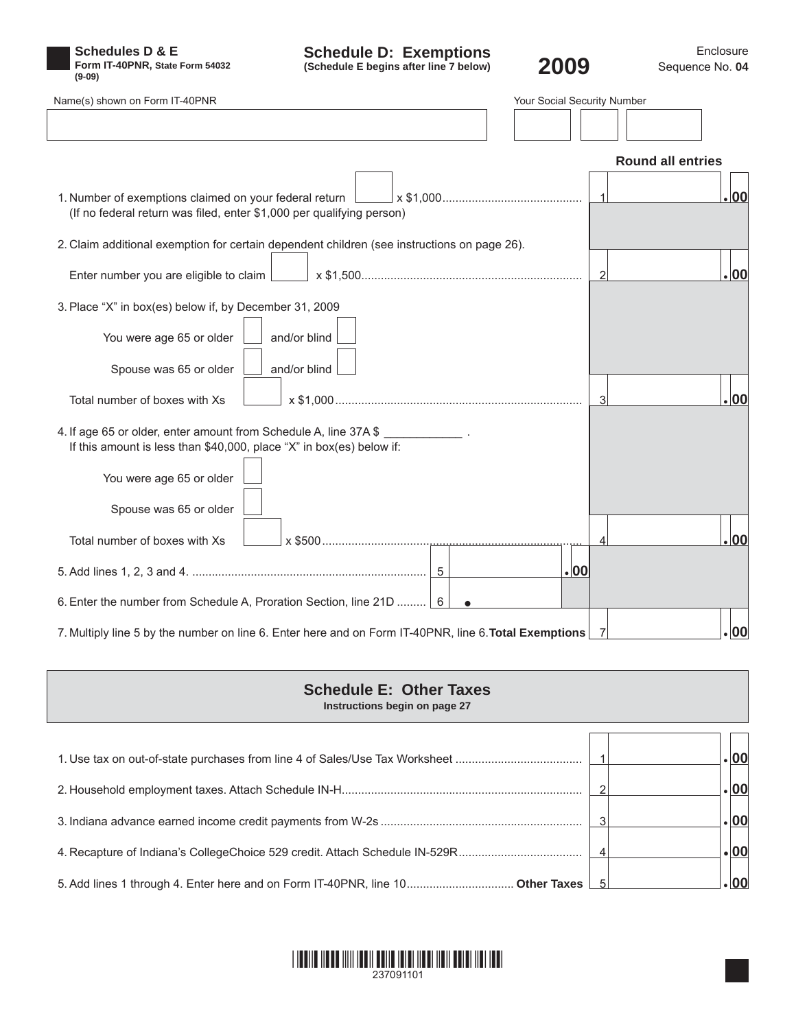**Schedules D & E**
**Form IT-40PNR,** State Form 54032
**(9-09)**

## Schedule D: Exemptions

**(Schedule E begins after line 7 below)**

# 2009

Enclosure
Sequence No. **04**

Name(s) shown on Form IT-40PNR

Your Social Security Number

**Round all entries**

1. Number of exemptions claimed on your federal return [ ] x $1,000 .......... 1 .00
   (If no federal return was filed, enter $1,000 per qualifying person)

2. Claim additional exemption for certain dependent children (see instructions on page 26).

   Enter number you are eligible to claim [ ] x $1,500 .......... 2 .00

3. Place “X” in box(es) below if, by December 31, 2009

   You were age 65 or older [ ] and/or blind [ ]

   Spouse was 65 or older [ ] and/or blind [ ]

   Total number of boxes with Xs [ ] x $1,000 .......... 3 .00

4. If age 65 or older, enter amount from Schedule A, line 37A $ ____________ .
   If this amount is less than $40,000, place “X” in box(es) below if:

   You were age 65 or older [ ]

   Spouse was 65 or older [ ]

   Total number of boxes with Xs [ ] x $500 .......... 4 .00

5. Add lines 1, 2, 3 and 4. .......... 5 .00

6. Enter the number from Schedule A, Proration Section, line 21D .......... 6 •

7. Multiply line 5 by the number on line 6. Enter here and on Form IT-40PNR, line 6. **Total Exemptions** 7 .00

## Schedule E: Other Taxes

**Instructions begin on page 27**

1. Use tax on out-of-state purchases from line 4 of Sales/Use Tax Worksheet .......... 1 .00

2. Household employment taxes. Attach Schedule IN-H .......... 2 .00

3. Indiana advance earned income credit payments from W-2s .......... 3 .00

4. Recapture of Indiana’s CollegeChoice 529 credit. Attach Schedule IN-529R .......... 4 .00

5. Add lines 1 through 4. Enter here and on Form IT-40PNR, line 10 .......... **Other Taxes** 5 .00

237091101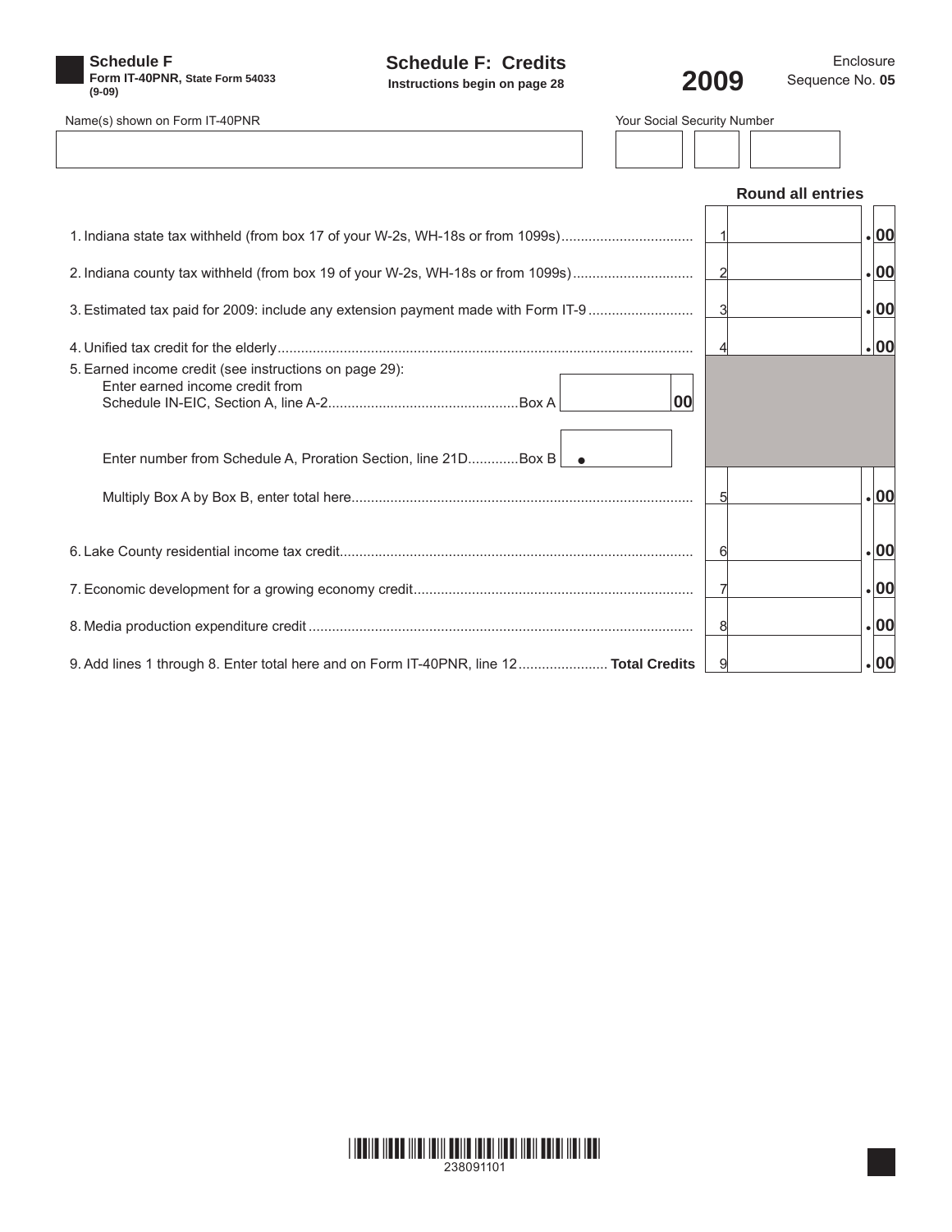**Schedule F**
**Form IT-40PNR,** State Form 54033
(9-09)

# Schedule F: Credits

**Instructions begin on page 28**

**2009**

Enclosure
Sequence No. **05**

Name(s) shown on Form IT-40PNR

Your Social Security Number

**Round all entries**

| | | |
|---|---|---|
| 1. Indiana state tax withheld (from box 17 of your W-2s, WH-18s or from 1099s) | 1 | .00 |
| 2. Indiana county tax withheld (from box 19 of your W-2s, WH-18s or from 1099s) | 2 | .00 |
| 3. Estimated tax paid for 2009: include any extension payment made with Form IT-9 | 3 | .00 |
| 4. Unified tax credit for the elderly | 4 | .00 |
| 5. Earned income credit (see instructions on page 29): Enter earned income credit from Schedule IN-EIC, Section A, line A-2 ....Box A ______ 00 | | |
| Enter number from Schedule A, Proration Section, line 21D ....Box B ______ • | | |
| Multiply Box A by Box B, enter total here | 5 | .00 |
| 6. Lake County residential income tax credit | 6 | .00 |
| 7. Economic development for a growing economy credit | 7 | .00 |
| 8. Media production expenditure credit | 8 | .00 |
| 9. Add lines 1 through 8. Enter total here and on Form IT-40PNR, line 12 ....**Total Credits** | 9 | .00 |

238091101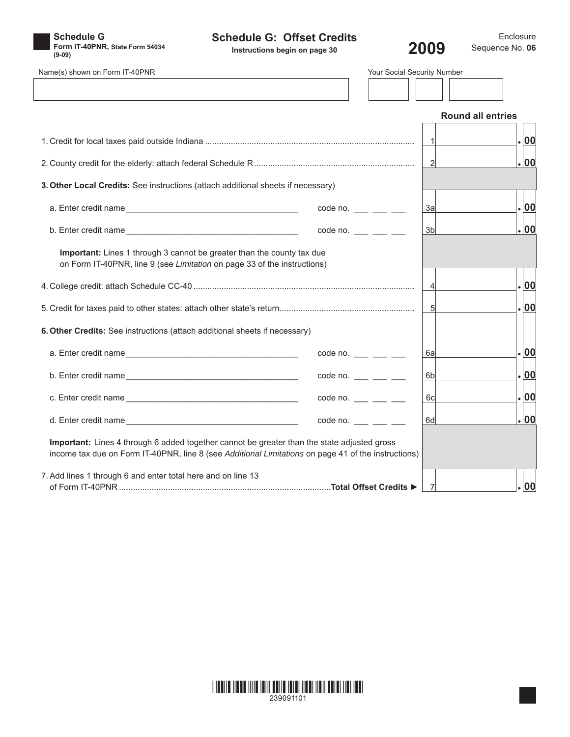**Schedule G**
**Form IT-40PNR,** State Form 54034
(9-09)

# Schedule G: Offset Credits

**Instructions begin on page 30**

**2009**

Enclosure
Sequence No. **06**

Name(s) shown on Form IT-40PNR ______________________ Your Social Security Number ______________________

**Round all entries**

| | Line | Amount |
|---|---|---|
| 1. Credit for local taxes paid outside Indiana | 1 | .00 |
| 2. County credit for the elderly: attach federal Schedule R | 2 | .00 |
| **3. Other Local Credits:** See instructions (attach additional sheets if necessary) | | |
| a. Enter credit name ______________________ code no. ___ ___ ___ | 3a | .00 |
| b. Enter credit name ______________________ code no. ___ ___ ___ | 3b | .00 |
| **Important:** Lines 1 through 3 cannot be greater than the county tax due on Form IT-40PNR, line 9 (see *Limitation* on page 33 of the instructions) | | |
| 4. College credit: attach Schedule CC-40 | 4 | .00 |
| 5. Credit for taxes paid to other states: attach other state's return | 5 | .00 |
| **6. Other Credits:** See instructions (attach additional sheets if necessary) | | |
| a. Enter credit name ______________________ code no. ___ ___ ___ | 6a | .00 |
| b. Enter credit name ______________________ code no. ___ ___ ___ | 6b | .00 |
| c. Enter credit name ______________________ code no. ___ ___ ___ | 6c | .00 |
| d. Enter credit name ______________________ code no. ___ ___ ___ | 6d | .00 |
| **Important:** Lines 4 through 6 added together cannot be greater than the state adjusted gross income tax due on Form IT-40PNR, line 8 (see *Additional Limitations* on page 41 of the instructions) | | |
| 7. Add lines 1 through 6 and enter total here and on line 13 of Form IT-40PNR **Total Offset Credits ►** | 7 | .00 |

239091101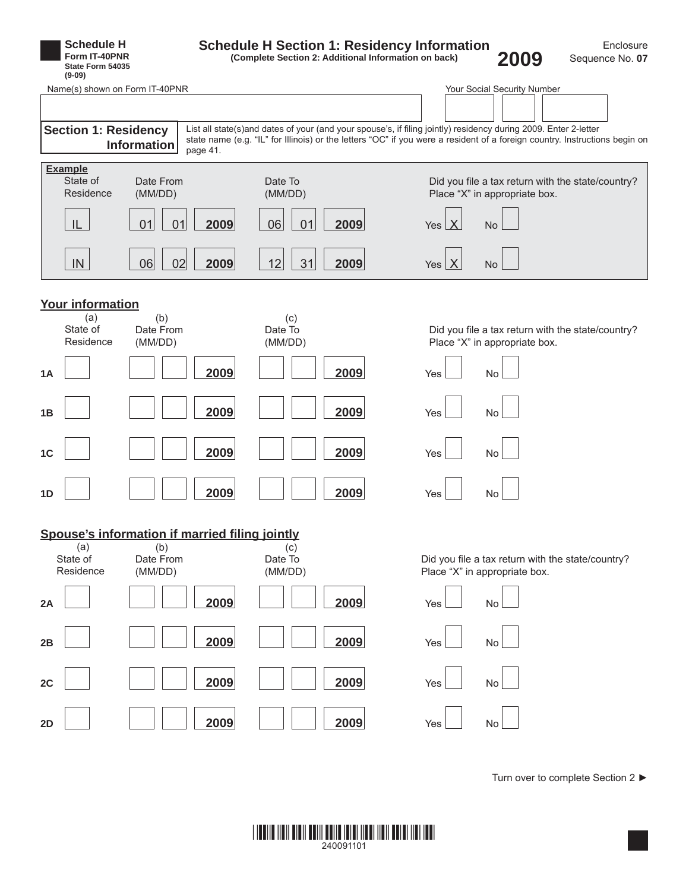**Schedule H**
**Form IT-40PNR**
**State Form 54035**
**(9-09)**

# Schedule H Section 1: Residency Information

**(Complete Section 2: Additional Information on back)**

**2009**

Enclosure Sequence No. **07**

Name(s) shown on Form IT-40PNR

Your Social Security Number

## Section 1: Residency Information

List all state(s)and dates of your (and your spouse's, if filing jointly) residency during 2009. Enter 2-letter state name (e.g. "IL" for Illinois) or the letters "OC" if you were a resident of a foreign country. Instructions begin on page 41.

**Example**

| State of Residence | Date From (MM/DD) | | | Date To (MM/DD) | | | Did you file a tax return with the state/country? Place "X" in appropriate box. |
|---|---|---|---|---|---|---|---|
| IL | 01 | 01 | **2009** | 06 | 01 | **2009** | Yes X No |
| IN | 06 | 02 | **2009** | 12 | 31 | **2009** | Yes X No |

### Your information

| | (a) State of Residence | (b) Date From (MM/DD) | | | (c) Date To (MM/DD) | | | Did you file a tax return with the state/country? Place "X" in appropriate box. |
|---|---|---|---|---|---|---|---|---|
| **1A** | | | | **2009** | | | **2009** | Yes ☐ No ☐ |
| **1B** | | | | **2009** | | | **2009** | Yes ☐ No ☐ |
| **1C** | | | | **2009** | | | **2009** | Yes ☐ No ☐ |
| **1D** | | | | **2009** | | | **2009** | Yes ☐ No ☐ |

### Spouse's information if married filing jointly

| | (a) State of Residence | (b) Date From (MM/DD) | | | (c) Date To (MM/DD) | | | Did you file a tax return with the state/country? Place "X" in appropriate box. |
|---|---|---|---|---|---|---|---|---|
| **2A** | | | | **2009** | | | **2009** | Yes ☐ No ☐ |
| **2B** | | | | **2009** | | | **2009** | Yes ☐ No ☐ |
| **2C** | | | | **2009** | | | **2009** | Yes ☐ No ☐ |
| **2D** | | | | **2009** | | | **2009** | Yes ☐ No ☐ |

Turn over to complete Section 2 ►

240091101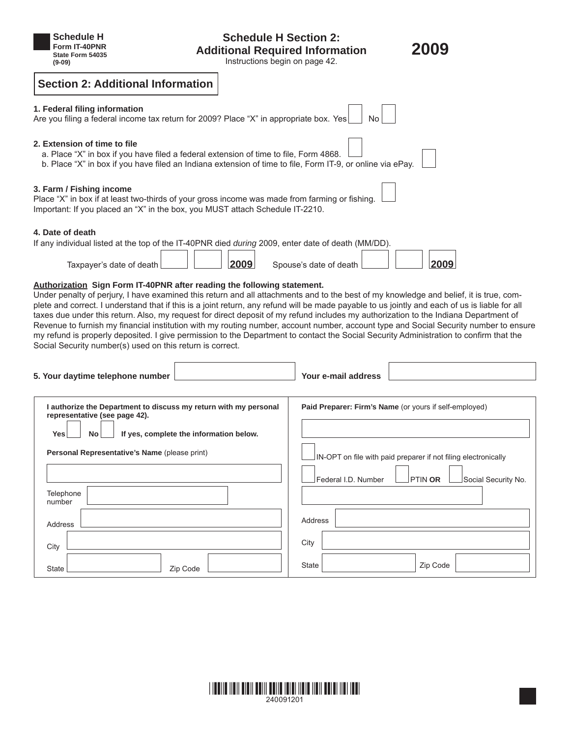**Schedule H**
**Form IT-40PNR**
**State Form 54035**
**(9-09)**

# Schedule H Section 2: Additional Required Information

Instructions begin on page 42.

**2009**

## Section 2: Additional Information

**1. Federal filing information**
Are you filing a federal income tax return for 2009? Place "X" in appropriate box. Yes ☐ No ☐

**2. Extension of time to file**
a. Place "X" in box if you have filed a federal extension of time to file, Form 4868. ☐
b. Place "X" in box if you have filed an Indiana extension of time to file, Form IT-9, or online via ePay. ☐

**3. Farm / Fishing income**
Place "X" in box if at least two-thirds of your gross income was made from farming or fishing. ☐
Important: If you placed an "X" in the box, you MUST attach Schedule IT-2210.

**4. Date of death**
If any individual listed at the top of the IT-40PNR died *during* 2009, enter date of death (MM/DD).

Taxpayer's date of death ☐ ☐ 2009 Spouse's date of death ☐ ☐ 2009

**Authorization** **Sign Form IT-40PNR after reading the following statement.**
Under penalty of perjury, I have examined this return and all attachments and to the best of my knowledge and belief, it is true, complete and correct. I understand that if this is a joint return, any refund will be made payable to us jointly and each of us is liable for all taxes due under this return. Also, my request for direct deposit of my refund includes my authorization to the Indiana Department of Revenue to furnish my financial institution with my routing number, account number, account type and Social Security number to ensure my refund is properly deposited. I give permission to the Department to contact the Social Security Administration to confirm that the Social Security number(s) used on this return is correct.

**5. Your daytime telephone number** ____________ **Your e-mail address** ____________

**I authorize the Department to discuss my return with my personal representative (see page 42).**

**Yes** ☐ **No** ☐ **If yes, complete the information below.**

**Personal Representative's Name** (please print) ____________

Telephone number ____________

Address ____________

City ____________

State ____________ Zip Code ____________

**Paid Preparer: Firm's Name** (or yours if self-employed) ____________

☐ IN-OPT on file with paid preparer if not filing electronically

☐ Federal I.D. Number ☐ PTIN **OR** ☐ Social Security No.

____________

Address ____________

City ____________

State ____________ Zip Code ____________

240091201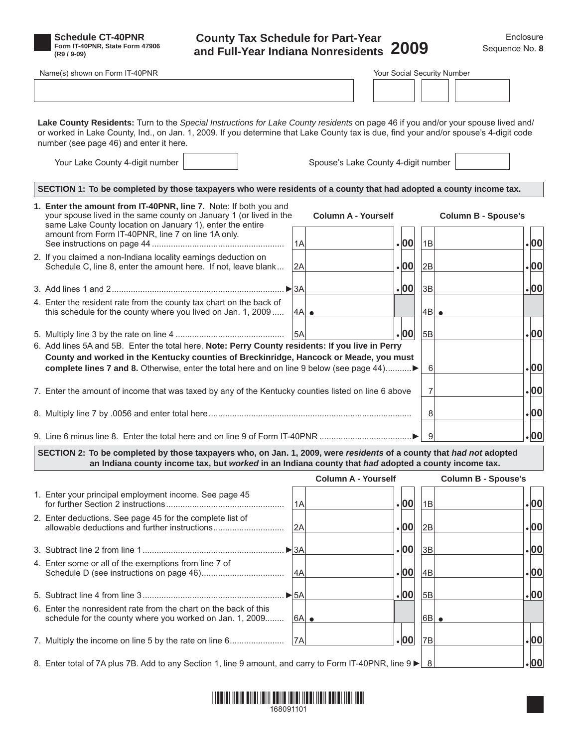**Schedule CT-40PNR**
**Form IT-40PNR, State Form 47906**
**(R9 / 9-09)**

# County Tax Schedule for Part-Year and Full-Year Indiana Nonresidents 2009

Enclosure Sequence No. **8**

Name(s) shown on Form IT-40PNR

Your Social Security Number

**Lake County Residents:** Turn to the *Special Instructions for Lake County residents* on page 46 if you and/or your spouse lived and/or worked in Lake County, Ind., on Jan. 1, 2009. If you determine that Lake County tax is due, find your and/or spouse's 4-digit code number (see page 46) and enter it here.

Your Lake County 4-digit number ______ Spouse's Lake County 4-digit number ______

**SECTION 1: To be completed by those taxpayers who were residents of a county that had adopted a county income tax.**

| | | Column A - Yourself | | Column B - Spouse's |
|---|---|---|---|---|
| **1. Enter the amount from IT-40PNR, line 7.** Note: If both you and your spouse lived in the same county on January 1 (or lived in the same Lake County location on January 1), enter the entire amount from Form IT-40PNR, line 7 on line 1A only. See instructions on page 44 | 1A | .00 | 1B | .00 |
| 2. If you claimed a non-Indiana locality earnings deduction on Schedule C, line 8, enter the amount here. If not, leave blank | 2A | .00 | 2B | .00 |
| 3. Add lines 1 and 2 ► | 3A | .00 | 3B | .00 |
| 4. Enter the resident rate from the county tax chart on the back of this schedule for the county where you lived on Jan. 1, 2009 | 4A | • | 4B | • |
| 5. Multiply line 3 by the rate on line 4 | 5A | .00 | 5B | .00 |

6. Add lines 5A and 5B. Enter the total here. **Note: Perry County residents: If you live in Perry County and worked in the Kentucky counties of Breckinridge, Hancock or Meade, you must complete lines 7 and 8.** Otherwise, enter the total here and on line 9 below (see page 44) ► 6 ______ .00

7. Enter the amount of income that was taxed by any of the Kentucky counties listed on line 6 above 7 ______ .00

8. Multiply line 7 by .0056 and enter total here 8 ______ .00

9. Line 6 minus line 8. Enter the total here and on line 9 of Form IT-40PNR ► 9 ______ .00

**SECTION 2: To be completed by those taxpayers who, on Jan. 1, 2009, were *residents* of a county that *had not* adopted an Indiana county income tax, but *worked* in an Indiana county that *had* adopted a county income tax.**

| | | Column A - Yourself | | Column B - Spouse's |
|---|---|---|---|---|
| 1. Enter your principal employment income. See page 45 for further Section 2 instructions | 1A | .00 | 1B | .00 |
| 2. Enter deductions. See page 45 for the complete list of allowable deductions and further instructions | 2A | .00 | 2B | .00 |
| 3. Subtract line 2 from line 1 ► | 3A | .00 | 3B | .00 |
| 4. Enter some or all of the exemptions from line 7 of Schedule D (see instructions on page 46) | 4A | .00 | 4B | .00 |
| 5. Subtract line 4 from line 3 ► | 5A | .00 | 5B | .00 |
| 6. Enter the nonresident rate from the chart on the back of this schedule for the county where you worked on Jan. 1, 2009 | 6A | • | 6B | • |
| 7. Multiply the income on line 5 by the rate on line 6 | 7A | .00 | 7B | .00 |

8. Enter total of 7A plus 7B. Add to any Section 1, line 9 amount, and carry to Form IT-40PNR, line 9 ► 8 ______ .00

168091101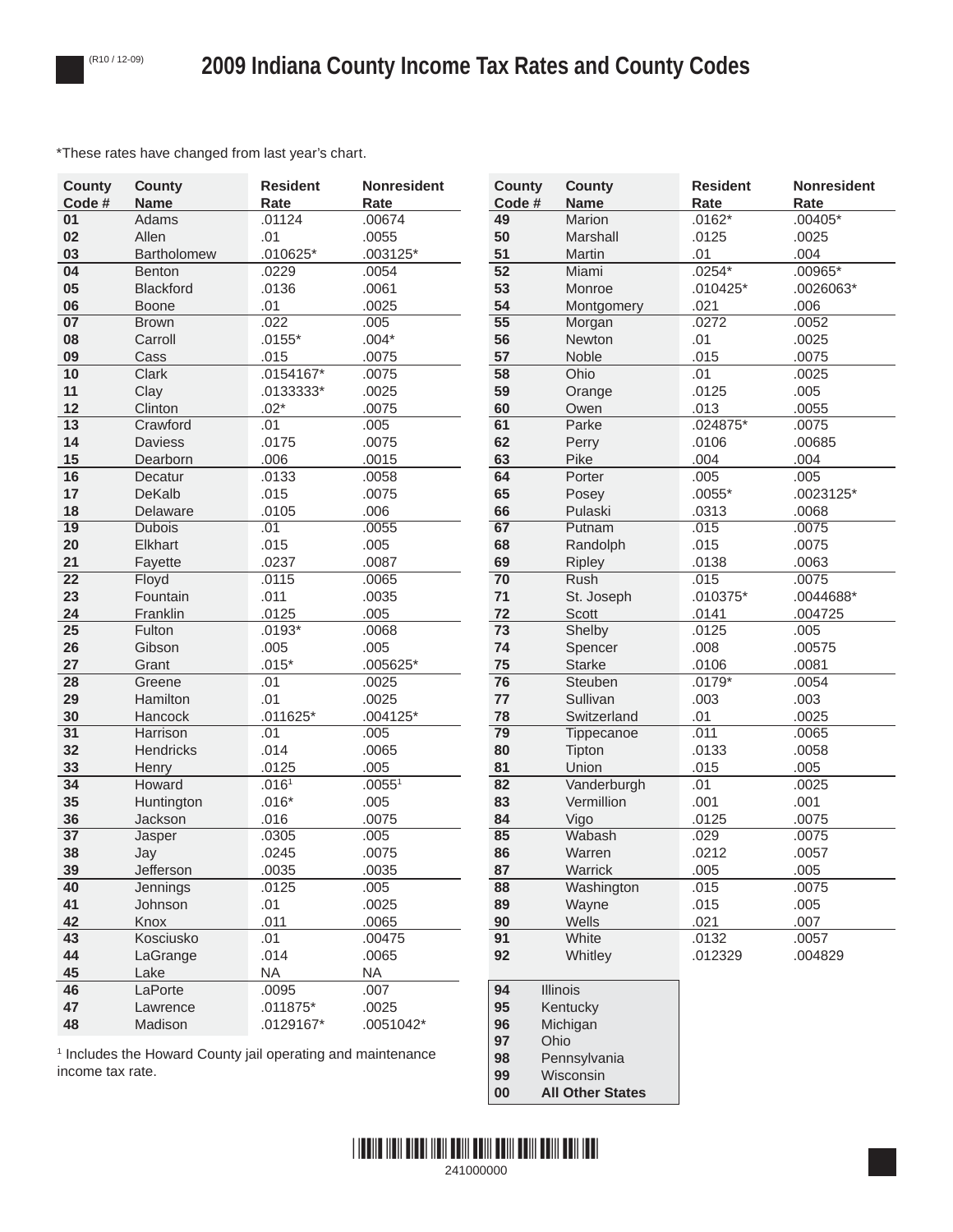(R10 / 12-09)

# 2009 Indiana County Income Tax Rates and County Codes

*These rates have changed from last year's chart.

| County Code # | County Name | Resident Rate | Nonresident Rate |
|---|---|---|---|
| 01 | Adams | .01124 | .00674 |
| 02 | Allen | .01 | .0055 |
| 03 | Bartholomew | .010625* | .003125* |
| 04 | Benton | .0229 | .0054 |
| 05 | Blackford | .0136 | .0061 |
| 06 | Boone | .01 | .0025 |
| 07 | Brown | .022 | .005 |
| 08 | Carroll | .0155* | .004* |
| 09 | Cass | .015 | .0075 |
| 10 | Clark | .0154167* | .0075 |
| 11 | Clay | .0133333* | .0025 |
| 12 | Clinton | .02* | .0075 |
| 13 | Crawford | .01 | .005 |
| 14 | Daviess | .0175 | .0075 |
| 15 | Dearborn | .006 | .0015 |
| 16 | Decatur | .0133 | .0058 |
| 17 | DeKalb | .015 | .0075 |
| 18 | Delaware | .0105 | .006 |
| 19 | Dubois | .01 | .0055 |
| 20 | Elkhart | .015 | .005 |
| 21 | Fayette | .0237 | .0087 |
| 22 | Floyd | .0115 | .0065 |
| 23 | Fountain | .011 | .0035 |
| 24 | Franklin | .0125 | .005 |
| 25 | Fulton | .0193* | .0068 |
| 26 | Gibson | .005 | .005 |
| 27 | Grant | .015* | .005625* |
| 28 | Greene | .01 | .0025 |
| 29 | Hamilton | .01 | .0025 |
| 30 | Hancock | .011625* | .004125* |
| 31 | Harrison | .01 | .005 |
| 32 | Hendricks | .014 | .0065 |
| 33 | Henry | .0125 | .005 |
| 34 | Howard | .016[1] | .0055[1] |
| 35 | Huntington | .016* | .005 |
| 36 | Jackson | .016 | .0075 |
| 37 | Jasper | .0305 | .005 |
| 38 | Jay | .0245 | .0075 |
| 39 | Jefferson | .0035 | .0035 |
| 40 | Jennings | .0125 | .005 |
| 41 | Johnson | .01 | .0025 |
| 42 | Knox | .011 | .0065 |
| 43 | Kosciusko | .01 | .00475 |
| 44 | LaGrange | .014 | .0065 |
| 45 | Lake | NA | NA |
| 46 | LaPorte | .0095 | .007 |
| 47 | Lawrence | .011875* | .0025 |
| 48 | Madison | .0129167* | .0051042* |
| 49 | Marion | .0162* | .00405* |
| 50 | Marshall | .0125 | .0025 |
| 51 | Martin | .01 | .004 |
| 52 | Miami | .0254* | .00965* |
| 53 | Monroe | .010425* | .0026063* |
| 54 | Montgomery | .021 | .006 |
| 55 | Morgan | .0272 | .0052 |
| 56 | Newton | .01 | .0025 |
| 57 | Noble | .015 | .0075 |
| 58 | Ohio | .01 | .0025 |
| 59 | Orange | .0125 | .005 |
| 60 | Owen | .013 | .0055 |
| 61 | Parke | .024875* | .0075 |
| 62 | Perry | .0106 | .00685 |
| 63 | Pike | .004 | .004 |
| 64 | Porter | .005 | .005 |
| 65 | Posey | .0055* | .0023125* |
| 66 | Pulaski | .0313 | .0068 |
| 67 | Putnam | .015 | .0075 |
| 68 | Randolph | .015 | .0075 |
| 69 | Ripley | .0138 | .0063 |
| 70 | Rush | .015 | .0075 |
| 71 | St. Joseph | .010375* | .0044688* |
| 72 | Scott | .0141 | .004725 |
| 73 | Shelby | .0125 | .005 |
| 74 | Spencer | .008 | .00575 |
| 75 | Starke | .0106 | .0081 |
| 76 | Steuben | .0179* | .0054 |
| 77 | Sullivan | .003 | .003 |
| 78 | Switzerland | .01 | .0025 |
| 79 | Tippecanoe | .011 | .0065 |
| 80 | Tipton | .0133 | .0058 |
| 81 | Union | .015 | .005 |
| 82 | Vanderburgh | .01 | .0025 |
| 83 | Vermillion | .001 | .001 |
| 84 | Vigo | .0125 | .0075 |
| 85 | Wabash | .029 | .0075 |
| 86 | Warren | .0212 | .0057 |
| 87 | Warrick | .005 | .005 |
| 88 | Washington | .015 | .0075 |
| 89 | Wayne | .015 | .005 |
| 90 | Wells | .021 | .007 |
| 91 | White | .0132 | .0057 |
| 92 | Whitley | .012329 | .004829 |

[1] Includes the Howard County jail operating and maintenance income tax rate.

| Code | State |
|---|---|
| 94 | Illinois |
| 95 | Kentucky |
| 96 | Michigan |
| 97 | Ohio |
| 98 | Pennsylvania |
| 99 | Wisconsin |
| 00 | **All Other States** |

241000000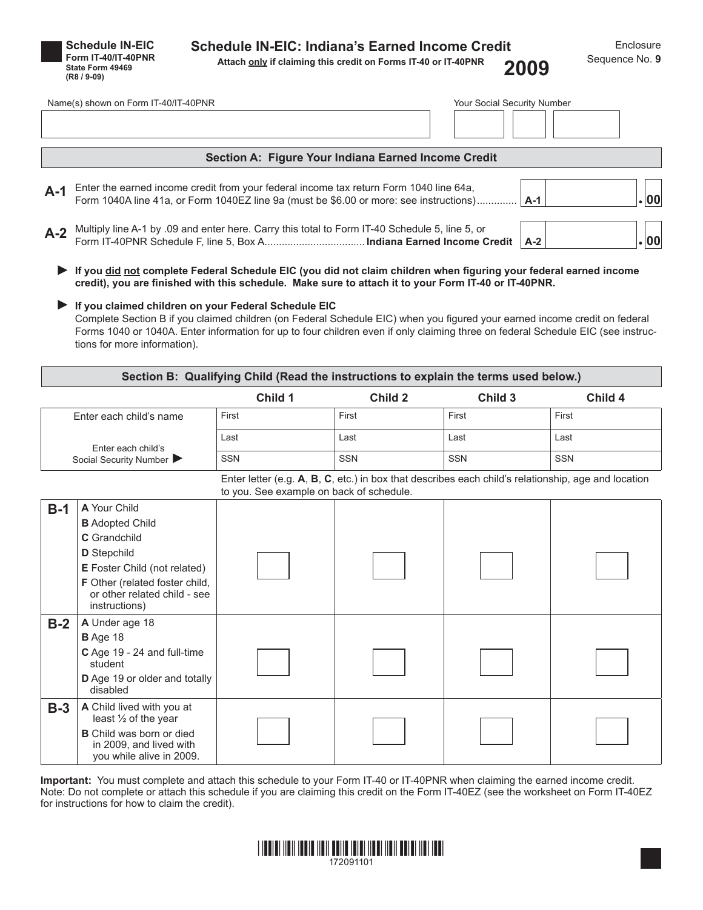**Schedule IN-EIC**
**Form IT-40/IT-40PNR**
**State Form 49469**
**(R8 / 9-09)**

# Schedule IN-EIC: Indiana's Earned Income Credit

**Attach only if claiming this credit on Forms IT-40 or IT-40PNR**

**2009**

Enclosure Sequence No. **9**

Name(s) shown on Form IT-40/IT-40PNR

Your Social Security Number

## Section A: Figure Your Indiana Earned Income Credit

**A-1** Enter the earned income credit from your federal income tax return Form 1040 line 64a, Form 1040A line 41a, or Form 1040EZ line 9a (must be $6.00 or more: see instructions)............. **A-1** ________ .00

**A-2** Multiply line A-1 by .09 and enter here. Carry this total to Form IT-40 Schedule 5, line 5, or Form IT-40PNR Schedule F, line 5, Box A.................................. **Indiana Earned Income Credit** **A-2** ________ .00

► **If you did not complete Federal Schedule EIC (you did not claim children when figuring your federal earned income credit), you are finished with this schedule. Make sure to attach it to your Form IT-40 or IT-40PNR.**

► **If you claimed children on your Federal Schedule EIC**
Complete Section B if you claimed children (on Federal Schedule EIC) when you figured your earned income credit on federal Forms 1040 or 1040A. Enter information for up to four children even if only claiming three on federal Schedule EIC (see instructions for more information).

## Section B: Qualifying Child (Read the instructions to explain the terms used below.)

| | Child 1 | Child 2 | Child 3 | Child 4 |
|---|---|---|---|---|
| Enter each child's name | First | First | First | First |
| | Last | Last | Last | Last |
| Enter each child's Social Security Number ► | SSN | SSN | SSN | SSN |

Enter letter (e.g. **A**, **B**, **C**, etc.) in box that describes each child's relationship, age and location to you. See example on back of schedule.

| | | Child 1 | Child 2 | Child 3 | Child 4 |
|---|---|---|---|---|---|
| **B-1** | **A** Your Child<br>**B** Adopted Child<br>**C** Grandchild<br>**D** Stepchild<br>**E** Foster Child (not related)<br>**F** Other (related foster child, or other related child - see instructions) | | | | |
| **B-2** | **A** Under age 18<br>**B** Age 18<br>**C** Age 19 - 24 and full-time student<br>**D** Age 19 or older and totally disabled | | | | |
| **B-3** | **A** Child lived with you at least ½ of the year<br>**B** Child was born or died in 2009, and lived with you while alive in 2009. | | | | |

**Important:** You must complete and attach this schedule to your Form IT-40 or IT-40PNR when claiming the earned income credit. Note: Do not complete or attach this schedule if you are claiming this credit on the Form IT-40EZ (see the worksheet on Form IT-40EZ for instructions for how to claim the credit).

172091101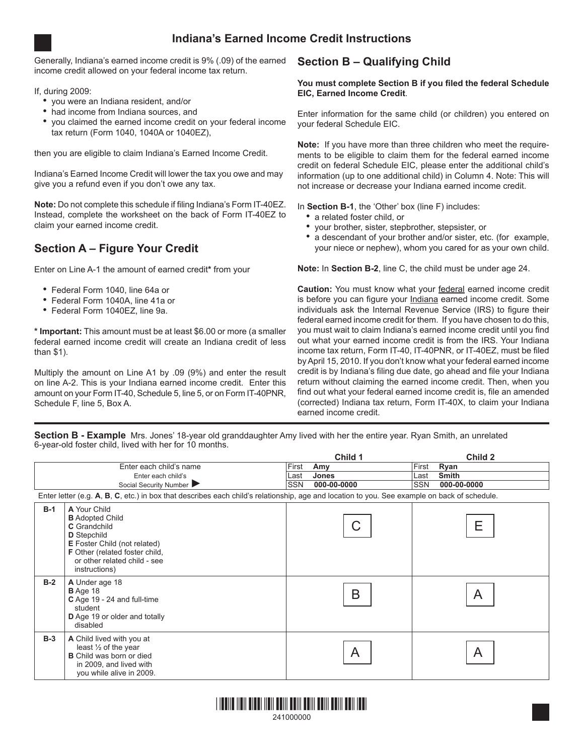# Indiana's Earned Income Credit Instructions

Generally, Indiana's earned income credit is 9% (.09) of the earned income credit allowed on your federal income tax return.

If, during 2009:

- you were an Indiana resident, and/or
- had income from Indiana sources, and
- you claimed the earned income credit on your federal income tax return (Form 1040, 1040A or 1040EZ),

then you are eligible to claim Indiana's Earned Income Credit.

Indiana's Earned Income Credit will lower the tax you owe and may give you a refund even if you don't owe any tax.

**Note:** Do not complete this schedule if filing Indiana's Form IT-40EZ. Instead, complete the worksheet on the back of Form IT-40EZ to claim your earned income credit.

## Section A – Figure Your Credit

Enter on Line A-1 the amount of earned credit* from your

- Federal Form 1040, line 64a or
- Federal Form 1040A, line 41a or
- Federal Form 1040EZ, line 9a.

**\* Important:** This amount must be at least $6.00 or more (a smaller federal earned income credit will create an Indiana credit of less than $1).

Multiply the amount on Line A1 by .09 (9%) and enter the result on line A-2. This is your Indiana earned income credit. Enter this amount on your Form IT-40, Schedule 5, line 5, or on Form IT-40PNR, Schedule F, line 5, Box A.

## Section B – Qualifying Child

**You must complete Section B if you filed the federal Schedule EIC, Earned Income Credit**.

Enter information for the same child (or children) you entered on your federal Schedule EIC.

**Note:** If you have more than three children who meet the requirements to be eligible to claim them for the federal earned income credit on federal Schedule EIC, please enter the additional child's information (up to one additional child) in Column 4. Note: This will not increase or decrease your Indiana earned income credit.

In **Section B-1**, the 'Other' box (line F) includes:

- a related foster child, or
- your brother, sister, stepbrother, stepsister, or
- a descendant of your brother and/or sister, etc. (for example, your niece or nephew), whom you cared for as your own child.

**Note:** In **Section B-2**, line C, the child must be under age 24.

**Caution:** You must know what your federal earned income credit is before you can figure your Indiana earned income credit. Some individuals ask the Internal Revenue Service (IRS) to figure their federal earned income credit for them. If you have chosen to do this, you must wait to claim Indiana's earned income credit until you find out what your earned income credit is from the IRS. Your Indiana income tax return, Form IT-40, IT-40PNR, or IT-40EZ, must be filed by April 15, 2010. If you don't know what your federal earned income credit is by Indiana's filing due date, go ahead and file your Indiana return without claiming the earned income credit. Then, when you find out what your federal earned income credit is, file an amended (corrected) Indiana tax return, Form IT-40X, to claim your Indiana earned income credit.

**Section B - Example** Mrs. Jones' 18-year old granddaughter Amy lived with her the entire year. Ryan Smith, an unrelated 6-year-old foster child, lived with her for 10 months.

| | | Child 1 | Child 2 |
|---|---|---|---|
| | Enter each child's name | First **Amy** | First **Ryan** |
| | Enter each child's | Last **Jones** | Last **Smith** |
| | Social Security Number ▶ | SSN **000-00-0000** | SSN **000-00-0000** |
| | Enter letter (e.g. **A**, **B**, **C**, etc.) in box that describes each child's relationship, age and location to you. See example on back of schedule. | | |
| **B-1** | **A** Your Child<br>**B** Adopted Child<br>**C** Grandchild<br>**D** Stepchild<br>**E** Foster Child (not related)<br>**F** Other (related foster child, or other related child - see instructions) | C | E |
| **B-2** | **A** Under age 18<br>**B** Age 18<br>**C** Age 19 - 24 and full-time student<br>**D** Age 19 or older and totally disabled | B | A |
| **B-3** | **A** Child lived with you at least ½ of the year<br>**B** Child was born or died in 2009, and lived with you while alive in 2009. | A | A |

241000000